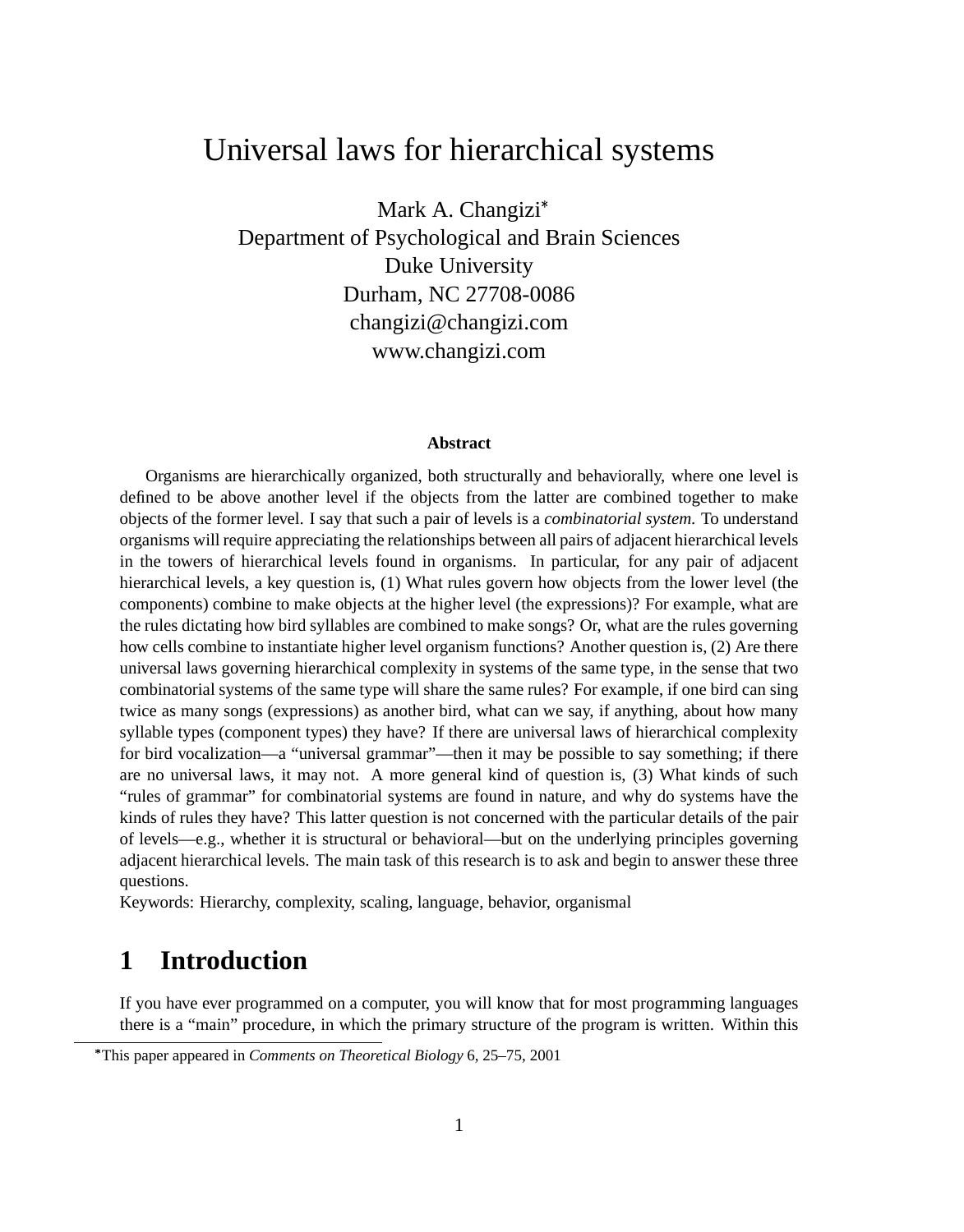# Universal laws for hierarchical systems

Mark A. Changizi*
Department of Psychological and Brain Sciences
Duke University
Durham, NC 27708-0086
changizi@changizi.com
www.changizi.com

**Abstract**

Organisms are hierarchically organized, both structurally and behaviorally, where one level is defined to be above another level if the objects from the latter are combined together to make objects of the former level. I say that such a pair of levels is a *combinatorial system*. To understand organisms will require appreciating the relationships between all pairs of adjacent hierarchical levels in the towers of hierarchical levels found in organisms. In particular, for any pair of adjacent hierarchical levels, a key question is, (1) What rules govern how objects from the lower level (the components) combine to make objects at the higher level (the expressions)? For example, what are the rules dictating how bird syllables are combined to make songs? Or, what are the rules governing how cells combine to instantiate higher level organism functions? Another question is, (2) Are there universal laws governing hierarchical complexity in systems of the same type, in the sense that two combinatorial systems of the same type will share the same rules? For example, if one bird can sing twice as many songs (expressions) as another bird, what can we say, if anything, about how many syllable types (component types) they have? If there are universal laws of hierarchical complexity for bird vocalization—a "universal grammar"—then it may be possible to say something; if there are no universal laws, it may not. A more general kind of question is, (3) What kinds of such "rules of grammar" for combinatorial systems are found in nature, and why do systems have the kinds of rules they have? This latter question is not concerned with the particular details of the pair of levels—e.g., whether it is structural or behavioral—but on the underlying principles governing adjacent hierarchical levels. The main task of this research is to ask and begin to answer these three questions.

Keywords: Hierarchy, complexity, scaling, language, behavior, organismal

## 1 Introduction

If you have ever programmed on a computer, you will know that for most programming languages there is a "main" procedure, in which the primary structure of the program is written. Within this

*This paper appeared in *Comments on Theoretical Biology* 6, 25–75, 2001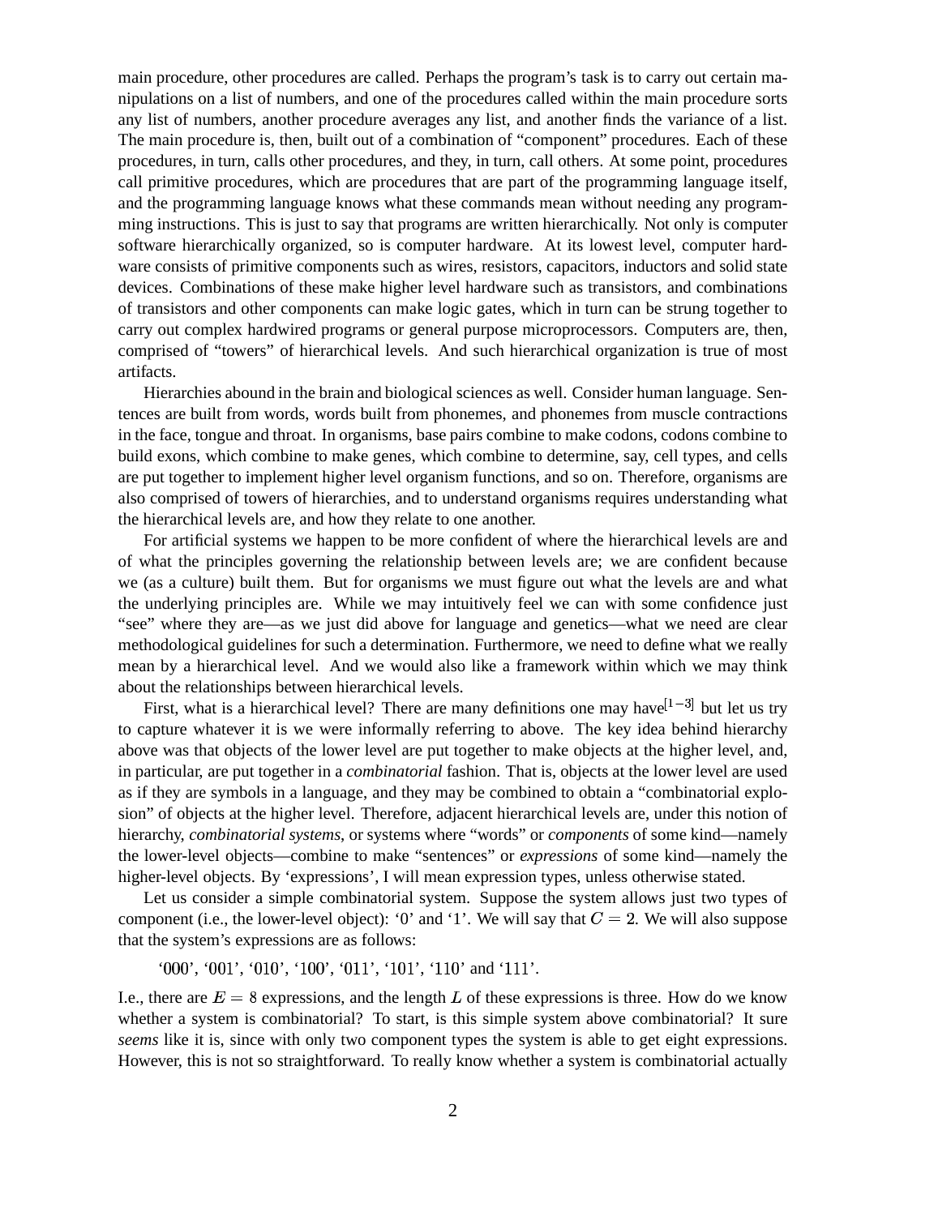main procedure, other procedures are called. Perhaps the program's task is to carry out certain manipulations on a list of numbers, and one of the procedures called within the main procedure sorts any list of numbers, another procedure averages any list, and another finds the variance of a list. The main procedure is, then, built out of a combination of "component" procedures. Each of these procedures, in turn, calls other procedures, and they, in turn, call others. At some point, procedures call primitive procedures, which are procedures that are part of the programming language itself, and the programming language knows what these commands mean without needing any programming instructions. This is just to say that programs are written hierarchically. Not only is computer software hierarchically organized, so is computer hardware. At its lowest level, computer hardware consists of primitive components such as wires, resistors, capacitors, inductors and solid state devices. Combinations of these make higher level hardware such as transistors, and combinations of transistors and other components can make logic gates, which in turn can be strung together to carry out complex hardwired programs or general purpose microprocessors. Computers are, then, comprised of "towers" of hierarchical levels. And such hierarchical organization is true of most artifacts.

Hierarchies abound in the brain and biological sciences as well. Consider human language. Sentences are built from words, words built from phonemes, and phonemes from muscle contractions in the face, tongue and throat. In organisms, base pairs combine to make codons, codons combine to build exons, which combine to make genes, which combine to determine, say, cell types, and cells are put together to implement higher level organism functions, and so on. Therefore, organisms are also comprised of towers of hierarchies, and to understand organisms requires understanding what the hierarchical levels are, and how they relate to one another.

For artificial systems we happen to be more confident of where the hierarchical levels are and of what the principles governing the relationship between levels are; we are confident because we (as a culture) built them. But for organisms we must figure out what the levels are and what the underlying principles are. While we may intuitively feel we can with some confidence just "see" where they are—as we just did above for language and genetics—what we need are clear methodological guidelines for such a determination. Furthermore, we need to define what we really mean by a hierarchical level. And we would also like a framework within which we may think about the relationships between hierarchical levels.

First, what is a hierarchical level? There are many definitions one may have[1−3] but let us try to capture whatever it is we were informally referring to above. The key idea behind hierarchy above was that objects of the lower level are put together to make objects at the higher level, and, in particular, are put together in a *combinatorial* fashion. That is, objects at the lower level are used as if they are symbols in a language, and they may be combined to obtain a "combinatorial explosion" of objects at the higher level. Therefore, adjacent hierarchical levels are, under this notion of hierarchy, *combinatorial systems*, or systems where "words" or *components* of some kind—namely the lower-level objects—combine to make "sentences" or *expressions* of some kind—namely the higher-level objects. By 'expressions', I will mean expression types, unless otherwise stated.

Let us consider a simple combinatorial system. Suppose the system allows just two types of component (i.e., the lower-level object): '0' and '1'. We will say that $C = 2$. We will also suppose that the system's expressions are as follows:

'000', '001', '010', '100', '011', '101', '110' and '111'.

I.e., there are $E = 8$ expressions, and the length $L$ of these expressions is three. How do we know whether a system is combinatorial? To start, is this simple system above combinatorial? It sure *seems* like it is, since with only two component types the system is able to get eight expressions. However, this is not so straightforward. To really know whether a system is combinatorial actually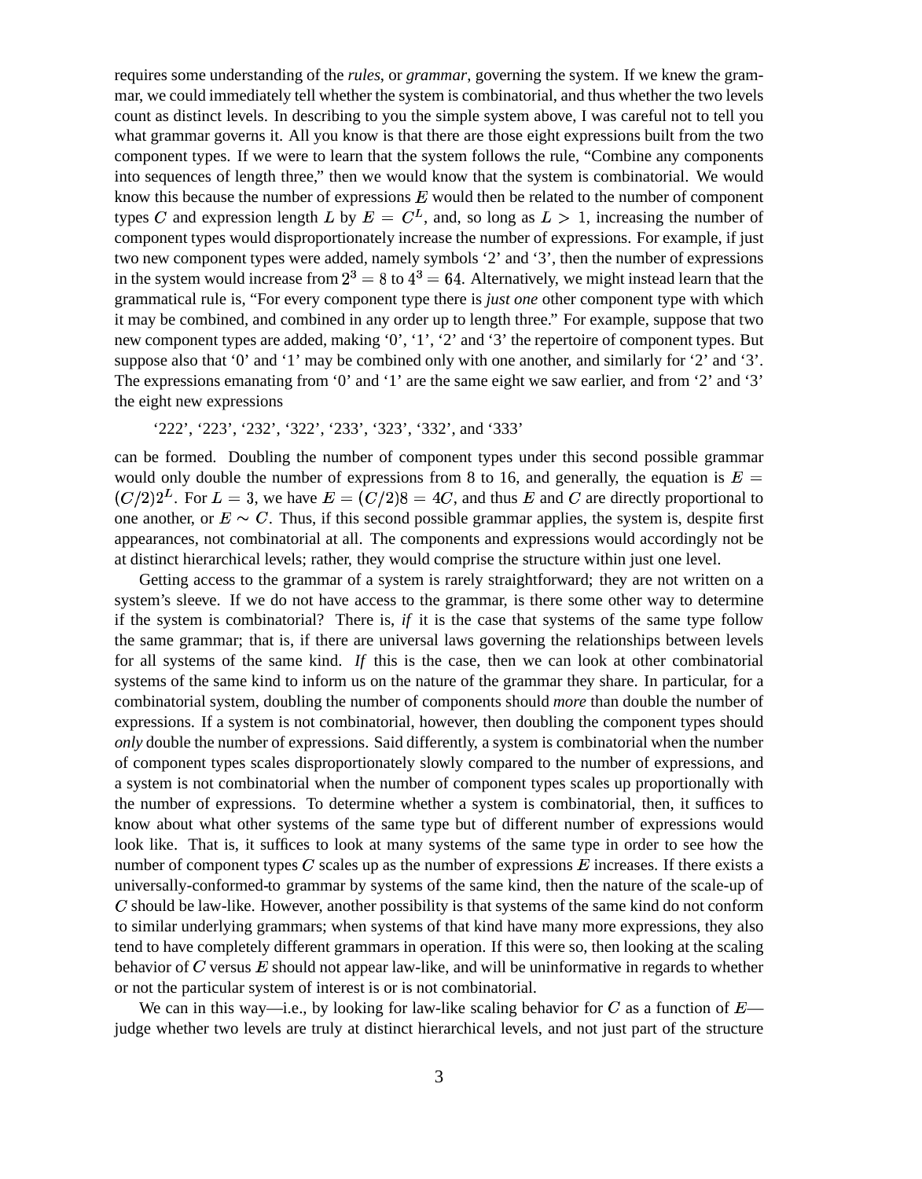requires some understanding of the *rules*, or *grammar*, governing the system. If we knew the grammar, we could immediately tell whether the system is combinatorial, and thus whether the two levels count as distinct levels. In describing to you the simple system above, I was careful not to tell you what grammar governs it. All you know is that there are those eight expressions built from the two component types. If we were to learn that the system follows the rule, "Combine any components into sequences of length three," then we would know that the system is combinatorial. We would know this because the number of expressions $E$ would then be related to the number of component types $C$ and expression length $L$ by $E = C^L$, and, so long as $L > 1$, increasing the number of component types would disproportionately increase the number of expressions. For example, if just two new component types were added, namely symbols '2' and '3', then the number of expressions in the system would increase from $2^3 = 8$ to $4^3 = 64$. Alternatively, we might instead learn that the grammatical rule is, "For every component type there is *just one* other component type with which it may be combined, and combined in any order up to length three." For example, suppose that two new component types are added, making '0', '1', '2' and '3' the repertoire of component types. But suppose also that '0' and '1' may be combined only with one another, and similarly for '2' and '3'. The expressions emanating from '0' and '1' are the same eight we saw earlier, and from '2' and '3' the eight new expressions

'222', '223', '232', '322', '233', '323', '332', and '333'

can be formed. Doubling the number of component types under this second possible grammar would only double the number of expressions from 8 to 16, and generally, the equation is $E = (C/2)2^L$. For $L = 3$, we have $E = (C/2)8 = 4C$, and thus $E$ and $C$ are directly proportional to one another, or $E \sim C$. Thus, if this second possible grammar applies, the system is, despite first appearances, not combinatorial at all. The components and expressions would accordingly not be at distinct hierarchical levels; rather, they would comprise the structure within just one level.

Getting access to the grammar of a system is rarely straightforward; they are not written on a system's sleeve. If we do not have access to the grammar, is there some other way to determine if the system is combinatorial? There is, *if* it is the case that systems of the same type follow the same grammar; that is, if there are universal laws governing the relationships between levels for all systems of the same kind. *If* this is the case, then we can look at other combinatorial systems of the same kind to inform us on the nature of the grammar they share. In particular, for a combinatorial system, doubling the number of components should *more* than double the number of expressions. If a system is not combinatorial, however, then doubling the component types should *only* double the number of expressions. Said differently, a system is combinatorial when the number of component types scales disproportionately slowly compared to the number of expressions, and a system is not combinatorial when the number of component types scales up proportionally with the number of expressions. To determine whether a system is combinatorial, then, it suffices to know about what other systems of the same type but of different number of expressions would look like. That is, it suffices to look at many systems of the same type in order to see how the number of component types $C$ scales up as the number of expressions $E$ increases. If there exists a universally-conformed-to grammar by systems of the same kind, then the nature of the scale-up of $C$ should be law-like. However, another possibility is that systems of the same kind do not conform to similar underlying grammars; when systems of that kind have many more expressions, they also tend to have completely different grammars in operation. If this were so, then looking at the scaling behavior of $C$ versus $E$ should not appear law-like, and will be uninformative in regards to whether or not the particular system of interest is or is not combinatorial.

We can in this way—i.e., by looking for law-like scaling behavior for $C$ as a function of $E$—judge whether two levels are truly at distinct hierarchical levels, and not just part of the structure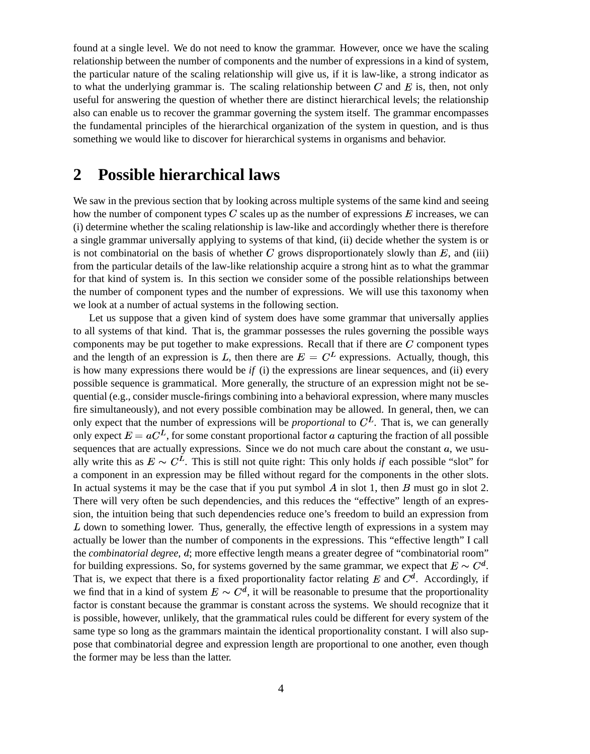found at a single level. We do not need to know the grammar. However, once we have the scaling relationship between the number of components and the number of expressions in a kind of system, the particular nature of the scaling relationship will give us, if it is law-like, a strong indicator as to what the underlying grammar is. The scaling relationship between $C$ and $E$ is, then, not only useful for answering the question of whether there are distinct hierarchical levels; the relationship also can enable us to recover the grammar governing the system itself. The grammar encompasses the fundamental principles of the hierarchical organization of the system in question, and is thus something we would like to discover for hierarchical systems in organisms and behavior.

## 2 Possible hierarchical laws

We saw in the previous section that by looking across multiple systems of the same kind and seeing how the number of component types $C$ scales up as the number of expressions $E$ increases, we can (i) determine whether the scaling relationship is law-like and accordingly whether there is therefore a single grammar universally applying to systems of that kind, (ii) decide whether the system is or is not combinatorial on the basis of whether $C$ grows disproportionately slowly than $E$, and (iii) from the particular details of the law-like relationship acquire a strong hint as to what the grammar for that kind of system is. In this section we consider some of the possible relationships between the number of component types and the number of expressions. We will use this taxonomy when we look at a number of actual systems in the following section.

Let us suppose that a given kind of system does have some grammar that universally applies to all systems of that kind. That is, the grammar possesses the rules governing the possible ways components may be put together to make expressions. Recall that if there are $C$ component types and the length of an expression is $L$, then there are $E = C^L$ expressions. Actually, though, this is how many expressions there would be *if* (i) the expressions are linear sequences, and (ii) every possible sequence is grammatical. More generally, the structure of an expression might not be sequential (e.g., consider muscle-firings combining into a behavioral expression, where many muscles fire simultaneously), and not every possible combination may be allowed. In general, then, we can only expect that the number of expressions will be *proportional* to $C^L$. That is, we can generally only expect $E = aC^L$, for some constant proportional factor $a$ capturing the fraction of all possible sequences that are actually expressions. Since we do not much care about the constant $a$, we usually write this as $E \sim C^L$. This is still not quite right: This only holds *if* each possible "slot" for a component in an expression may be filled without regard for the components in the other slots. In actual systems it may be the case that if you put symbol $A$ in slot 1, then $B$ must go in slot 2. There will very often be such dependencies, and this reduces the "effective" length of an expression, the intuition being that such dependencies reduce one's freedom to build an expression from $L$ down to something lower. Thus, generally, the effective length of expressions in a system may actually be lower than the number of components in the expressions. This "effective length" I call the *combinatorial degree*, $d$; more effective length means a greater degree of "combinatorial room" for building expressions. So, for systems governed by the same grammar, we expect that $E \sim C^d$. That is, we expect that there is a fixed proportionality factor relating $E$ and $C^d$. Accordingly, if we find that in a kind of system $E \sim C^d$, it will be reasonable to presume that the proportionality factor is constant because the grammar is constant across the systems. We should recognize that it is possible, however, unlikely, that the grammatical rules could be different for every system of the same type so long as the grammars maintain the identical proportionality constant. I will also suppose that combinatorial degree and expression length are proportional to one another, even though the former may be less than the latter.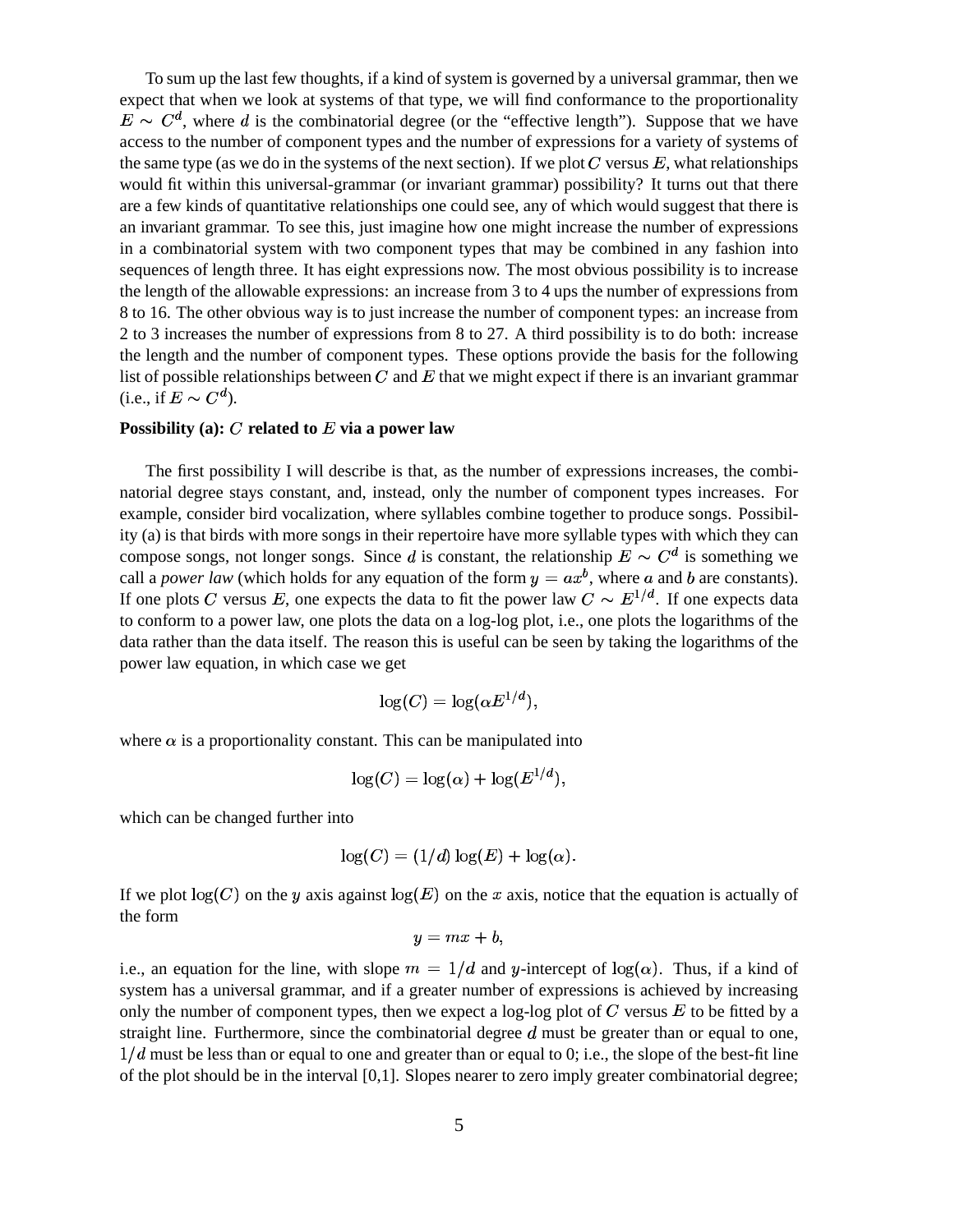To sum up the last few thoughts, if a kind of system is governed by a universal grammar, then we expect that when we look at systems of that type, we will find conformance to the proportionality $E \sim C^d$, where $d$ is the combinatorial degree (or the "effective length"). Suppose that we have access to the number of component types and the number of expressions for a variety of systems of the same type (as we do in the systems of the next section). If we plot $C$ versus $E$, what relationships would fit within this universal-grammar (or invariant grammar) possibility? It turns out that there are a few kinds of quantitative relationships one could see, any of which would suggest that there is an invariant grammar. To see this, just imagine how one might increase the number of expressions in a combinatorial system with two component types that may be combined in any fashion into sequences of length three. It has eight expressions now. The most obvious possibility is to increase the length of the allowable expressions: an increase from 3 to 4 ups the number of expressions from 8 to 16. The other obvious way is to just increase the number of component types: an increase from 2 to 3 increases the number of expressions from 8 to 27. A third possibility is to do both: increase the length and the number of component types. These options provide the basis for the following list of possible relationships between $C$ and $E$ that we might expect if there is an invariant grammar (i.e., if $E \sim C^d$).

**Possibility (a): $C$ related to $E$ via a power law**

The first possibility I will describe is that, as the number of expressions increases, the combinatorial degree stays constant, and, instead, only the number of component types increases. For example, consider bird vocalization, where syllables combine together to produce songs. Possibility (a) is that birds with more songs in their repertoire have more syllable types with which they can compose songs, not longer songs. Since $d$ is constant, the relationship $E \sim C^d$ is something we call a *power law* (which holds for any equation of the form $y = ax^b$, where $a$ and $b$ are constants). If one plots $C$ versus $E$, one expects the data to fit the power law $C \sim E^{1/d}$. If one expects data to conform to a power law, one plots the data on a log-log plot, i.e., one plots the logarithms of the data rather than the data itself. The reason this is useful can be seen by taking the logarithms of the power law equation, in which case we get

$$\log(C) = \log(\alpha E^{1/d}),$$

where $\alpha$ is a proportionality constant. This can be manipulated into

$$\log(C) = \log(\alpha) + \log(E^{1/d}),$$

which can be changed further into

$$\log(C) = (1/d)\log(E) + \log(\alpha).$$

If we plot $\log(C)$ on the $y$ axis against $\log(E)$ on the $x$ axis, notice that the equation is actually of the form

$$y = mx + b,$$

i.e., an equation for the line, with slope $m = 1/d$ and $y$-intercept of $\log(\alpha)$. Thus, if a kind of system has a universal grammar, and if a greater number of expressions is achieved by increasing only the number of component types, then we expect a log-log plot of $C$ versus $E$ to be fitted by a straight line. Furthermore, since the combinatorial degree $d$ must be greater than or equal to one, $1/d$ must be less than or equal to one and greater than or equal to 0; i.e., the slope of the best-fit line of the plot should be in the interval [0,1]. Slopes nearer to zero imply greater combinatorial degree;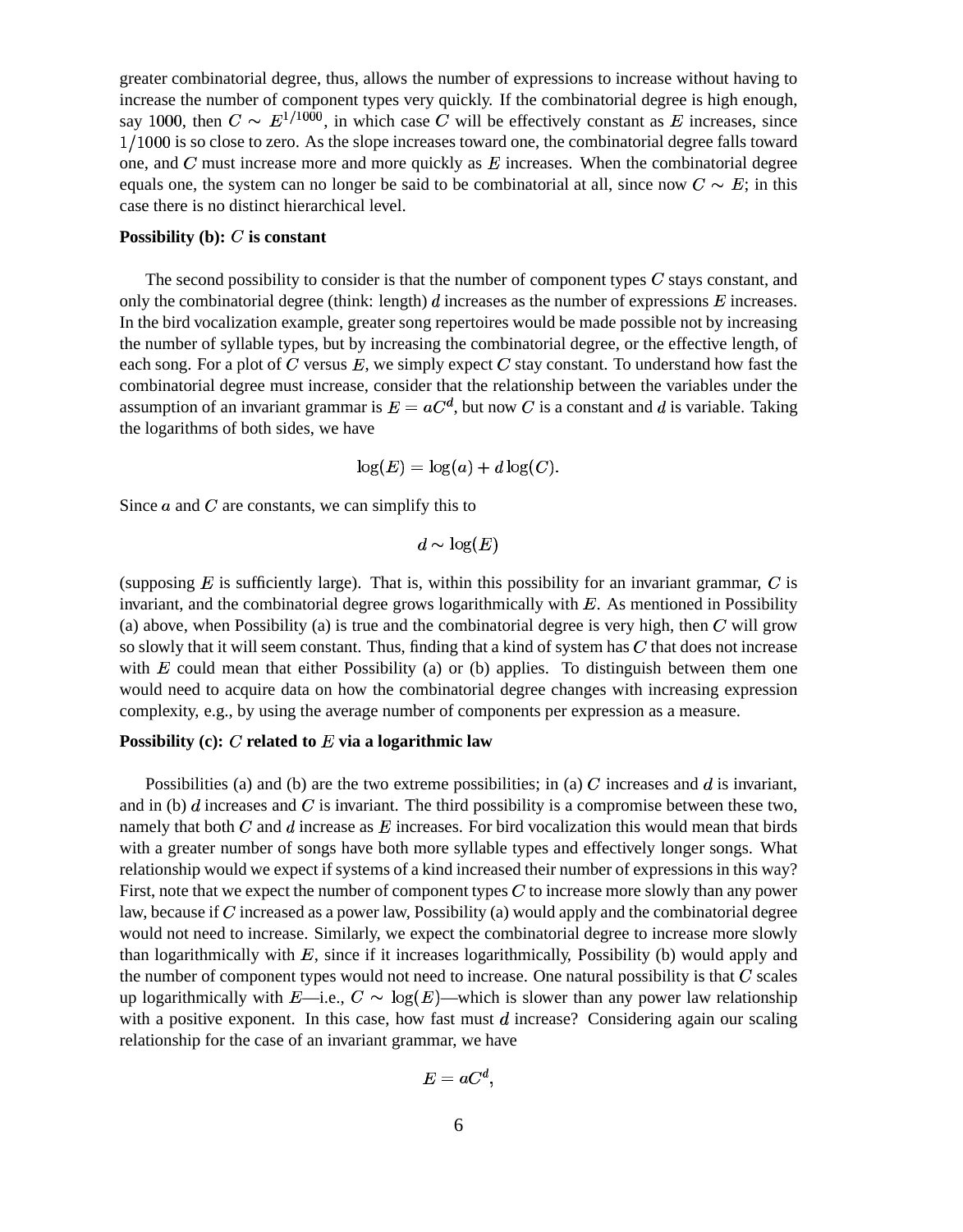greater combinatorial degree, thus, allows the number of expressions to increase without having to increase the number of component types very quickly. If the combinatorial degree is high enough, say 1000, then $C \sim E^{1/1000}$, in which case $C$ will be effectively constant as $E$ increases, since $1/1000$ is so close to zero. As the slope increases toward one, the combinatorial degree falls toward one, and $C$ must increase more and more quickly as $E$ increases. When the combinatorial degree equals one, the system can no longer be said to be combinatorial at all, since now $C \sim E$; in this case there is no distinct hierarchical level.

**Possibility (b): $C$ is constant**

The second possibility to consider is that the number of component types $C$ stays constant, and only the combinatorial degree (think: length) $d$ increases as the number of expressions $E$ increases. In the bird vocalization example, greater song repertoires would be made possible not by increasing the number of syllable types, but by increasing the combinatorial degree, or the effective length, of each song. For a plot of $C$ versus $E$, we simply expect $C$ stay constant. To understand how fast the combinatorial degree must increase, consider that the relationship between the variables under the assumption of an invariant grammar is $E = aC^d$, but now $C$ is a constant and $d$ is variable. Taking the logarithms of both sides, we have

$$\log(E) = \log(a) + d \log(C).$$

Since $a$ and $C$ are constants, we can simplify this to

$$d \sim \log(E)$$

(supposing $E$ is sufficiently large). That is, within this possibility for an invariant grammar, $C$ is invariant, and the combinatorial degree grows logarithmically with $E$. As mentioned in Possibility (a) above, when Possibility (a) is true and the combinatorial degree is very high, then $C$ will grow so slowly that it will seem constant. Thus, finding that a kind of system has $C$ that does not increase with $E$ could mean that either Possibility (a) or (b) applies. To distinguish between them one would need to acquire data on how the combinatorial degree changes with increasing expression complexity, e.g., by using the average number of components per expression as a measure.

**Possibility (c): $C$ related to $E$ via a logarithmic law**

Possibilities (a) and (b) are the two extreme possibilities; in (a) $C$ increases and $d$ is invariant, and in (b) $d$ increases and $C$ is invariant. The third possibility is a compromise between these two, namely that both $C$ and $d$ increase as $E$ increases. For bird vocalization this would mean that birds with a greater number of songs have both more syllable types and effectively longer songs. What relationship would we expect if systems of a kind increased their number of expressions in this way? First, note that we expect the number of component types $C$ to increase more slowly than any power law, because if $C$ increased as a power law, Possibility (a) would apply and the combinatorial degree would not need to increase. Similarly, we expect the combinatorial degree to increase more slowly than logarithmically with $E$, since if it increases logarithmically, Possibility (b) would apply and the number of component types would not need to increase. One natural possibility is that $C$ scales up logarithmically with $E$—i.e., $C \sim \log(E)$—which is slower than any power law relationship with a positive exponent. In this case, how fast must $d$ increase? Considering again our scaling relationship for the case of an invariant grammar, we have

$$E = aC^d,$$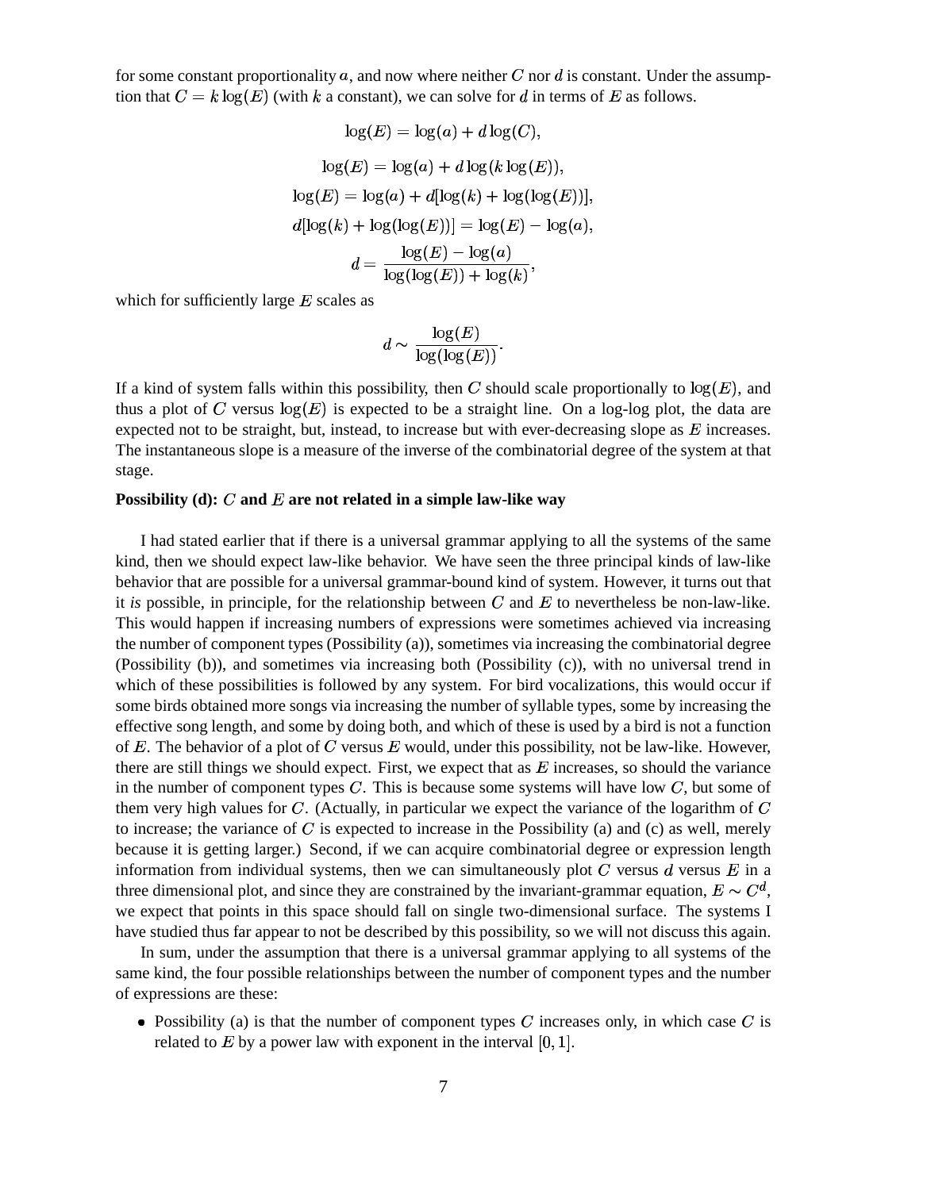for some constant proportionality $a$, and now where neither $C$ nor $d$ is constant. Under the assumption that $C = k\log(E)$ (with $k$ a constant), we can solve for $d$ in terms of $E$ as follows.

$$\log(E) = \log(a) + d\log(C),$$

$$\log(E) = \log(a) + d\log(k\log(E)),$$

$$\log(E) = \log(a) + d[\log(k) + \log(\log(E))],$$

$$d[\log(k) + \log(\log(E))] = \log(E) - \log(a),$$

$$d = \frac{\log(E) - \log(a)}{\log(\log(E)) + \log(k)},$$

which for sufficiently large $E$ scales as

$$d \sim \frac{\log(E)}{\log(\log(E))}.$$

If a kind of system falls within this possibility, then $C$ should scale proportionally to $\log(E)$, and thus a plot of $C$ versus $\log(E)$ is expected to be a straight line. On a log-log plot, the data are expected not to be straight, but, instead, to increase but with ever-decreasing slope as $E$ increases. The instantaneous slope is a measure of the inverse of the combinatorial degree of the system at that stage.

**Possibility (d): $C$ and $E$ are not related in a simple law-like way**

I had stated earlier that if there is a universal grammar applying to all the systems of the same kind, then we should expect law-like behavior. We have seen the three principal kinds of law-like behavior that are possible for a universal grammar-bound kind of system. However, it turns out that it *is* possible, in principle, for the relationship between $C$ and $E$ to nevertheless be non-law-like. This would happen if increasing numbers of expressions were sometimes achieved via increasing the number of component types (Possibility (a)), sometimes via increasing the combinatorial degree (Possibility (b)), and sometimes via increasing both (Possibility (c)), with no universal trend in which of these possibilities is followed by any system. For bird vocalizations, this would occur if some birds obtained more songs via increasing the number of syllable types, some by increasing the effective song length, and some by doing both, and which of these is used by a bird is not a function of $E$. The behavior of a plot of $C$ versus $E$ would, under this possibility, not be law-like. However, there are still things we should expect. First, we expect that as $E$ increases, so should the variance in the number of component types $C$. This is because some systems will have low $C$, but some of them very high values for $C$. (Actually, in particular we expect the variance of the logarithm of $C$ to increase; the variance of $C$ is expected to increase in the Possibility (a) and (c) as well, merely because it is getting larger.) Second, if we can acquire combinatorial degree or expression length information from individual systems, then we can simultaneously plot $C$ versus $d$ versus $E$ in a three dimensional plot, and since they are constrained by the invariant-grammar equation, $E \sim C^d$, we expect that points in this space should fall on single two-dimensional surface. The systems I have studied thus far appear to not be described by this possibility, so we will not discuss this again.

In sum, under the assumption that there is a universal grammar applying to all systems of the same kind, the four possible relationships between the number of component types and the number of expressions are these:

- Possibility (a) is that the number of component types $C$ increases only, in which case $C$ is related to $E$ by a power law with exponent in the interval $[0, 1]$.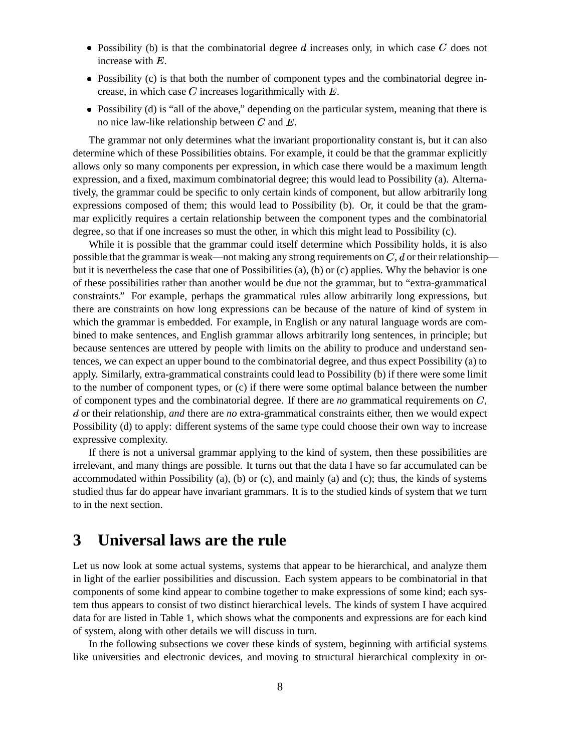- Possibility (b) is that the combinatorial degree $d$ increases only, in which case $C$ does not increase with $E$.
- Possibility (c) is that both the number of component types and the combinatorial degree increase, in which case $C$ increases logarithmically with $E$.
- Possibility (d) is "all of the above," depending on the particular system, meaning that there is no nice law-like relationship between $C$ and $E$.

The grammar not only determines what the invariant proportionality constant is, but it can also determine which of these Possibilities obtains. For example, it could be that the grammar explicitly allows only so many components per expression, in which case there would be a maximum length expression, and a fixed, maximum combinatorial degree; this would lead to Possibility (a). Alternatively, the grammar could be specific to only certain kinds of component, but allow arbitrarily long expressions composed of them; this would lead to Possibility (b). Or, it could be that the grammar explicitly requires a certain relationship between the component types and the combinatorial degree, so that if one increases so must the other, in which this might lead to Possibility (c).

While it is possible that the grammar could itself determine which Possibility holds, it is also possible that the grammar is weak—not making any strong requirements on $C$, $d$ or their relationship—but it is nevertheless the case that one of Possibilities (a), (b) or (c) applies. Why the behavior is one of these possibilities rather than another would be due not the grammar, but to "extra-grammatical constraints." For example, perhaps the grammatical rules allow arbitrarily long expressions, but there are constraints on how long expressions can be because of the nature of kind of system in which the grammar is embedded. For example, in English or any natural language words are combined to make sentences, and English grammar allows arbitrarily long sentences, in principle; but because sentences are uttered by people with limits on the ability to produce and understand sentences, we can expect an upper bound to the combinatorial degree, and thus expect Possibility (a) to apply. Similarly, extra-grammatical constraints could lead to Possibility (b) if there were some limit to the number of component types, or (c) if there were some optimal balance between the number of component types and the combinatorial degree. If there are *no* grammatical requirements on $C$, $d$ or their relationship, *and* there are *no* extra-grammatical constraints either, then we would expect Possibility (d) to apply: different systems of the same type could choose their own way to increase expressive complexity.

If there is not a universal grammar applying to the kind of system, then these possibilities are irrelevant, and many things are possible. It turns out that the data I have so far accumulated can be accommodated within Possibility (a), (b) or (c), and mainly (a) and (c); thus, the kinds of systems studied thus far do appear have invariant grammars. It is to the studied kinds of system that we turn to in the next section.

# 3 Universal laws are the rule

Let us now look at some actual systems, systems that appear to be hierarchical, and analyze them in light of the earlier possibilities and discussion. Each system appears to be combinatorial in that components of some kind appear to combine together to make expressions of some kind; each system thus appears to consist of two distinct hierarchical levels. The kinds of system I have acquired data for are listed in Table 1, which shows what the components and expressions are for each kind of system, along with other details we will discuss in turn.

In the following subsections we cover these kinds of system, beginning with artificial systems like universities and electronic devices, and moving to structural hierarchical complexity in or-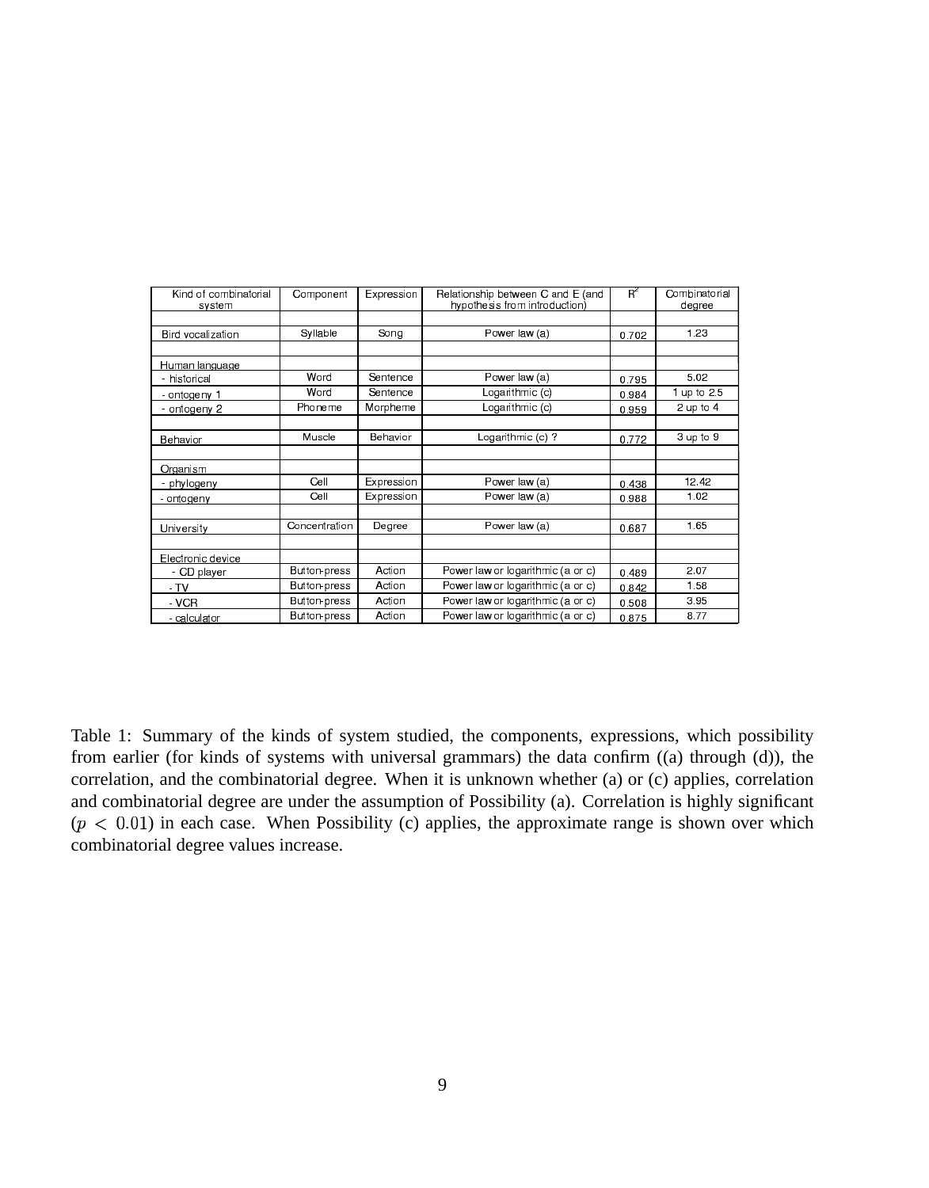| Kind of combinatorial system | Component | Expression | Relationship between C and E (and hypothesis from introduction) | $R^2$ | Combinatorial degree |
|---|---|---|---|---|---|
| | | | | | |
| Bird vocalization | Syllable | Song | Power law (a) | 0.702 | 1.23 |
| | | | | | |
| Human language | | | | | |
| - historical | Word | Sentence | Power law (a) | 0.795 | 5.02 |
| - ontogeny 1 | Word | Sentence | Logarithmic (c) | 0.984 | 1 up to 2.5 |
| - ontogeny 2 | Phoneme | Morpheme | Logarithmic (c) | 0.959 | 2 up to 4 |
| | | | | | |
| Behavior | Muscle | Behavior | Logarithmic (c) ? | 0.772 | 3 up to 9 |
| | | | | | |
| Organism | | | | | |
| - phylogeny | Cell | Expression | Power law (a) | 0.438 | 12.42 |
| - ontogeny | Cell | Expression | Power law (a) | 0.988 | 1.02 |
| | | | | | |
| University | Concentration | Degree | Power law (a) | 0.687 | 1.65 |
| | | | | | |
| Electronic device | | | | | |
| - CD player | Button-press | Action | Power law or logarithmic (a or c) | 0.489 | 2.07 |
| - TV | Button-press | Action | Power law or logarithmic (a or c) | 0.842 | 1.58 |
| - VCR | Button-press | Action | Power law or logarithmic (a or c) | 0.508 | 3.95 |
| - calculator | Button-press | Action | Power law or logarithmic (a or c) | 0.875 | 8.77 |

Table 1: Summary of the kinds of system studied, the components, expressions, which possibility from earlier (for kinds of systems with universal grammars) the data confirm ((a) through (d)), the correlation, and the combinatorial degree. When it is unknown whether (a) or (c) applies, correlation and combinatorial degree are under the assumption of Possibility (a). Correlation is highly significant ($p < 0.01$) in each case. When Possibility (c) applies, the approximate range is shown over which combinatorial degree values increase.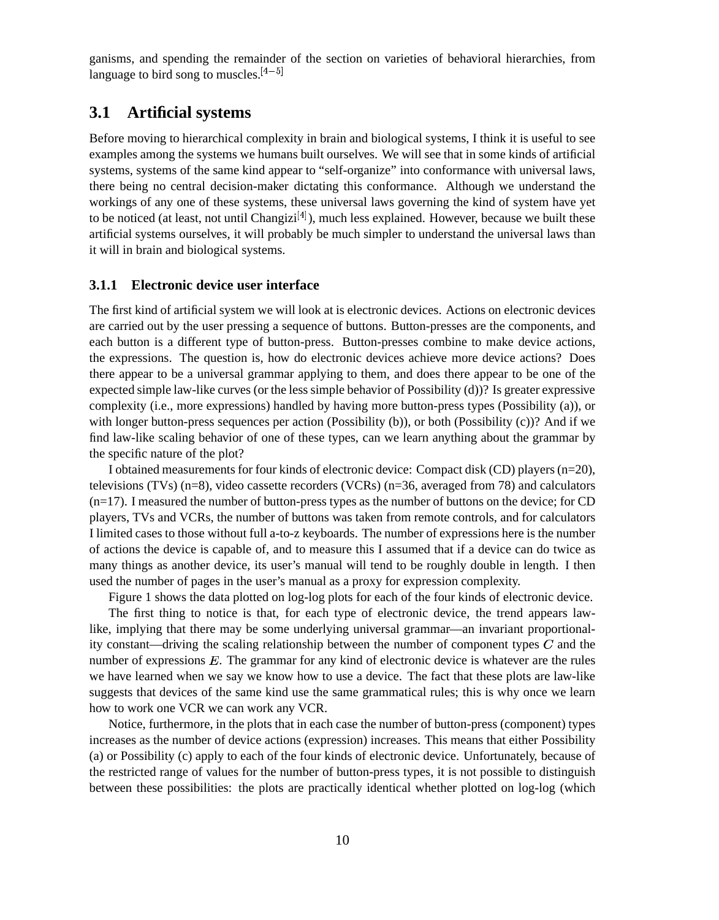ganisms, and spending the remainder of the section on varieties of behavioral hierarchies, from language to bird song to muscles.[4−5]

## 3.1 Artificial systems

Before moving to hierarchical complexity in brain and biological systems, I think it is useful to see examples among the systems we humans built ourselves. We will see that in some kinds of artificial systems, systems of the same kind appear to "self-organize" into conformance with universal laws, there being no central decision-maker dictating this conformance. Although we understand the workings of any one of these systems, these universal laws governing the kind of system have yet to be noticed (at least, not until Changizi[4]), much less explained. However, because we built these artificial systems ourselves, it will probably be much simpler to understand the universal laws than it will in brain and biological systems.

### 3.1.1 Electronic device user interface

The first kind of artificial system we will look at is electronic devices. Actions on electronic devices are carried out by the user pressing a sequence of buttons. Button-presses are the components, and each button is a different type of button-press. Button-presses combine to make device actions, the expressions. The question is, how do electronic devices achieve more device actions? Does there appear to be a universal grammar applying to them, and does there appear to be one of the expected simple law-like curves (or the less simple behavior of Possibility (d))? Is greater expressive complexity (i.e., more expressions) handled by having more button-press types (Possibility (a)), or with longer button-press sequences per action (Possibility (b)), or both (Possibility (c))? And if we find law-like scaling behavior of one of these types, can we learn anything about the grammar by the specific nature of the plot?

I obtained measurements for four kinds of electronic device: Compact disk (CD) players (n=20), televisions (TVs) (n=8), video cassette recorders (VCRs) (n=36, averaged from 78) and calculators (n=17). I measured the number of button-press types as the number of buttons on the device; for CD players, TVs and VCRs, the number of buttons was taken from remote controls, and for calculators I limited cases to those without full a-to-z keyboards. The number of expressions here is the number of actions the device is capable of, and to measure this I assumed that if a device can do twice as many things as another device, its user's manual will tend to be roughly double in length. I then used the number of pages in the user's manual as a proxy for expression complexity.

Figure 1 shows the data plotted on log-log plots for each of the four kinds of electronic device.

The first thing to notice is that, for each type of electronic device, the trend appears law-like, implying that there may be some underlying universal grammar—an invariant proportionality constant—driving the scaling relationship between the number of component types $C$ and the number of expressions $E$. The grammar for any kind of electronic device is whatever are the rules we have learned when we say we know how to use a device. The fact that these plots are law-like suggests that devices of the same kind use the same grammatical rules; this is why once we learn how to work one VCR we can work any VCR.

Notice, furthermore, in the plots that in each case the number of button-press (component) types increases as the number of device actions (expression) increases. This means that either Possibility (a) or Possibility (c) apply to each of the four kinds of electronic device. Unfortunately, because of the restricted range of values for the number of button-press types, it is not possible to distinguish between these possibilities: the plots are practically identical whether plotted on log-log (which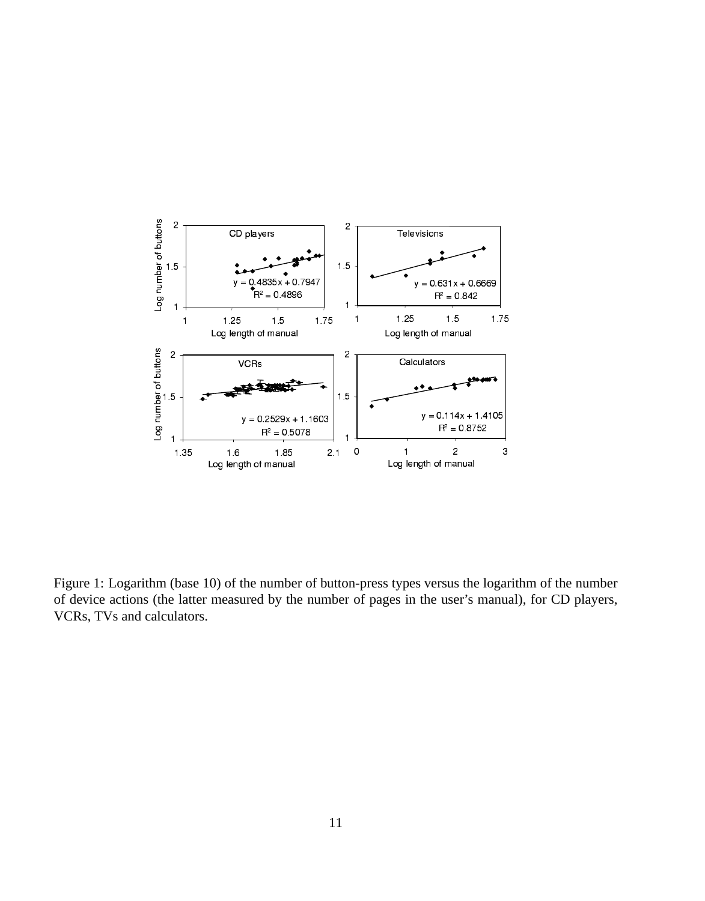Figure 1: Logarithm (base 10) of the number of button-press types versus the logarithm of the number of device actions (the latter measured by the number of pages in the user's manual), for CD players, VCRs, TVs and calculators.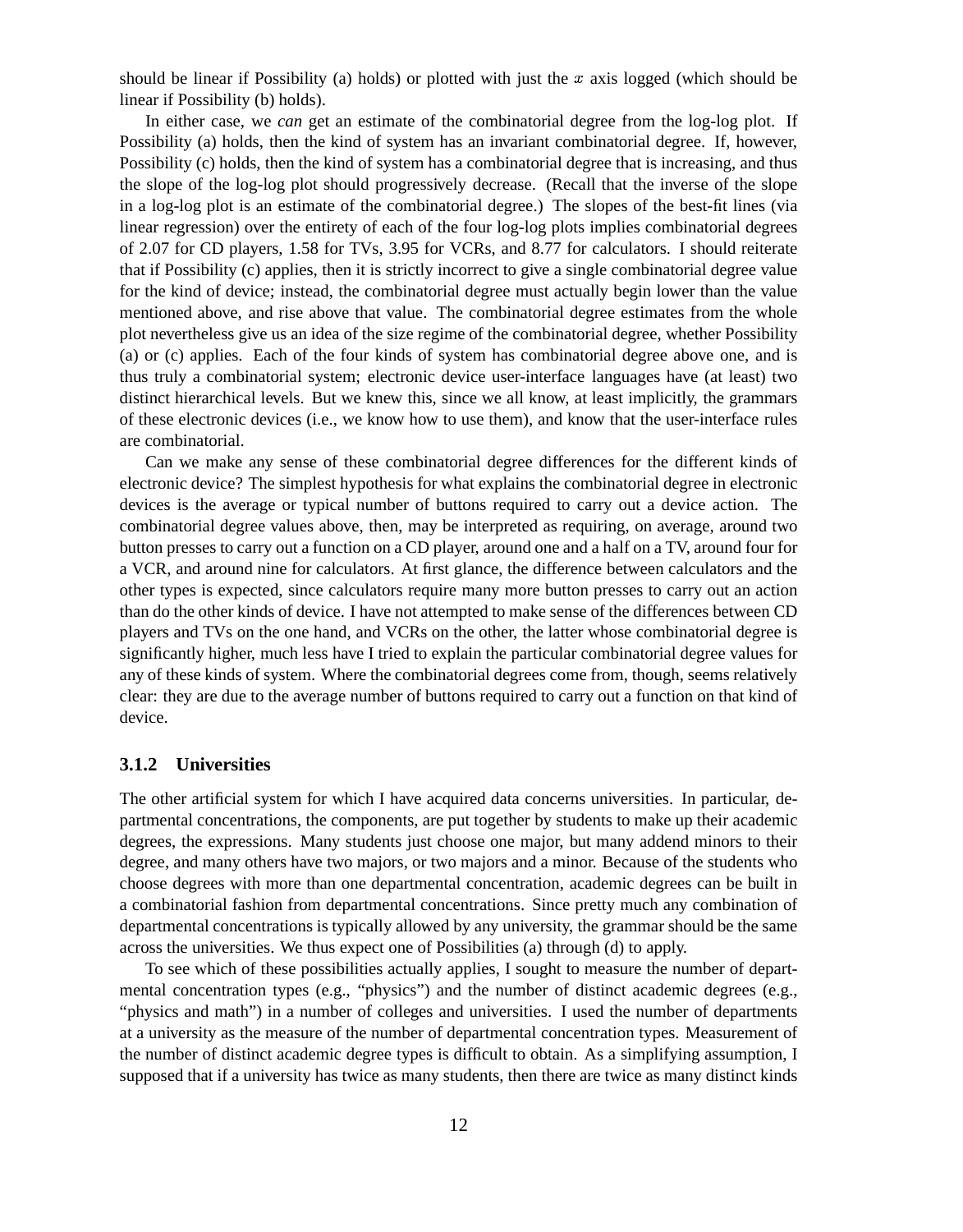should be linear if Possibility (a) holds) or plotted with just the $x$ axis logged (which should be linear if Possibility (b) holds).

In either case, we *can* get an estimate of the combinatorial degree from the log-log plot. If Possibility (a) holds, then the kind of system has an invariant combinatorial degree. If, however, Possibility (c) holds, then the kind of system has a combinatorial degree that is increasing, and thus the slope of the log-log plot should progressively decrease. (Recall that the inverse of the slope in a log-log plot is an estimate of the combinatorial degree.) The slopes of the best-fit lines (via linear regression) over the entirety of each of the four log-log plots implies combinatorial degrees of 2.07 for CD players, 1.58 for TVs, 3.95 for VCRs, and 8.77 for calculators. I should reiterate that if Possibility (c) applies, then it is strictly incorrect to give a single combinatorial degree value for the kind of device; instead, the combinatorial degree must actually begin lower than the value mentioned above, and rise above that value. The combinatorial degree estimates from the whole plot nevertheless give us an idea of the size regime of the combinatorial degree, whether Possibility (a) or (c) applies. Each of the four kinds of system has combinatorial degree above one, and is thus truly a combinatorial system; electronic device user-interface languages have (at least) two distinct hierarchical levels. But we knew this, since we all know, at least implicitly, the grammars of these electronic devices (i.e., we know how to use them), and know that the user-interface rules are combinatorial.

Can we make any sense of these combinatorial degree differences for the different kinds of electronic device? The simplest hypothesis for what explains the combinatorial degree in electronic devices is the average or typical number of buttons required to carry out a device action. The combinatorial degree values above, then, may be interpreted as requiring, on average, around two button presses to carry out a function on a CD player, around one and a half on a TV, around four for a VCR, and around nine for calculators. At first glance, the difference between calculators and the other types is expected, since calculators require many more button presses to carry out an action than do the other kinds of device. I have not attempted to make sense of the differences between CD players and TVs on the one hand, and VCRs on the other, the latter whose combinatorial degree is significantly higher, much less have I tried to explain the particular combinatorial degree values for any of these kinds of system. Where the combinatorial degrees come from, though, seems relatively clear: they are due to the average number of buttons required to carry out a function on that kind of device.

### 3.1.2 Universities

The other artificial system for which I have acquired data concerns universities. In particular, departmental concentrations, the components, are put together by students to make up their academic degrees, the expressions. Many students just choose one major, but many addend minors to their degree, and many others have two majors, or two majors and a minor. Because of the students who choose degrees with more than one departmental concentration, academic degrees can be built in a combinatorial fashion from departmental concentrations. Since pretty much any combination of departmental concentrations is typically allowed by any university, the grammar should be the same across the universities. We thus expect one of Possibilities (a) through (d) to apply.

To see which of these possibilities actually applies, I sought to measure the number of departmental concentration types (e.g., "physics") and the number of distinct academic degrees (e.g., "physics and math") in a number of colleges and universities. I used the number of departments at a university as the measure of the number of departmental concentration types. Measurement of the number of distinct academic degree types is difficult to obtain. As a simplifying assumption, I supposed that if a university has twice as many students, then there are twice as many distinct kinds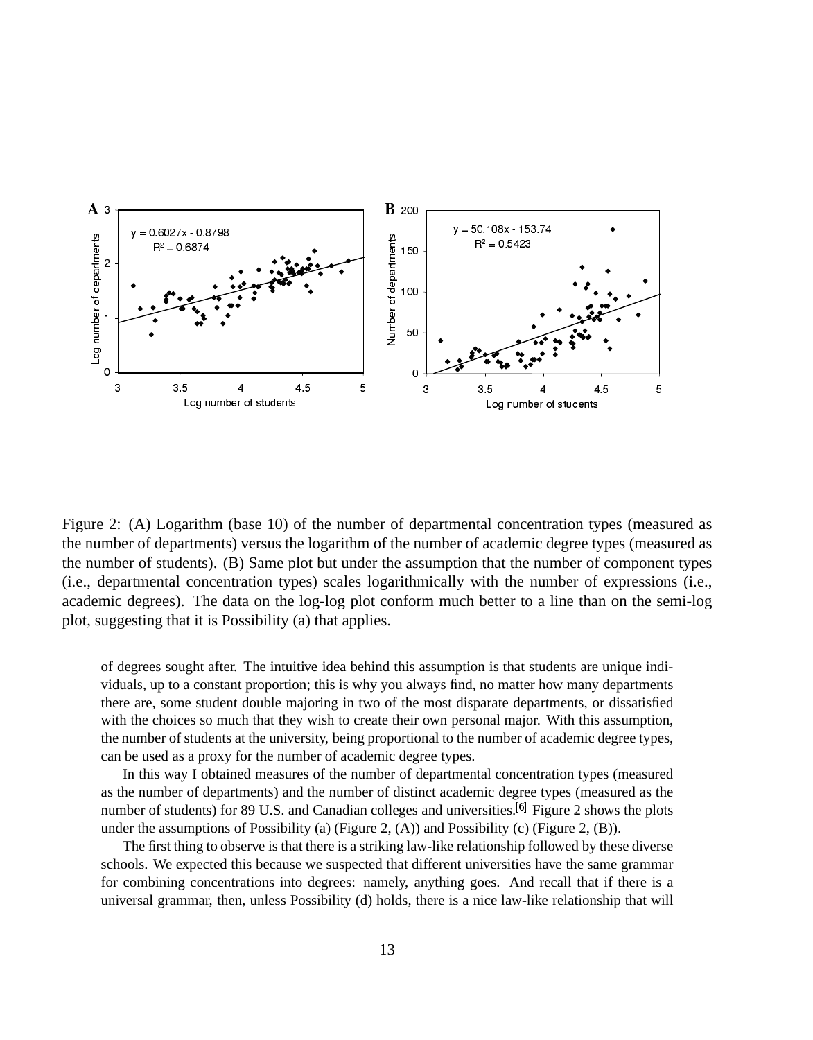Figure 2: (A) Logarithm (base 10) of the number of departmental concentration types (measured as the number of departments) versus the logarithm of the number of academic degree types (measured as the number of students). (B) Same plot but under the assumption that the number of component types (i.e., departmental concentration types) scales logarithmically with the number of expressions (i.e., academic degrees). The data on the log-log plot conform much better to a line than on the semi-log plot, suggesting that it is Possibility (a) that applies.

of degrees sought after. The intuitive idea behind this assumption is that students are unique individuals, up to a constant proportion; this is why you always find, no matter how many departments there are, some student double majoring in two of the most disparate departments, or dissatisfied with the choices so much that they wish to create their own personal major. With this assumption, the number of students at the university, being proportional to the number of academic degree types, can be used as a proxy for the number of academic degree types.

In this way I obtained measures of the number of departmental concentration types (measured as the number of departments) and the number of distinct academic degree types (measured as the number of students) for 89 U.S. and Canadian colleges and universities.[6] Figure 2 shows the plots under the assumptions of Possibility (a) (Figure 2, (A)) and Possibility (c) (Figure 2, (B)).

The first thing to observe is that there is a striking law-like relationship followed by these diverse schools. We expected this because we suspected that different universities have the same grammar for combining concentrations into degrees: namely, anything goes. And recall that if there is a universal grammar, then, unless Possibility (d) holds, there is a nice law-like relationship that will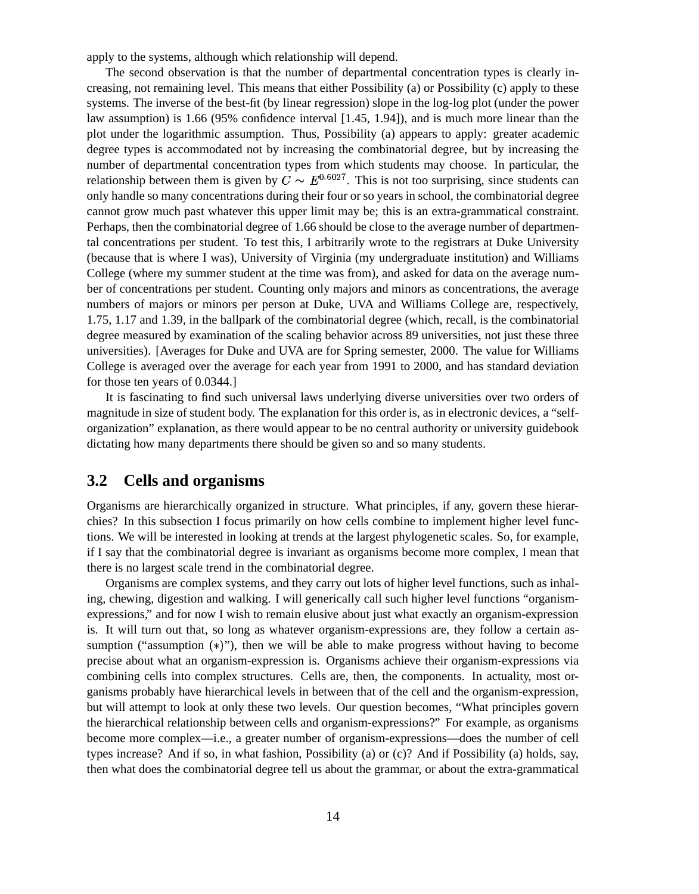apply to the systems, although which relationship will depend.

The second observation is that the number of departmental concentration types is clearly increasing, not remaining level. This means that either Possibility (a) or Possibility (c) apply to these systems. The inverse of the best-fit (by linear regression) slope in the log-log plot (under the power law assumption) is 1.66 (95% confidence interval [1.45, 1.94]), and is much more linear than the plot under the logarithmic assumption. Thus, Possibility (a) appears to apply: greater academic degree types is accommodated not by increasing the combinatorial degree, but by increasing the number of departmental concentration types from which students may choose. In particular, the relationship between them is given by $C \sim E^{0.6027}$. This is not too surprising, since students can only handle so many concentrations during their four or so years in school, the combinatorial degree cannot grow much past whatever this upper limit may be; this is an extra-grammatical constraint. Perhaps, then the combinatorial degree of 1.66 should be close to the average number of departmental concentrations per student. To test this, I arbitrarily wrote to the registrars at Duke University (because that is where I was), University of Virginia (my undergraduate institution) and Williams College (where my summer student at the time was from), and asked for data on the average number of concentrations per student. Counting only majors and minors as concentrations, the average numbers of majors or minors per person at Duke, UVA and Williams College are, respectively, 1.75, 1.17 and 1.39, in the ballpark of the combinatorial degree (which, recall, is the combinatorial degree measured by examination of the scaling behavior across 89 universities, not just these three universities). [Averages for Duke and UVA are for Spring semester, 2000. The value for Williams College is averaged over the average for each year from 1991 to 2000, and has standard deviation for those ten years of 0.0344.]

It is fascinating to find such universal laws underlying diverse universities over two orders of magnitude in size of student body. The explanation for this order is, as in electronic devices, a "self-organization" explanation, as there would appear to be no central authority or university guidebook dictating how many departments there should be given so and so many students.

## 3.2 Cells and organisms

Organisms are hierarchically organized in structure. What principles, if any, govern these hierarchies? In this subsection I focus primarily on how cells combine to implement higher level functions. We will be interested in looking at trends at the largest phylogenetic scales. So, for example, if I say that the combinatorial degree is invariant as organisms become more complex, I mean that there is no largest scale trend in the combinatorial degree.

Organisms are complex systems, and they carry out lots of higher level functions, such as inhaling, chewing, digestion and walking. I will generically call such higher level functions "organism-expressions," and for now I wish to remain elusive about just what exactly an organism-expression is. It will turn out that, so long as whatever organism-expressions are, they follow a certain assumption ("assumption $(*)$"), then we will be able to make progress without having to become precise about what an organism-expression is. Organisms achieve their organism-expressions via combining cells into complex structures. Cells are, then, the components. In actuality, most organisms probably have hierarchical levels in between that of the cell and the organism-expression, but will attempt to look at only these two levels. Our question becomes, "What principles govern the hierarchical relationship between cells and organism-expressions?" For example, as organisms become more complex—i.e., a greater number of organism-expressions—does the number of cell types increase? And if so, in what fashion, Possibility (a) or (c)? And if Possibility (a) holds, say, then what does the combinatorial degree tell us about the grammar, or about the extra-grammatical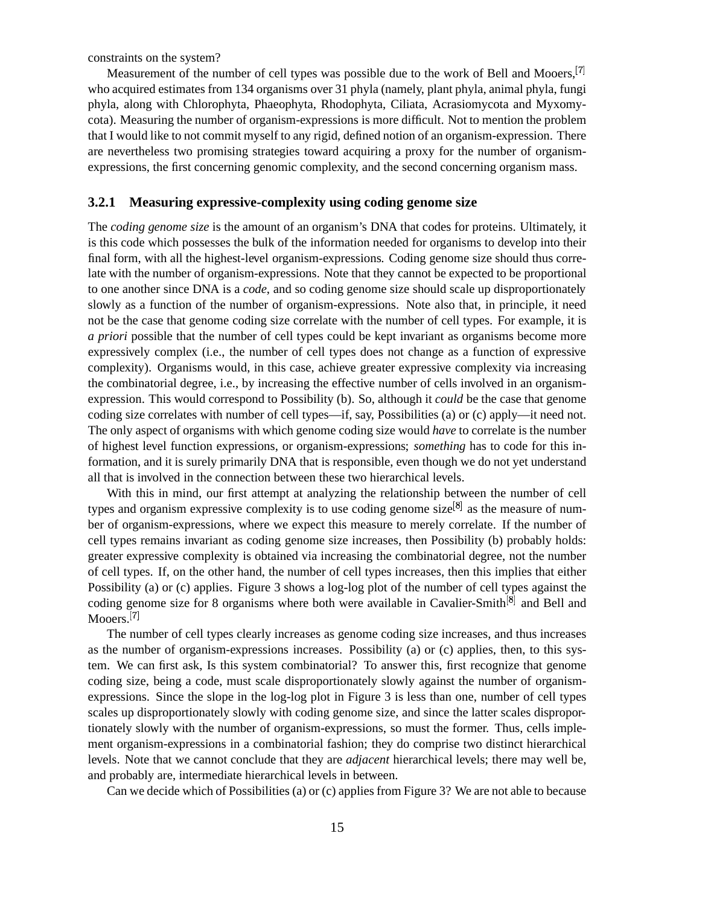constraints on the system?

Measurement of the number of cell types was possible due to the work of Bell and Mooers,[7] who acquired estimates from 134 organisms over 31 phyla (namely, plant phyla, animal phyla, fungi phyla, along with Chlorophyta, Phaeophyta, Rhodophyta, Ciliata, Acrasiomycota and Myxomycota). Measuring the number of organism-expressions is more difficult. Not to mention the problem that I would like to not commit myself to any rigid, defined notion of an organism-expression. There are nevertheless two promising strategies toward acquiring a proxy for the number of organism-expressions, the first concerning genomic complexity, and the second concerning organism mass.

### 3.2.1 Measuring expressive-complexity using coding genome size

The *coding genome size* is the amount of an organism's DNA that codes for proteins. Ultimately, it is this code which possesses the bulk of the information needed for organisms to develop into their final form, with all the highest-level organism-expressions. Coding genome size should thus correlate with the number of organism-expressions. Note that they cannot be expected to be proportional to one another since DNA is a *code*, and so coding genome size should scale up disproportionately slowly as a function of the number of organism-expressions. Note also that, in principle, it need not be the case that genome coding size correlate with the number of cell types. For example, it is *a priori* possible that the number of cell types could be kept invariant as organisms become more expressively complex (i.e., the number of cell types does not change as a function of expressive complexity). Organisms would, in this case, achieve greater expressive complexity via increasing the combinatorial degree, i.e., by increasing the effective number of cells involved in an organism-expression. This would correspond to Possibility (b). So, although it *could* be the case that genome coding size correlates with number of cell types—if, say, Possibilities (a) or (c) apply—it need not. The only aspect of organisms with which genome coding size would *have* to correlate is the number of highest level function expressions, or organism-expressions; *something* has to code for this information, and it is surely primarily DNA that is responsible, even though we do not yet understand all that is involved in the connection between these two hierarchical levels.

With this in mind, our first attempt at analyzing the relationship between the number of cell types and organism expressive complexity is to use coding genome size[8] as the measure of number of organism-expressions, where we expect this measure to merely correlate. If the number of cell types remains invariant as coding genome size increases, then Possibility (b) probably holds: greater expressive complexity is obtained via increasing the combinatorial degree, not the number of cell types. If, on the other hand, the number of cell types increases, then this implies that either Possibility (a) or (c) applies. Figure 3 shows a log-log plot of the number of cell types against the coding genome size for 8 organisms where both were available in Cavalier-Smith[8] and Bell and Mooers.[7]

The number of cell types clearly increases as genome coding size increases, and thus increases as the number of organism-expressions increases. Possibility (a) or (c) applies, then, to this system. We can first ask, Is this system combinatorial? To answer this, first recognize that genome coding size, being a code, must scale disproportionately slowly against the number of organism-expressions. Since the slope in the log-log plot in Figure 3 is less than one, number of cell types scales up disproportionately slowly with coding genome size, and since the latter scales disproportionately slowly with the number of organism-expressions, so must the former. Thus, cells implement organism-expressions in a combinatorial fashion; they do comprise two distinct hierarchical levels. Note that we cannot conclude that they are *adjacent* hierarchical levels; there may well be, and probably are, intermediate hierarchical levels in between.

Can we decide which of Possibilities (a) or (c) applies from Figure 3? We are not able to because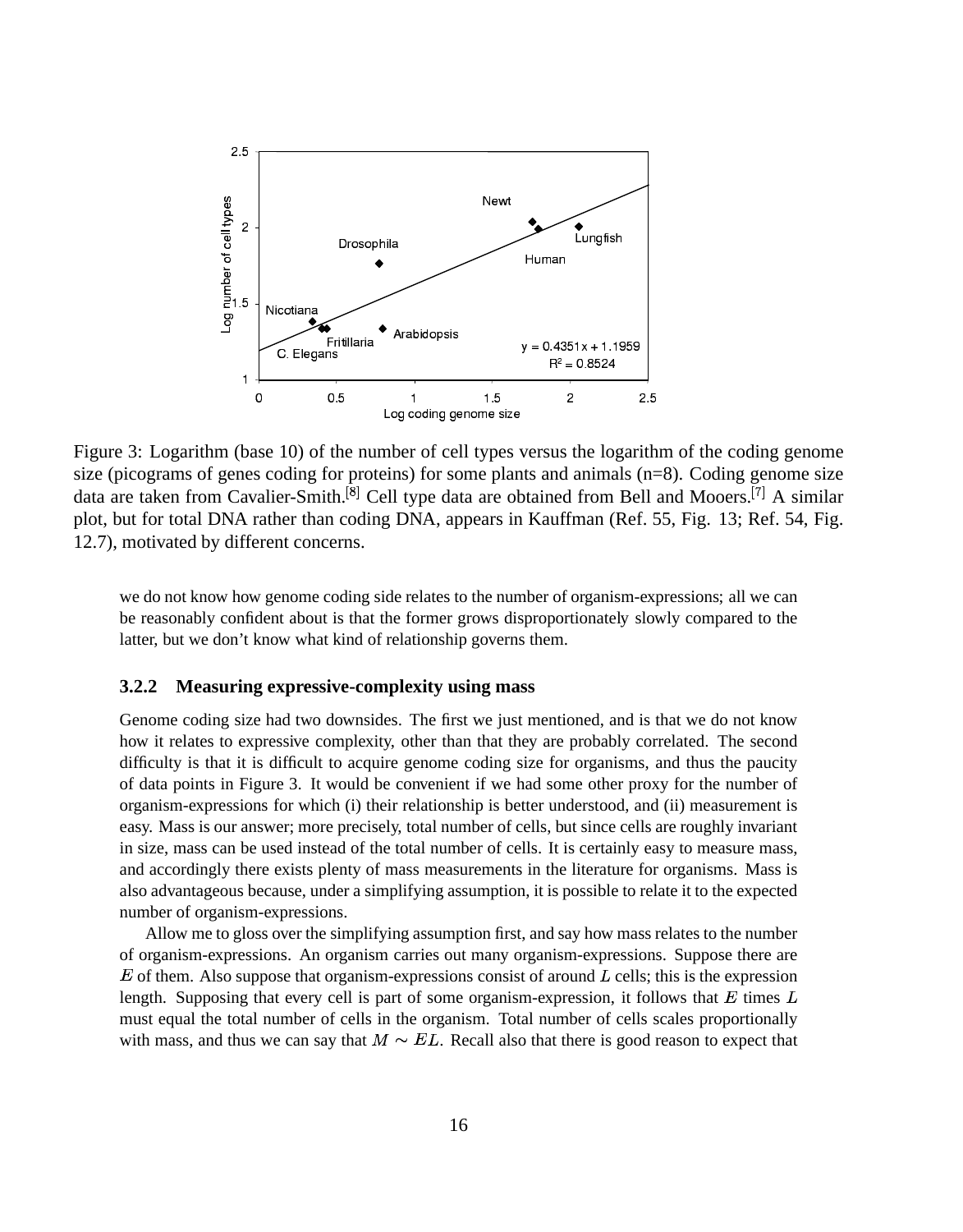Figure 3: Logarithm (base 10) of the number of cell types versus the logarithm of the coding genome size (picograms of genes coding for proteins) for some plants and animals (n=8). Coding genome size data are taken from Cavalier-Smith.[8] Cell type data are obtained from Bell and Mooers.[7] A similar plot, but for total DNA rather than coding DNA, appears in Kauffman (Ref. 55, Fig. 13; Ref. 54, Fig. 12.7), motivated by different concerns.

we do not know how genome coding side relates to the number of organism-expressions; all we can be reasonably confident about is that the former grows disproportionately slowly compared to the latter, but we don't know what kind of relationship governs them.

### 3.2.2 Measuring expressive-complexity using mass

Genome coding size had two downsides. The first we just mentioned, and is that we do not know how it relates to expressive complexity, other than that they are probably correlated. The second difficulty is that it is difficult to acquire genome coding size for organisms, and thus the paucity of data points in Figure 3. It would be convenient if we had some other proxy for the number of organism-expressions for which (i) their relationship is better understood, and (ii) measurement is easy. Mass is our answer; more precisely, total number of cells, but since cells are roughly invariant in size, mass can be used instead of the total number of cells. It is certainly easy to measure mass, and accordingly there exists plenty of mass measurements in the literature for organisms. Mass is also advantageous because, under a simplifying assumption, it is possible to relate it to the expected number of organism-expressions.

Allow me to gloss over the simplifying assumption first, and say how mass relates to the number of organism-expressions. An organism carries out many organism-expressions. Suppose there are $E$ of them. Also suppose that organism-expressions consist of around $L$ cells; this is the expression length. Supposing that every cell is part of some organism-expression, it follows that $E$ times $L$ must equal the total number of cells in the organism. Total number of cells scales proportionally with mass, and thus we can say that $M \sim EL$. Recall also that there is good reason to expect that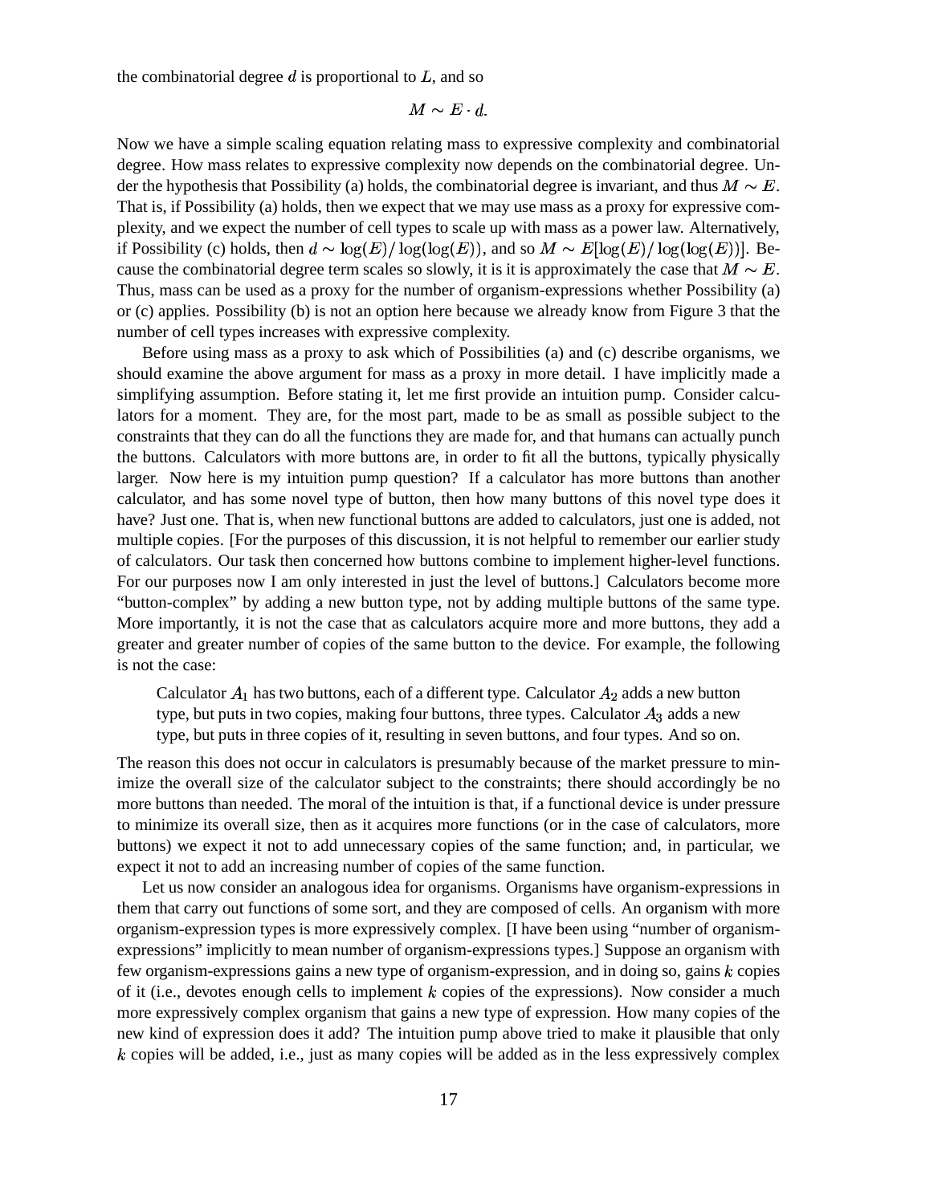the combinatorial degree $d$ is proportional to $L$, and so

$$M \sim E \cdot d.$$

Now we have a simple scaling equation relating mass to expressive complexity and combinatorial degree. How mass relates to expressive complexity now depends on the combinatorial degree. Under the hypothesis that Possibility (a) holds, the combinatorial degree is invariant, and thus $M \sim E$. That is, if Possibility (a) holds, then we expect that we may use mass as a proxy for expressive complexity, and we expect the number of cell types to scale up with mass as a power law. Alternatively, if Possibility (c) holds, then $d \sim \log(E)/\log(\log(E))$, and so $M \sim E[\log(E)/\log(\log(E))]$. Because the combinatorial degree term scales so slowly, it is it is approximately the case that $M \sim E$. Thus, mass can be used as a proxy for the number of organism-expressions whether Possibility (a) or (c) applies. Possibility (b) is not an option here because we already know from Figure 3 that the number of cell types increases with expressive complexity.

Before using mass as a proxy to ask which of Possibilities (a) and (c) describe organisms, we should examine the above argument for mass as a proxy in more detail. I have implicitly made a simplifying assumption. Before stating it, let me first provide an intuition pump. Consider calculators for a moment. They are, for the most part, made to be as small as possible subject to the constraints that they can do all the functions they are made for, and that humans can actually punch the buttons. Calculators with more buttons are, in order to fit all the buttons, typically physically larger. Now here is my intuition pump question? If a calculator has more buttons than another calculator, and has some novel type of button, then how many buttons of this novel type does it have? Just one. That is, when new functional buttons are added to calculators, just one is added, not multiple copies. [For the purposes of this discussion, it is not helpful to remember our earlier study of calculators. Our task then concerned how buttons combine to implement higher-level functions. For our purposes now I am only interested in just the level of buttons.] Calculators become more "button-complex" by adding a new button type, not by adding multiple buttons of the same type. More importantly, it is not the case that as calculators acquire more and more buttons, they add a greater and greater number of copies of the same button to the device. For example, the following is not the case:

> Calculator $A_1$ has two buttons, each of a different type. Calculator $A_2$ adds a new button type, but puts in two copies, making four buttons, three types. Calculator $A_3$ adds a new type, but puts in three copies of it, resulting in seven buttons, and four types. And so on.

The reason this does not occur in calculators is presumably because of the market pressure to minimize the overall size of the calculator subject to the constraints; there should accordingly be no more buttons than needed. The moral of the intuition is that, if a functional device is under pressure to minimize its overall size, then as it acquires more functions (or in the case of calculators, more buttons) we expect it not to add unnecessary copies of the same function; and, in particular, we expect it not to add an increasing number of copies of the same function.

Let us now consider an analogous idea for organisms. Organisms have organism-expressions in them that carry out functions of some sort, and they are composed of cells. An organism with more organism-expression types is more expressively complex. [I have been using "number of organism-expressions" implicitly to mean number of organism-expressions types.] Suppose an organism with few organism-expressions gains a new type of organism-expression, and in doing so, gains $k$ copies of it (i.e., devotes enough cells to implement $k$ copies of the expressions). Now consider a much more expressively complex organism that gains a new type of expression. How many copies of the new kind of expression does it add? The intuition pump above tried to make it plausible that only $k$ copies will be added, i.e., just as many copies will be added as in the less expressively complex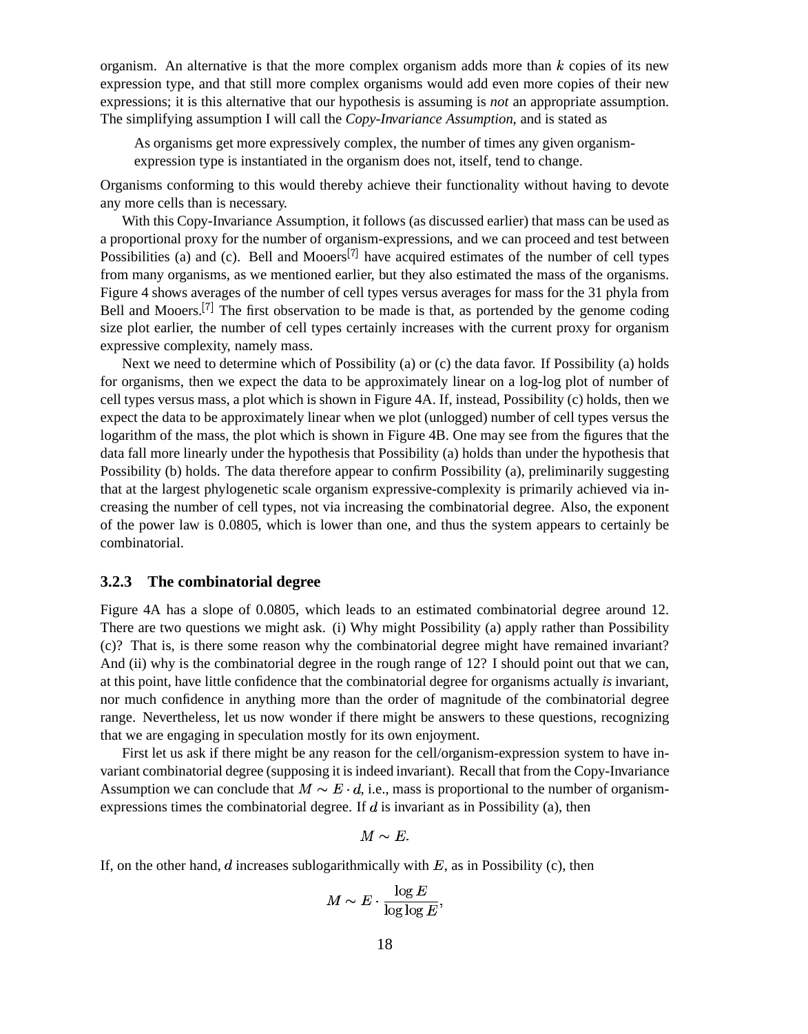organism. An alternative is that the more complex organism adds more than $k$ copies of its new expression type, and that still more complex organisms would add even more copies of their new expressions; it is this alternative that our hypothesis is assuming is *not* an appropriate assumption. The simplifying assumption I will call the *Copy-Invariance Assumption*, and is stated as

> As organisms get more expressively complex, the number of times any given organism-expression type is instantiated in the organism does not, itself, tend to change.

Organisms conforming to this would thereby achieve their functionality without having to devote any more cells than is necessary.

With this Copy-Invariance Assumption, it follows (as discussed earlier) that mass can be used as a proportional proxy for the number of organism-expressions, and we can proceed and test between Possibilities (a) and (c). Bell and Mooers[7] have acquired estimates of the number of cell types from many organisms, as we mentioned earlier, but they also estimated the mass of the organisms. Figure 4 shows averages of the number of cell types versus averages for mass for the 31 phyla from Bell and Mooers.[7] The first observation to be made is that, as portended by the genome coding size plot earlier, the number of cell types certainly increases with the current proxy for organism expressive complexity, namely mass.

Next we need to determine which of Possibility (a) or (c) the data favor. If Possibility (a) holds for organisms, then we expect the data to be approximately linear on a log-log plot of number of cell types versus mass, a plot which is shown in Figure 4A. If, instead, Possibility (c) holds, then we expect the data to be approximately linear when we plot (unlogged) number of cell types versus the logarithm of the mass, the plot which is shown in Figure 4B. One may see from the figures that the data fall more linearly under the hypothesis that Possibility (a) holds than under the hypothesis that Possibility (b) holds. The data therefore appear to confirm Possibility (a), preliminarily suggesting that at the largest phylogenetic scale organism expressive-complexity is primarily achieved via increasing the number of cell types, not via increasing the combinatorial degree. Also, the exponent of the power law is 0.0805, which is lower than one, and thus the system appears to certainly be combinatorial.

### 3.2.3 The combinatorial degree

Figure 4A has a slope of 0.0805, which leads to an estimated combinatorial degree around 12. There are two questions we might ask. (i) Why might Possibility (a) apply rather than Possibility (c)? That is, is there some reason why the combinatorial degree might have remained invariant? And (ii) why is the combinatorial degree in the rough range of 12? I should point out that we can, at this point, have little confidence that the combinatorial degree for organisms actually *is* invariant, nor much confidence in anything more than the order of magnitude of the combinatorial degree range. Nevertheless, let us now wonder if there might be answers to these questions, recognizing that we are engaging in speculation mostly for its own enjoyment.

First let us ask if there might be any reason for the cell/organism-expression system to have invariant combinatorial degree (supposing it is indeed invariant). Recall that from the Copy-Invariance Assumption we can conclude that $M \sim E \cdot d$, i.e., mass is proportional to the number of organism-expressions times the combinatorial degree. If $d$ is invariant as in Possibility (a), then

$$M \sim E.$$

If, on the other hand, $d$ increases sublogarithmically with $E$, as in Possibility (c), then

$$M \sim E \cdot \frac{\log E}{\log \log E},$$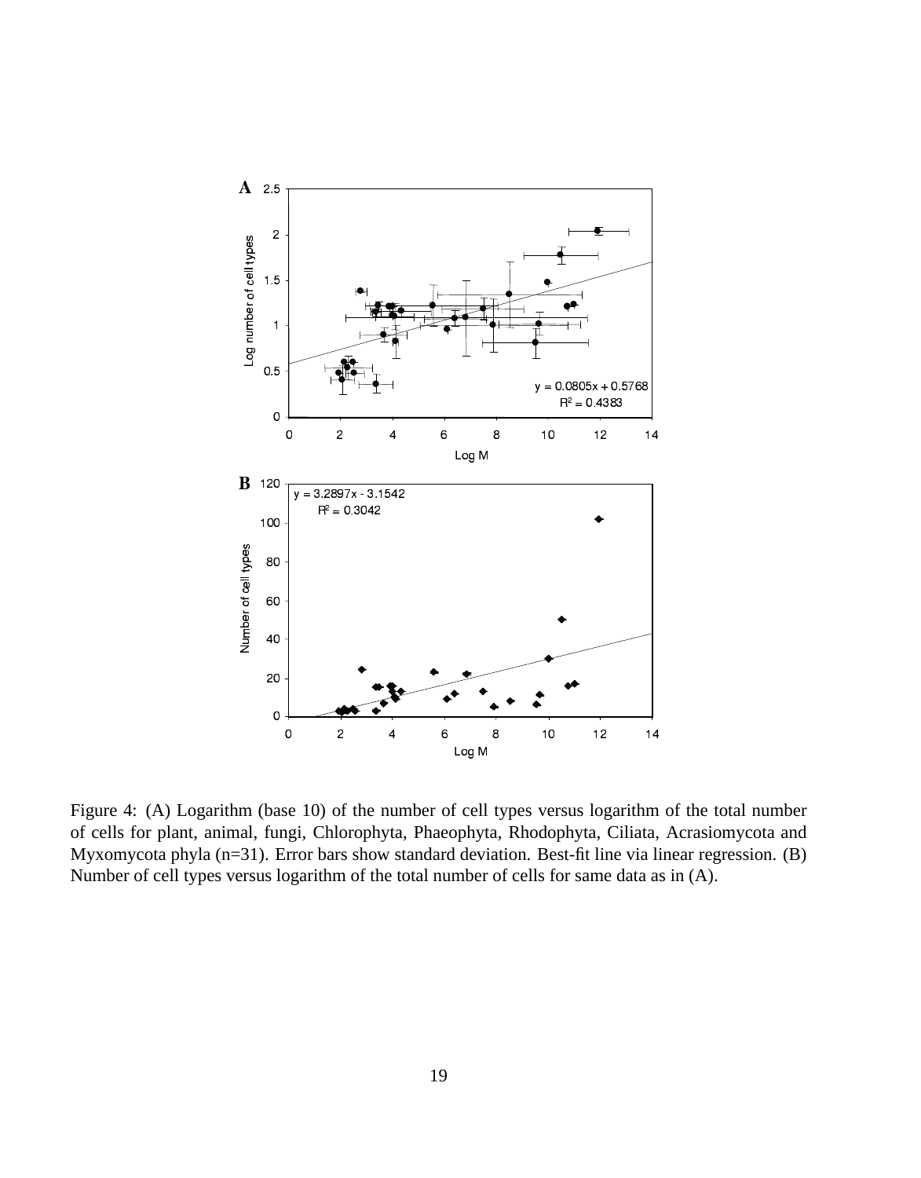Figure 4: (A) Logarithm (base 10) of the number of cell types versus logarithm of the total number of cells for plant, animal, fungi, Chlorophyta, Phaeophyta, Rhodophyta, Ciliata, Acrasiomycota and Myxomycota phyla (n=31). Error bars show standard deviation. Best-fit line via linear regression. (B) Number of cell types versus logarithm of the total number of cells for same data as in (A).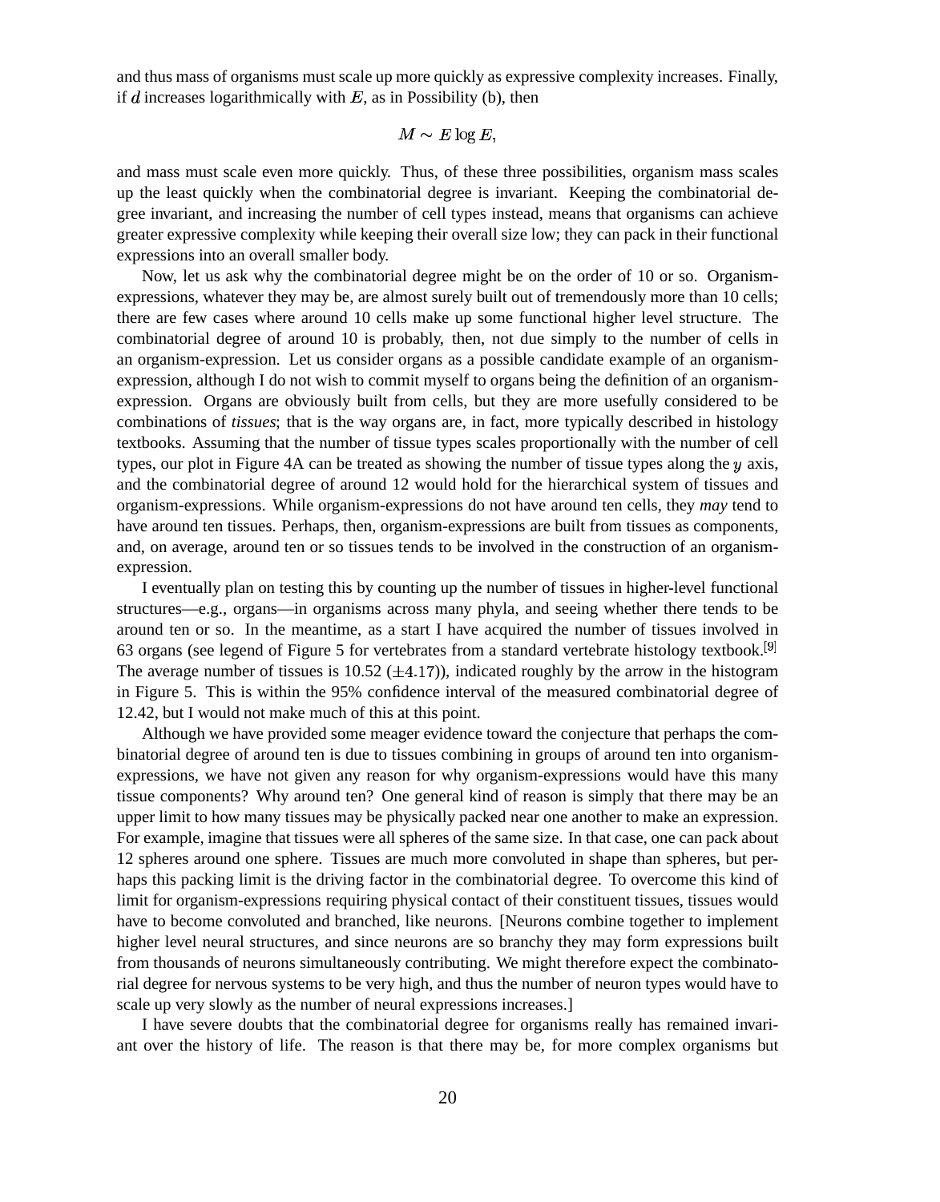and thus mass of organisms must scale up more quickly as expressive complexity increases. Finally, if $d$ increases logarithmically with $E$, as in Possibility (b), then

$$M \sim E \log E,$$

and mass must scale even more quickly. Thus, of these three possibilities, organism mass scales up the least quickly when the combinatorial degree is invariant. Keeping the combinatorial degree invariant, and increasing the number of cell types instead, means that organisms can achieve greater expressive complexity while keeping their overall size low; they can pack in their functional expressions into an overall smaller body.

Now, let us ask why the combinatorial degree might be on the order of 10 or so. Organism-expressions, whatever they may be, are almost surely built out of tremendously more than 10 cells; there are few cases where around 10 cells make up some functional higher level structure. The combinatorial degree of around 10 is probably, then, not due simply to the number of cells in an organism-expression. Let us consider organs as a possible candidate example of an organism-expression, although I do not wish to commit myself to organs being the definition of an organism-expression. Organs are obviously built from cells, but they are more usefully considered to be combinations of *tissues*; that is the way organs are, in fact, more typically described in histology textbooks. Assuming that the number of tissue types scales proportionally with the number of cell types, our plot in Figure 4A can be treated as showing the number of tissue types along the $y$ axis, and the combinatorial degree of around 12 would hold for the hierarchical system of tissues and organism-expressions. While organism-expressions do not have around ten cells, they *may* tend to have around ten tissues. Perhaps, then, organism-expressions are built from tissues as components, and, on average, around ten or so tissues tends to be involved in the construction of an organism-expression.

I eventually plan on testing this by counting up the number of tissues in higher-level functional structures—e.g., organs—in organisms across many phyla, and seeing whether there tends to be around ten or so. In the meantime, as a start I have acquired the number of tissues involved in 63 organs (see legend of Figure 5 for vertebrates from a standard vertebrate histology textbook.[9] The average number of tissues is 10.52 ($\pm 4.17$)), indicated roughly by the arrow in the histogram in Figure 5. This is within the 95% confidence interval of the measured combinatorial degree of 12.42, but I would not make much of this at this point.

Although we have provided some meager evidence toward the conjecture that perhaps the combinatorial degree of around ten is due to tissues combining in groups of around ten into organism-expressions, we have not given any reason for why organism-expressions would have this many tissue components? Why around ten? One general kind of reason is simply that there may be an upper limit to how many tissues may be physically packed near one another to make an expression. For example, imagine that tissues were all spheres of the same size. In that case, one can pack about 12 spheres around one sphere. Tissues are much more convoluted in shape than spheres, but perhaps this packing limit is the driving factor in the combinatorial degree. To overcome this kind of limit for organism-expressions requiring physical contact of their constituent tissues, tissues would have to become convoluted and branched, like neurons. [Neurons combine together to implement higher level neural structures, and since neurons are so branchy they may form expressions built from thousands of neurons simultaneously contributing. We might therefore expect the combinatorial degree for nervous systems to be very high, and thus the number of neuron types would have to scale up very slowly as the number of neural expressions increases.]

I have severe doubts that the combinatorial degree for organisms really has remained invariant over the history of life. The reason is that there may be, for more complex organisms but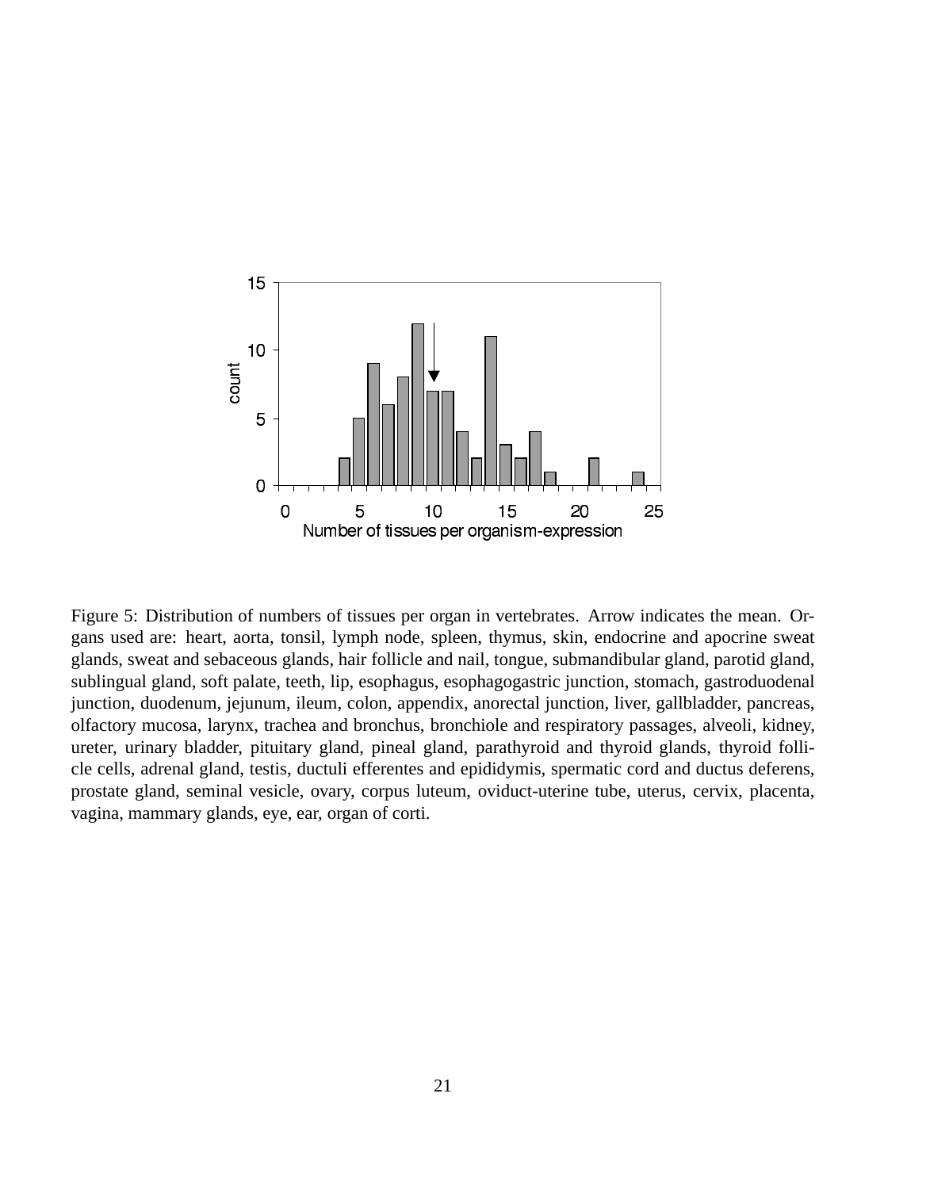Figure 5: Distribution of numbers of tissues per organ in vertebrates. Arrow indicates the mean. Organs used are: heart, aorta, tonsil, lymph node, spleen, thymus, skin, endocrine and apocrine sweat glands, sweat and sebaceous glands, hair follicle and nail, tongue, submandibular gland, parotid gland, sublingual gland, soft palate, teeth, lip, esophagus, esophagogastric junction, stomach, gastroduodenal junction, duodenum, jejunum, ileum, colon, appendix, anorectal junction, liver, gallbladder, pancreas, olfactory mucosa, larynx, trachea and bronchus, bronchiole and respiratory passages, alveoli, kidney, ureter, urinary bladder, pituitary gland, pineal gland, parathyroid and thyroid glands, thyroid follicle cells, adrenal gland, testis, ductuli efferentes and epididymis, spermatic cord and ductus deferens, prostate gland, seminal vesicle, ovary, corpus luteum, oviduct-uterine tube, uterus, cervix, placenta, vagina, mammary glands, eye, ear, organ of corti.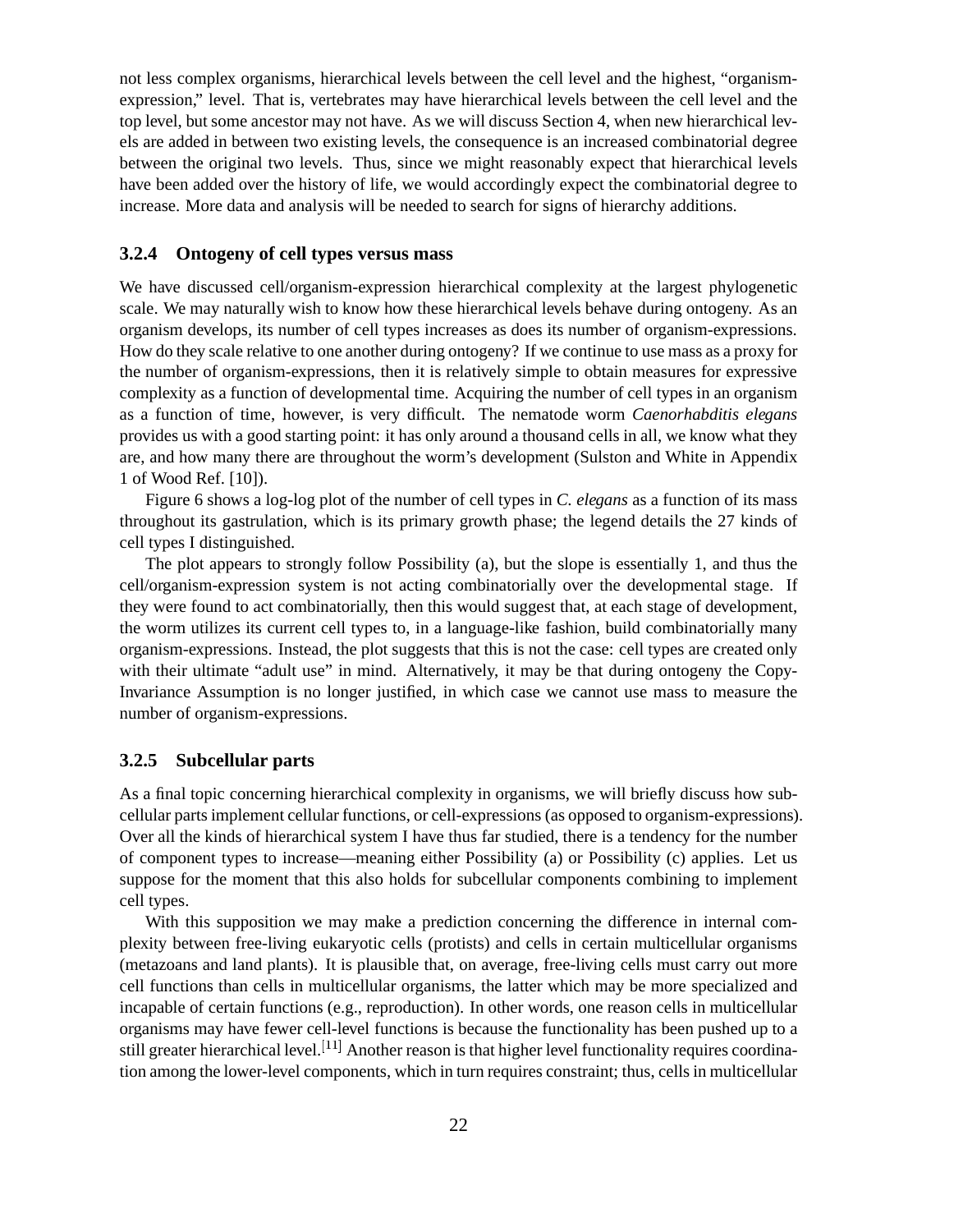not less complex organisms, hierarchical levels between the cell level and the highest, "organism-expression," level. That is, vertebrates may have hierarchical levels between the cell level and the top level, but some ancestor may not have. As we will discuss Section 4, when new hierarchical levels are added in between two existing levels, the consequence is an increased combinatorial degree between the original two levels. Thus, since we might reasonably expect that hierarchical levels have been added over the history of life, we would accordingly expect the combinatorial degree to increase. More data and analysis will be needed to search for signs of hierarchy additions.

### 3.2.4 Ontogeny of cell types versus mass

We have discussed cell/organism-expression hierarchical complexity at the largest phylogenetic scale. We may naturally wish to know how these hierarchical levels behave during ontogeny. As an organism develops, its number of cell types increases as does its number of organism-expressions. How do they scale relative to one another during ontogeny? If we continue to use mass as a proxy for the number of organism-expressions, then it is relatively simple to obtain measures for expressive complexity as a function of developmental time. Acquiring the number of cell types in an organism as a function of time, however, is very difficult. The nematode worm *Caenorhabditis elegans* provides us with a good starting point: it has only around a thousand cells in all, we know what they are, and how many there are throughout the worm's development (Sulston and White in Appendix 1 of Wood Ref. [10]).

Figure 6 shows a log-log plot of the number of cell types in *C. elegans* as a function of its mass throughout its gastrulation, which is its primary growth phase; the legend details the 27 kinds of cell types I distinguished.

The plot appears to strongly follow Possibility (a), but the slope is essentially 1, and thus the cell/organism-expression system is not acting combinatorially over the developmental stage. If they were found to act combinatorially, then this would suggest that, at each stage of development, the worm utilizes its current cell types to, in a language-like fashion, build combinatorially many organism-expressions. Instead, the plot suggests that this is not the case: cell types are created only with their ultimate "adult use" in mind. Alternatively, it may be that during ontogeny the Copy-Invariance Assumption is no longer justified, in which case we cannot use mass to measure the number of organism-expressions.

### 3.2.5 Subcellular parts

As a final topic concerning hierarchical complexity in organisms, we will briefly discuss how subcellular parts implement cellular functions, or cell-expressions (as opposed to organism-expressions). Over all the kinds of hierarchical system I have thus far studied, there is a tendency for the number of component types to increase—meaning either Possibility (a) or Possibility (c) applies. Let us suppose for the moment that this also holds for subcellular components combining to implement cell types.

With this supposition we may make a prediction concerning the difference in internal complexity between free-living eukaryotic cells (protists) and cells in certain multicellular organisms (metazoans and land plants). It is plausible that, on average, free-living cells must carry out more cell functions than cells in multicellular organisms, the latter which may be more specialized and incapable of certain functions (e.g., reproduction). In other words, one reason cells in multicellular organisms may have fewer cell-level functions is because the functionality has been pushed up to a still greater hierarchical level.[11] Another reason is that higher level functionality requires coordination among the lower-level components, which in turn requires constraint; thus, cells in multicellular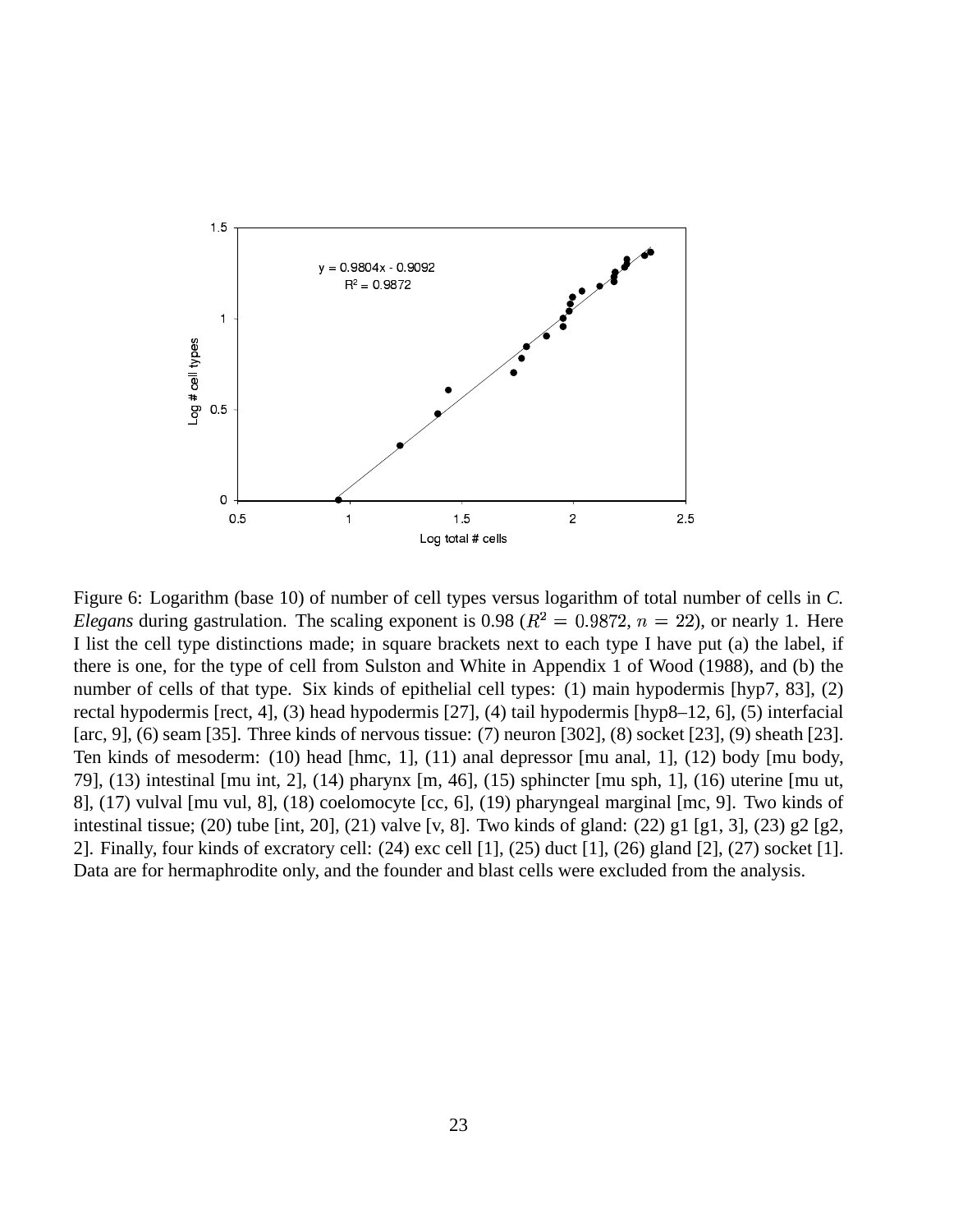Figure 6: Logarithm (base 10) of number of cell types versus logarithm of total number of cells in *C. Elegans* during gastrulation. The scaling exponent is 0.98 ($R^2 = 0.9872$, $n = 22$), or nearly 1. Here I list the cell type distinctions made; in square brackets next to each type I have put (a) the label, if there is one, for the type of cell from Sulston and White in Appendix 1 of Wood (1988), and (b) the number of cells of that type. Six kinds of epithelial cell types: (1) main hypodermis [hyp7, 83], (2) rectal hypodermis [rect, 4], (3) head hypodermis [27], (4) tail hypodermis [hyp8–12, 6], (5) interfacial [arc, 9], (6) seam [35]. Three kinds of nervous tissue: (7) neuron [302], (8) socket [23], (9) sheath [23]. Ten kinds of mesoderm: (10) head [hmc, 1], (11) anal depressor [mu anal, 1], (12) body [mu body, 79], (13) intestinal [mu int, 2], (14) pharynx [m, 46], (15) sphincter [mu sph, 1], (16) uterine [mu ut, 8], (17) vulval [mu vul, 8], (18) coelomocyte [cc, 6], (19) pharyngeal marginal [mc, 9]. Two kinds of intestinal tissue; (20) tube [int, 20], (21) valve [v, 8]. Two kinds of gland: (22) g1 [g1, 3], (23) g2 [g2, 2]. Finally, four kinds of excratory cell: (24) exc cell [1], (25) duct [1], (26) gland [2], (27) socket [1]. Data are for hermaphrodite only, and the founder and blast cells were excluded from the analysis.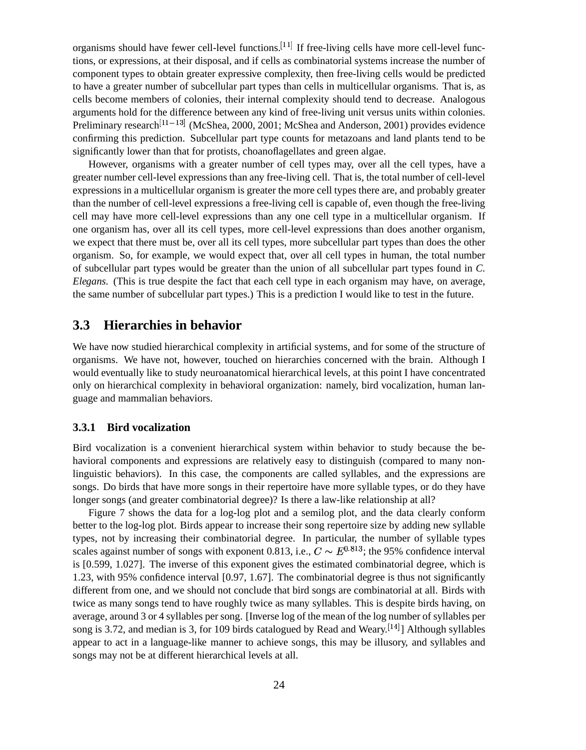organisms should have fewer cell-level functions.[11] If free-living cells have more cell-level functions, or expressions, at their disposal, and if cells as combinatorial systems increase the number of component types to obtain greater expressive complexity, then free-living cells would be predicted to have a greater number of subcellular part types than cells in multicellular organisms. That is, as cells become members of colonies, their internal complexity should tend to decrease. Analogous arguments hold for the difference between any kind of free-living unit versus units within colonies. Preliminary research[11−13] (McShea, 2000, 2001; McShea and Anderson, 2001) provides evidence confirming this prediction. Subcellular part type counts for metazoans and land plants tend to be significantly lower than that for protists, choanoflagellates and green algae.

However, organisms with a greater number of cell types may, over all the cell types, have a greater number cell-level expressions than any free-living cell. That is, the total number of cell-level expressions in a multicellular organism is greater the more cell types there are, and probably greater than the number of cell-level expressions a free-living cell is capable of, even though the free-living cell may have more cell-level expressions than any one cell type in a multicellular organism. If one organism has, over all its cell types, more cell-level expressions than does another organism, we expect that there must be, over all its cell types, more subcellular part types than does the other organism. So, for example, we would expect that, over all cell types in human, the total number of subcellular part types would be greater than the union of all subcellular part types found in *C. Elegans*. (This is true despite the fact that each cell type in each organism may have, on average, the same number of subcellular part types.) This is a prediction I would like to test in the future.

## 3.3 Hierarchies in behavior

We have now studied hierarchical complexity in artificial systems, and for some of the structure of organisms. We have not, however, touched on hierarchies concerned with the brain. Although I would eventually like to study neuroanatomical hierarchical levels, at this point I have concentrated only on hierarchical complexity in behavioral organization: namely, bird vocalization, human language and mammalian behaviors.

### 3.3.1 Bird vocalization

Bird vocalization is a convenient hierarchical system within behavior to study because the behavioral components and expressions are relatively easy to distinguish (compared to many non-linguistic behaviors). In this case, the components are called syllables, and the expressions are songs. Do birds that have more songs in their repertoire have more syllable types, or do they have longer songs (and greater combinatorial degree)? Is there a law-like relationship at all?

Figure 7 shows the data for a log-log plot and a semilog plot, and the data clearly conform better to the log-log plot. Birds appear to increase their song repertoire size by adding new syllable types, not by increasing their combinatorial degree. In particular, the number of syllable types scales against number of songs with exponent 0.813, i.e., $C \sim E^{0.813}$; the 95% confidence interval is [0.599, 1.027]. The inverse of this exponent gives the estimated combinatorial degree, which is 1.23, with 95% confidence interval [0.97, 1.67]. The combinatorial degree is thus not significantly different from one, and we should not conclude that bird songs are combinatorial at all. Birds with twice as many songs tend to have roughly twice as many syllables. This is despite birds having, on average, around 3 or 4 syllables per song. [Inverse log of the mean of the log number of syllables per song is 3.72, and median is 3, for 109 birds catalogued by Read and Weary.[14]] Although syllables appear to act in a language-like manner to achieve songs, this may be illusory, and syllables and songs may not be at different hierarchical levels at all.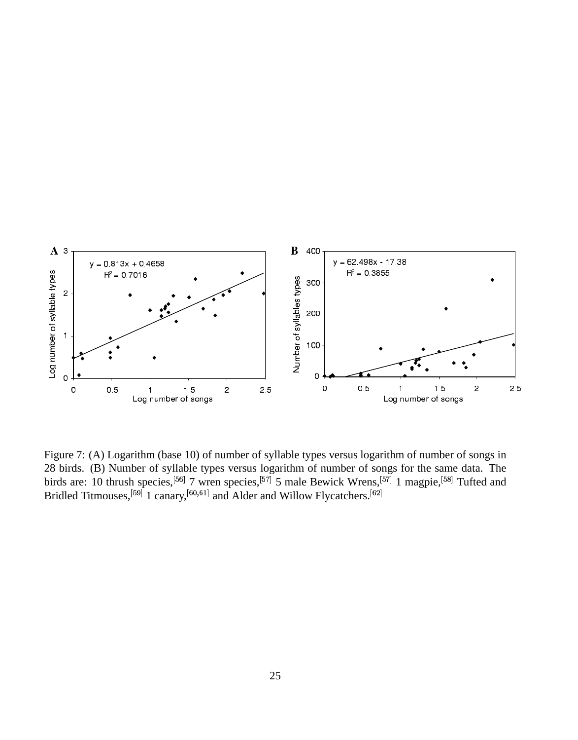Figure 7: (A) Logarithm (base 10) of number of syllable types versus logarithm of number of songs in 28 birds. (B) Number of syllable types versus logarithm of number of songs for the same data. The birds are: 10 thrush species,[56] 7 wren species,[57] 5 male Bewick Wrens,[57] 1 magpie,[58] Tufted and Bridled Titmouses,[59] 1 canary,[60,61] and Alder and Willow Flycatchers.[62]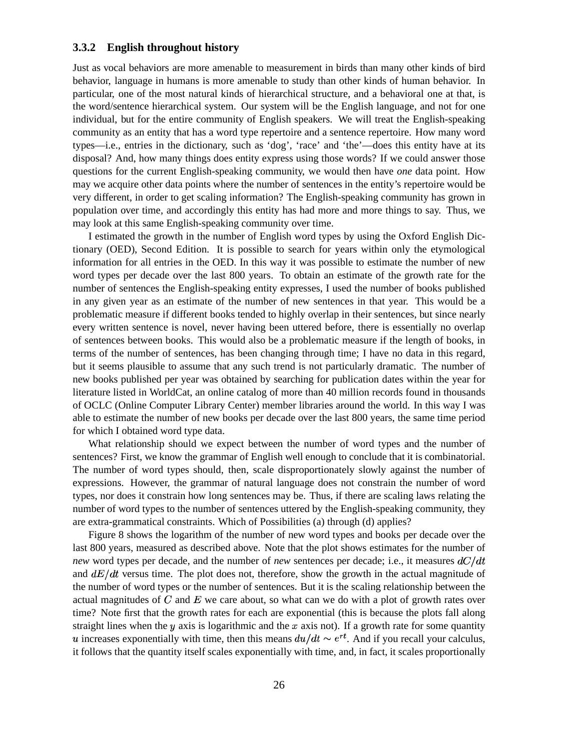### 3.3.2 English throughout history

Just as vocal behaviors are more amenable to measurement in birds than many other kinds of bird behavior, language in humans is more amenable to study than other kinds of human behavior. In particular, one of the most natural kinds of hierarchical structure, and a behavioral one at that, is the word/sentence hierarchical system. Our system will be the English language, and not for one individual, but for the entire community of English speakers. We will treat the English-speaking community as an entity that has a word type repertoire and a sentence repertoire. How many word types—i.e., entries in the dictionary, such as 'dog', 'race' and 'the'—does this entity have at its disposal? And, how many things does entity express using those words? If we could answer those questions for the current English-speaking community, we would then have *one* data point. How may we acquire other data points where the number of sentences in the entity's repertoire would be very different, in order to get scaling information? The English-speaking community has grown in population over time, and accordingly this entity has had more and more things to say. Thus, we may look at this same English-speaking community over time.

I estimated the growth in the number of English word types by using the Oxford English Dictionary (OED), Second Edition. It is possible to search for years within only the etymological information for all entries in the OED. In this way it was possible to estimate the number of new word types per decade over the last 800 years. To obtain an estimate of the growth rate for the number of sentences the English-speaking entity expresses, I used the number of books published in any given year as an estimate of the number of new sentences in that year. This would be a problematic measure if different books tended to highly overlap in their sentences, but since nearly every written sentence is novel, never having been uttered before, there is essentially no overlap of sentences between books. This would also be a problematic measure if the length of books, in terms of the number of sentences, has been changing through time; I have no data in this regard, but it seems plausible to assume that any such trend is not particularly dramatic. The number of new books published per year was obtained by searching for publication dates within the year for literature listed in WorldCat, an online catalog of more than 40 million records found in thousands of OCLC (Online Computer Library Center) member libraries around the world. In this way I was able to estimate the number of new books per decade over the last 800 years, the same time period for which I obtained word type data.

What relationship should we expect between the number of word types and the number of sentences? First, we know the grammar of English well enough to conclude that it is combinatorial. The number of word types should, then, scale disproportionately slowly against the number of expressions. However, the grammar of natural language does not constrain the number of word types, nor does it constrain how long sentences may be. Thus, if there are scaling laws relating the number of word types to the number of sentences uttered by the English-speaking community, they are extra-grammatical constraints. Which of Possibilities (a) through (d) applies?

Figure 8 shows the logarithm of the number of new word types and books per decade over the last 800 years, measured as described above. Note that the plot shows estimates for the number of *new* word types per decade, and the number of *new* sentences per decade; i.e., it measures $dC/dt$ and $dE/dt$ versus time. The plot does not, therefore, show the growth in the actual magnitude of the number of word types or the number of sentences. But it is the scaling relationship between the actual magnitudes of $C$ and $E$ we care about, so what can we do with a plot of growth rates over time? Note first that the growth rates for each are exponential (this is because the plots fall along straight lines when the $y$ axis is logarithmic and the $x$ axis not). If a growth rate for some quantity $u$ increases exponentially with time, then this means $du/dt \sim e^{rt}$. And if you recall your calculus, it follows that the quantity itself scales exponentially with time, and, in fact, it scales proportionally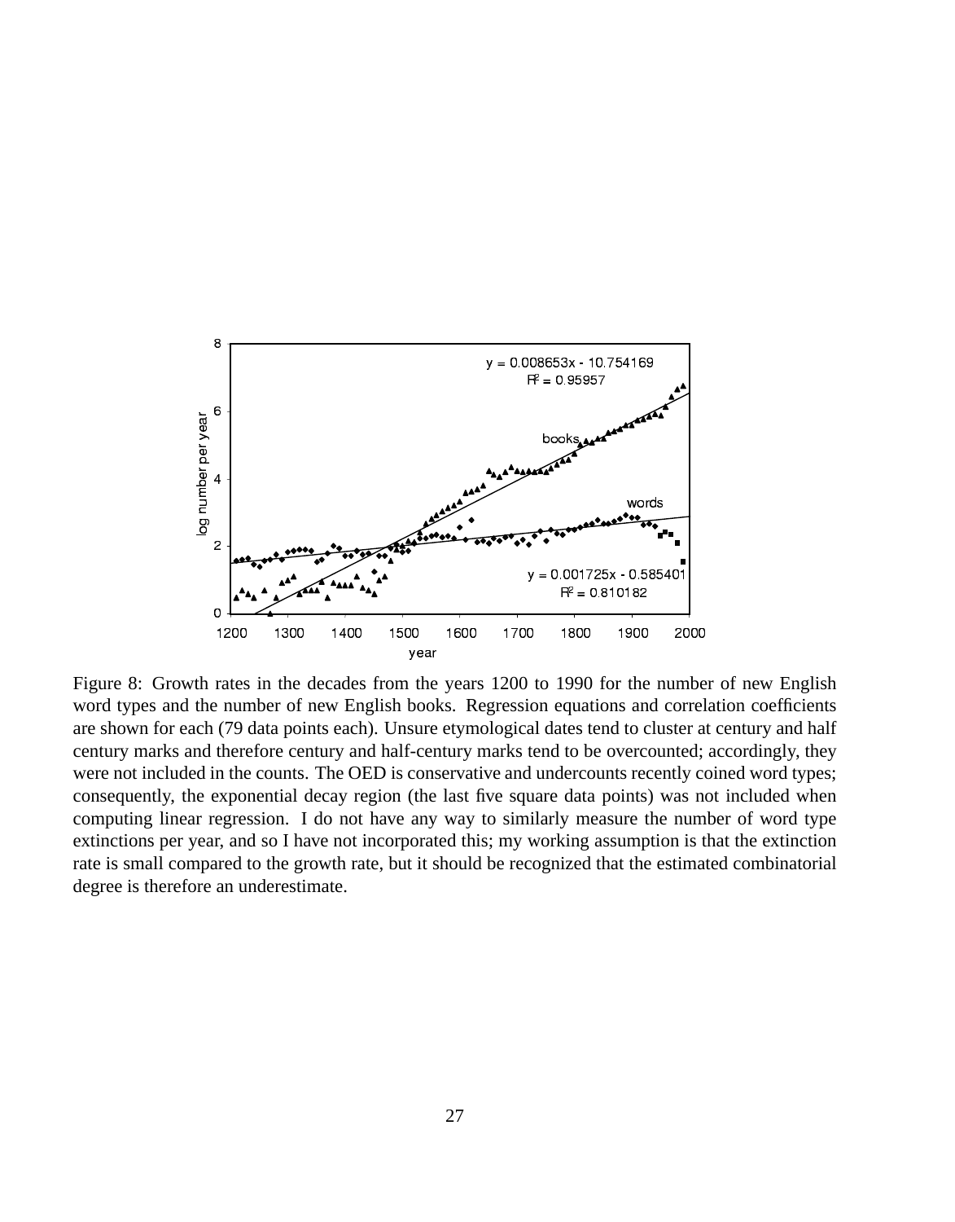Figure 8: Growth rates in the decades from the years 1200 to 1990 for the number of new English word types and the number of new English books. Regression equations and correlation coefficients are shown for each (79 data points each). Unsure etymological dates tend to cluster at century and half century marks and therefore century and half-century marks tend to be overcounted; accordingly, they were not included in the counts. The OED is conservative and undercounts recently coined word types; consequently, the exponential decay region (the last five square data points) was not included when computing linear regression. I do not have any way to similarly measure the number of word type extinctions per year, and so I have not incorporated this; my working assumption is that the extinction rate is small compared to the growth rate, but it should be recognized that the estimated combinatorial degree is therefore an underestimate.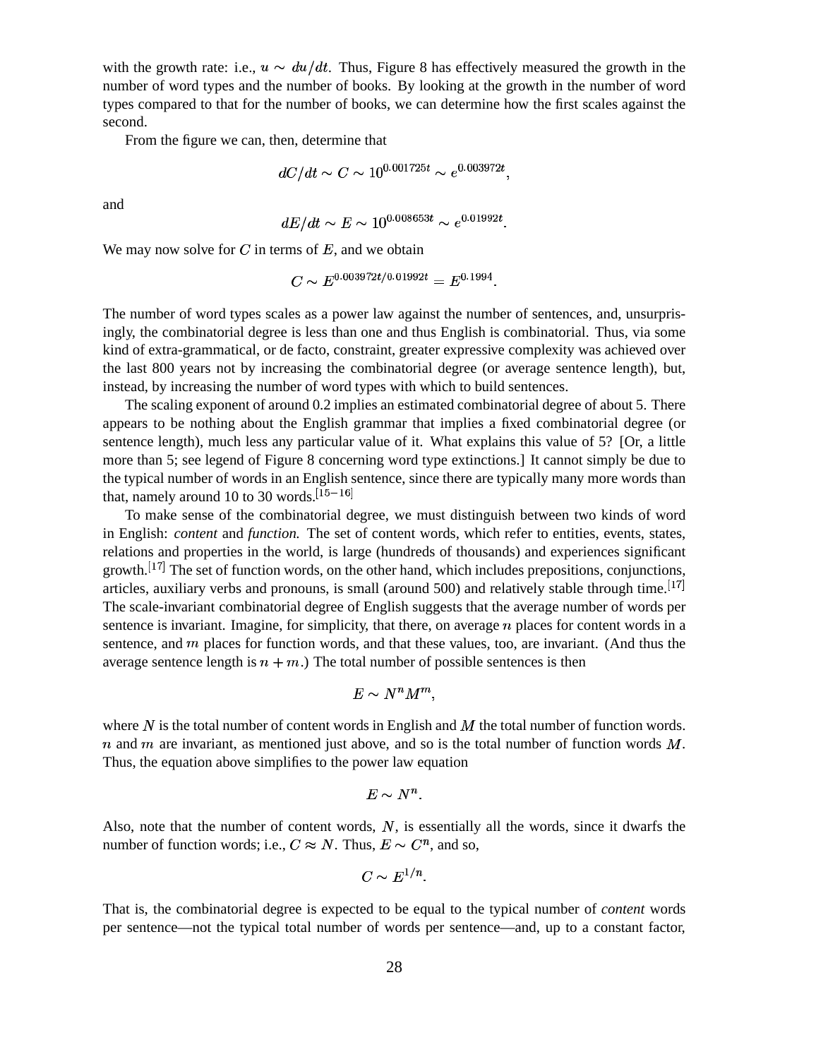with the growth rate: i.e., $u \sim du/dt$. Thus, Figure 8 has effectively measured the growth in the number of word types and the number of books. By looking at the growth in the number of word types compared to that for the number of books, we can determine how the first scales against the second.

From the figure we can, then, determine that

$$dC/dt \sim C \sim 10^{0.001725t} \sim e^{0.003972t},$$

and

$$dE/dt \sim E \sim 10^{0.008653t} \sim e^{0.01992t}.$$

We may now solve for $C$ in terms of $E$, and we obtain

$$C \sim E^{0.003972t/0.01992t} = E^{0.1994}.$$

The number of word types scales as a power law against the number of sentences, and, unsurprisingly, the combinatorial degree is less than one and thus English is combinatorial. Thus, via some kind of extra-grammatical, or de facto, constraint, greater expressive complexity was achieved over the last 800 years not by increasing the combinatorial degree (or average sentence length), but, instead, by increasing the number of word types with which to build sentences.

The scaling exponent of around 0.2 implies an estimated combinatorial degree of about 5. There appears to be nothing about the English grammar that implies a fixed combinatorial degree (or sentence length), much less any particular value of it. What explains this value of 5? [Or, a little more than 5; see legend of Figure 8 concerning word type extinctions.] It cannot simply be due to the typical number of words in an English sentence, since there are typically many more words than that, namely around 10 to 30 words.[15–16]

To make sense of the combinatorial degree, we must distinguish between two kinds of word in English: *content* and *function.* The set of content words, which refer to entities, events, states, relations and properties in the world, is large (hundreds of thousands) and experiences significant growth.[17] The set of function words, on the other hand, which includes prepositions, conjunctions, articles, auxiliary verbs and pronouns, is small (around 500) and relatively stable through time.[17] The scale-invariant combinatorial degree of English suggests that the average number of words per sentence is invariant. Imagine, for simplicity, that there, on average $n$ places for content words in a sentence, and $m$ places for function words, and that these values, too, are invariant. (And thus the average sentence length is $n + m$.) The total number of possible sentences is then

$$E \sim N^n M^m,$$

where $N$ is the total number of content words in English and $M$ the total number of function words. $n$ and $m$ are invariant, as mentioned just above, and so is the total number of function words $M$. Thus, the equation above simplifies to the power law equation

$$E \sim N^n.$$

Also, note that the number of content words, $N$, is essentially all the words, since it dwarfs the number of function words; i.e., $C \approx N$. Thus, $E \sim C^n$, and so,

$$C \sim E^{1/n}.$$

That is, the combinatorial degree is expected to be equal to the typical number of *content* words per sentence—not the typical total number of words per sentence—and, up to a constant factor,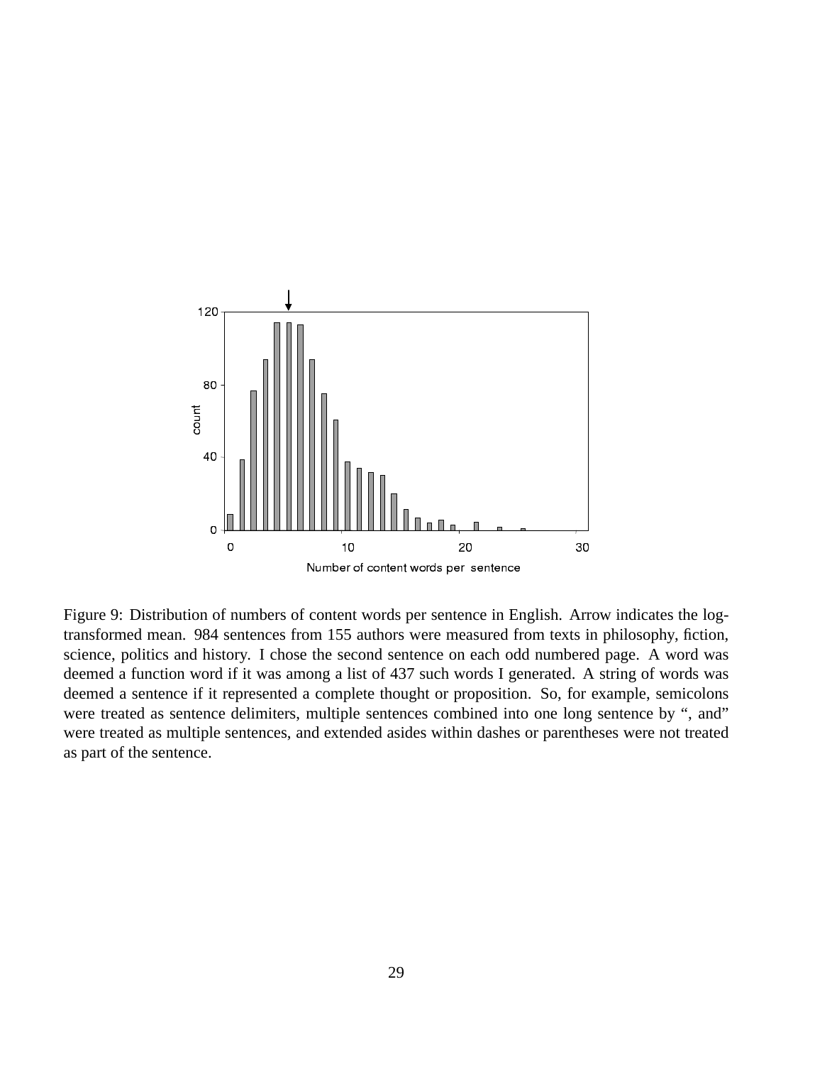Figure 9: Distribution of numbers of content words per sentence in English. Arrow indicates the log-transformed mean. 984 sentences from 155 authors were measured from texts in philosophy, fiction, science, politics and history. I chose the second sentence on each odd numbered page. A word was deemed a function word if it was among a list of 437 such words I generated. A string of words was deemed a sentence if it represented a complete thought or proposition. So, for example, semicolons were treated as sentence delimiters, multiple sentences combined into one long sentence by ", and" were treated as multiple sentences, and extended asides within dashes or parentheses were not treated as part of the sentence.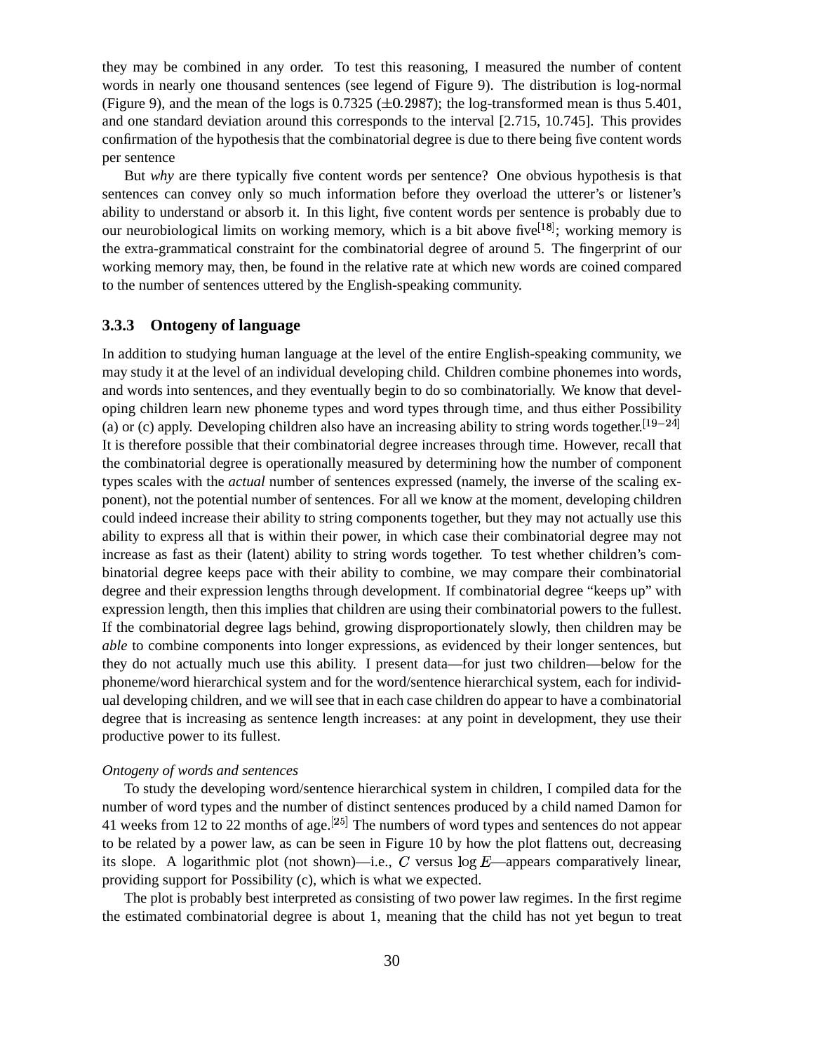they may be combined in any order. To test this reasoning, I measured the number of content words in nearly one thousand sentences (see legend of Figure 9). The distribution is log-normal (Figure 9), and the mean of the logs is 0.7325 ($\pm 0.2987$); the log-transformed mean is thus 5.401, and one standard deviation around this corresponds to the interval [2.715, 10.745]. This provides confirmation of the hypothesis that the combinatorial degree is due to there being five content words per sentence

But *why* are there typically five content words per sentence? One obvious hypothesis is that sentences can convey only so much information before they overload the utterer's or listener's ability to understand or absorb it. In this light, five content words per sentence is probably due to our neurobiological limits on working memory, which is a bit above five[18]; working memory is the extra-grammatical constraint for the combinatorial degree of around 5. The fingerprint of our working memory may, then, be found in the relative rate at which new words are coined compared to the number of sentences uttered by the English-speaking community.

### 3.3.3 Ontogeny of language

In addition to studying human language at the level of the entire English-speaking community, we may study it at the level of an individual developing child. Children combine phonemes into words, and words into sentences, and they eventually begin to do so combinatorially. We know that developing children learn new phoneme types and word types through time, and thus either Possibility (a) or (c) apply. Developing children also have an increasing ability to string words together.[19−24] It is therefore possible that their combinatorial degree increases through time. However, recall that the combinatorial degree is operationally measured by determining how the number of component types scales with the *actual* number of sentences expressed (namely, the inverse of the scaling exponent), not the potential number of sentences. For all we know at the moment, developing children could indeed increase their ability to string components together, but they may not actually use this ability to express all that is within their power, in which case their combinatorial degree may not increase as fast as their (latent) ability to string words together. To test whether children's combinatorial degree keeps pace with their ability to combine, we may compare their combinatorial degree and their expression lengths through development. If combinatorial degree "keeps up" with expression length, then this implies that children are using their combinatorial powers to the fullest. If the combinatorial degree lags behind, growing disproportionately slowly, then children may be *able* to combine components into longer expressions, as evidenced by their longer sentences, but they do not actually much use this ability. I present data—for just two children—below for the phoneme/word hierarchical system and for the word/sentence hierarchical system, each for individual developing children, and we will see that in each case children do appear to have a combinatorial degree that is increasing as sentence length increases: at any point in development, they use their productive power to its fullest.

*Ontogeny of words and sentences*

To study the developing word/sentence hierarchical system in children, I compiled data for the number of word types and the number of distinct sentences produced by a child named Damon for 41 weeks from 12 to 22 months of age.[25] The numbers of word types and sentences do not appear to be related by a power law, as can be seen in Figure 10 by how the plot flattens out, decreasing its slope. A logarithmic plot (not shown)—i.e., $C$ versus $\log E$—appears comparatively linear, providing support for Possibility (c), which is what we expected.

The plot is probably best interpreted as consisting of two power law regimes. In the first regime the estimated combinatorial degree is about 1, meaning that the child has not yet begun to treat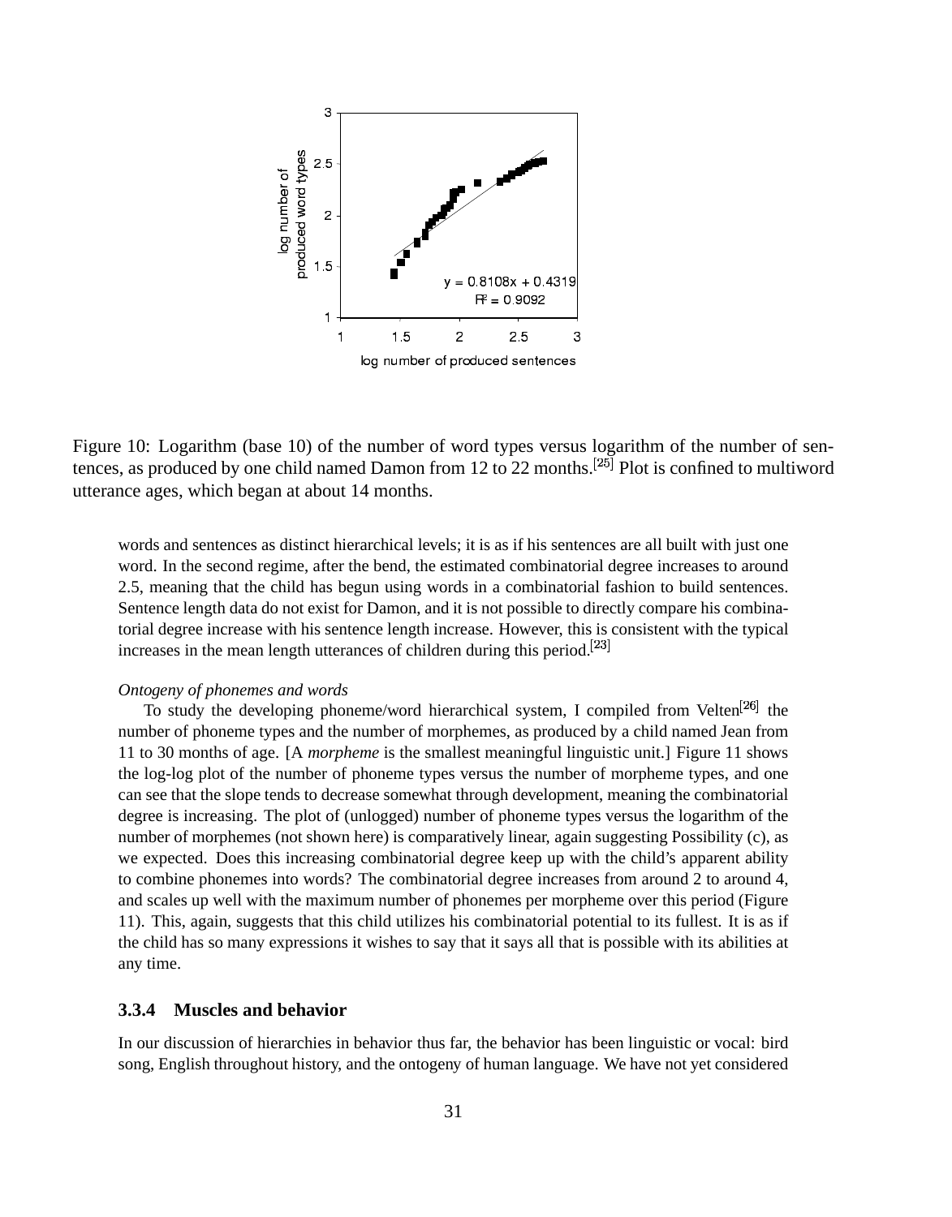Figure 10: Logarithm (base 10) of the number of word types versus logarithm of the number of sentences, as produced by one child named Damon from 12 to 22 months.[25] Plot is confined to multiword utterance ages, which began at about 14 months.

words and sentences as distinct hierarchical levels; it is as if his sentences are all built with just one word. In the second regime, after the bend, the estimated combinatorial degree increases to around 2.5, meaning that the child has begun using words in a combinatorial fashion to build sentences. Sentence length data do not exist for Damon, and it is not possible to directly compare his combinatorial degree increase with his sentence length increase. However, this is consistent with the typical increases in the mean length utterances of children during this period.[23]

*Ontogeny of phonemes and words*

To study the developing phoneme/word hierarchical system, I compiled from Velten[26] the number of phoneme types and the number of morphemes, as produced by a child named Jean from 11 to 30 months of age. [A *morpheme* is the smallest meaningful linguistic unit.] Figure 11 shows the log-log plot of the number of phoneme types versus the number of morpheme types, and one can see that the slope tends to decrease somewhat through development, meaning the combinatorial degree is increasing. The plot of (unlogged) number of phoneme types versus the logarithm of the number of morphemes (not shown here) is comparatively linear, again suggesting Possibility (c), as we expected. Does this increasing combinatorial degree keep up with the child's apparent ability to combine phonemes into words? The combinatorial degree increases from around 2 to around 4, and scales up well with the maximum number of phonemes per morpheme over this period (Figure 11). This, again, suggests that this child utilizes his combinatorial potential to its fullest. It is as if the child has so many expressions it wishes to say that it says all that is possible with its abilities at any time.

### 3.3.4 Muscles and behavior

In our discussion of hierarchies in behavior thus far, the behavior has been linguistic or vocal: bird song, English throughout history, and the ontogeny of human language. We have not yet considered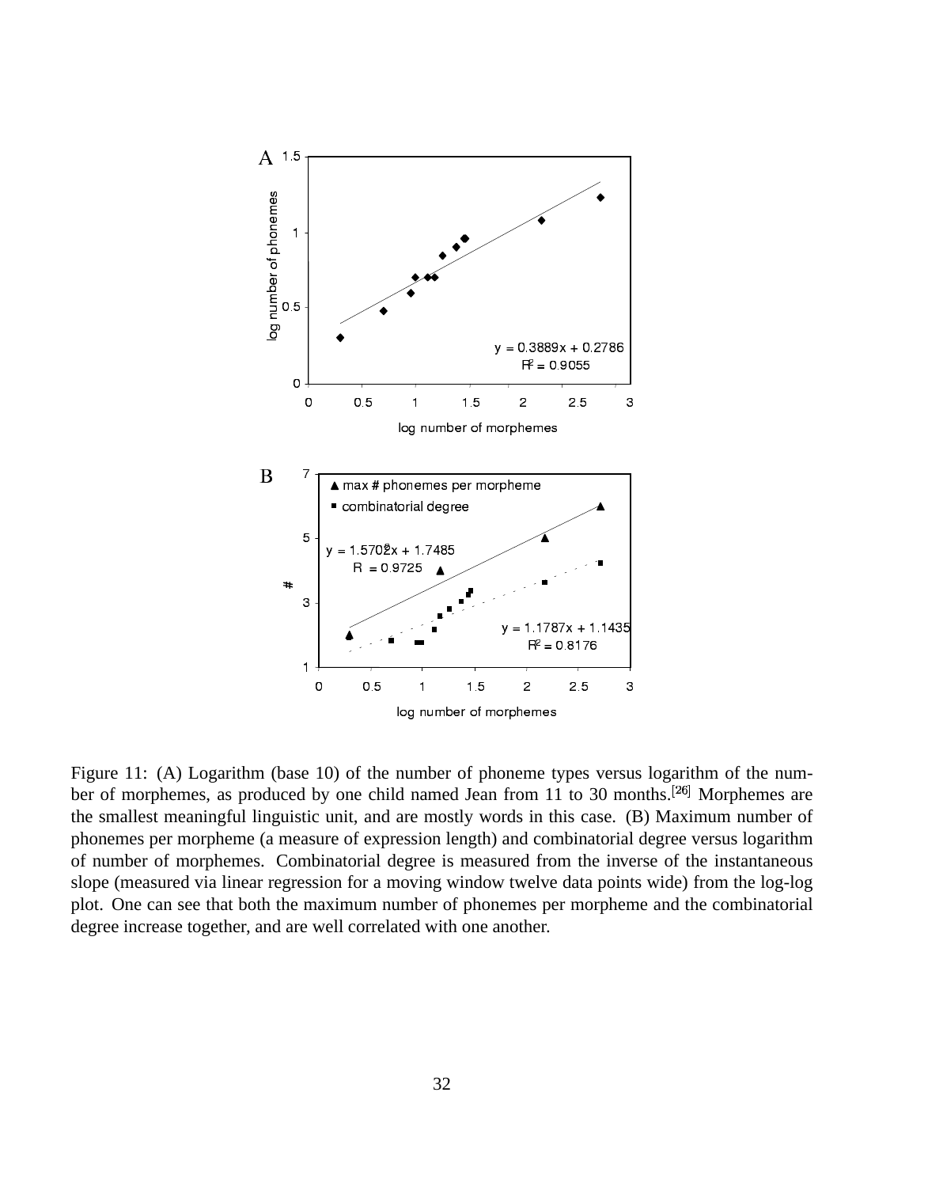Figure 11: (A) Logarithm (base 10) of the number of phoneme types versus logarithm of the number of morphemes, as produced by one child named Jean from 11 to 30 months.[26] Morphemes are the smallest meaningful linguistic unit, and are mostly words in this case. (B) Maximum number of phonemes per morpheme (a measure of expression length) and combinatorial degree versus logarithm of number of morphemes. Combinatorial degree is measured from the inverse of the instantaneous slope (measured via linear regression for a moving window twelve data points wide) from the log-log plot. One can see that both the maximum number of phonemes per morpheme and the combinatorial degree increase together, and are well correlated with one another.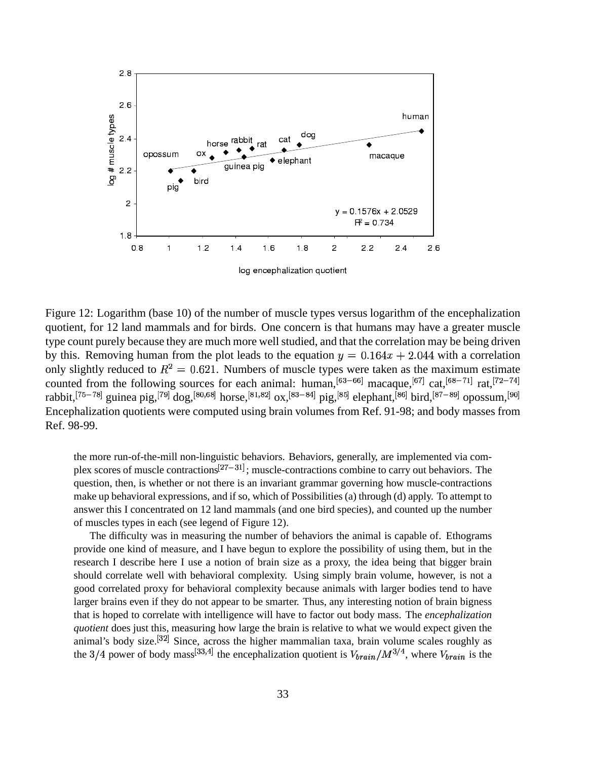Figure 12: Logarithm (base 10) of the number of muscle types versus logarithm of the encephalization quotient, for 12 land mammals and for birds. One concern is that humans may have a greater muscle type count purely because they are much more well studied, and that the correlation may be being driven by this. Removing human from the plot leads to the equation $y = 0.164x + 2.044$ with a correlation only slightly reduced to $R^2 = 0.621$. Numbers of muscle types were taken as the maximum estimate counted from the following sources for each animal: human,[63–66] macaque,[67] cat,[68–71] rat,[72–74] rabbit,[75–78] guinea pig,[79] dog,[80,68] horse,[81,82] ox,[83–84] pig,[85] elephant,[86] bird,[87–89] opossum,[90] Encephalization quotients were computed using brain volumes from Ref. 91-98; and body masses from Ref. 98-99.

the more run-of-the-mill non-linguistic behaviors. Behaviors, generally, are implemented via complex scores of muscle contractions[27–31]; muscle-contractions combine to carry out behaviors. The question, then, is whether or not there is an invariant grammar governing how muscle-contractions make up behavioral expressions, and if so, which of Possibilities (a) through (d) apply. To attempt to answer this I concentrated on 12 land mammals (and one bird species), and counted up the number of muscles types in each (see legend of Figure 12).

The difficulty was in measuring the number of behaviors the animal is capable of. Ethograms provide one kind of measure, and I have begun to explore the possibility of using them, but in the research I describe here I use a notion of brain size as a proxy, the idea being that bigger brain should correlate well with behavioral complexity. Using simply brain volume, however, is not a good correlated proxy for behavioral complexity because animals with larger bodies tend to have larger brains even if they do not appear to be smarter. Thus, any interesting notion of brain bigness that is hoped to correlate with intelligence will have to factor out body mass. The *encephalization quotient* does just this, measuring how large the brain is relative to what we would expect given the animal's body size.[32] Since, across the higher mammalian taxa, brain volume scales roughly as the $3/4$ power of body mass[33,4] the encephalization quotient is $V_{brain}/M^{3/4}$, where $V_{brain}$ is the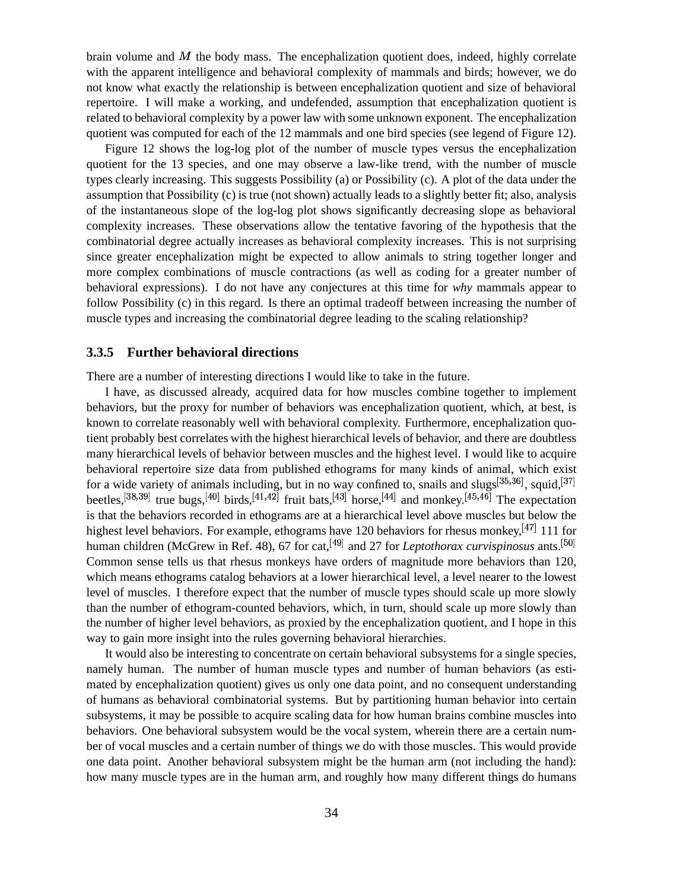brain volume and $M$ the body mass. The encephalization quotient does, indeed, highly correlate with the apparent intelligence and behavioral complexity of mammals and birds; however, we do not know what exactly the relationship is between encephalization quotient and size of behavioral repertoire. I will make a working, and undefended, assumption that encephalization quotient is related to behavioral complexity by a power law with some unknown exponent. The encephalization quotient was computed for each of the 12 mammals and one bird species (see legend of Figure 12).

Figure 12 shows the log-log plot of the number of muscle types versus the encephalization quotient for the 13 species, and one may observe a law-like trend, with the number of muscle types clearly increasing. This suggests Possibility (a) or Possibility (c). A plot of the data under the assumption that Possibility (c) is true (not shown) actually leads to a slightly better fit; also, analysis of the instantaneous slope of the log-log plot shows significantly decreasing slope as behavioral complexity increases. These observations allow the tentative favoring of the hypothesis that the combinatorial degree actually increases as behavioral complexity increases. This is not surprising since greater encephalization might be expected to allow animals to string together longer and more complex combinations of muscle contractions (as well as coding for a greater number of behavioral expressions). I do not have any conjectures at this time for *why* mammals appear to follow Possibility (c) in this regard. Is there an optimal tradeoff between increasing the number of muscle types and increasing the combinatorial degree leading to the scaling relationship?

### 3.3.5 Further behavioral directions

There are a number of interesting directions I would like to take in the future.

I have, as discussed already, acquired data for how muscles combine together to implement behaviors, but the proxy for number of behaviors was encephalization quotient, which, at best, is known to correlate reasonably well with behavioral complexity. Furthermore, encephalization quotient probably best correlates with the highest hierarchical levels of behavior, and there are doubtless many hierarchical levels of behavior between muscles and the highest level. I would like to acquire behavioral repertoire size data from published ethograms for many kinds of animal, which exist for a wide variety of animals including, but in no way confined to, snails and slugs[35,36], squid,[37] beetles,[38,39] true bugs,[40] birds,[41,42] fruit bats,[43] horse,[44] and monkey.[45,46] The expectation is that the behaviors recorded in ethograms are at a hierarchical level above muscles but below the highest level behaviors. For example, ethograms have 120 behaviors for rhesus monkey,[47] 111 for human children (McGrew in Ref. 48), 67 for cat,[49] and 27 for *Leptothorax curvispinosus* ants.[50] Common sense tells us that rhesus monkeys have orders of magnitude more behaviors than 120, which means ethograms catalog behaviors at a lower hierarchical level, a level nearer to the lowest level of muscles. I therefore expect that the number of muscle types should scale up more slowly than the number of ethogram-counted behaviors, which, in turn, should scale up more slowly than the number of higher level behaviors, as proxied by the encephalization quotient, and I hope in this way to gain more insight into the rules governing behavioral hierarchies.

It would also be interesting to concentrate on certain behavioral subsystems for a single species, namely human. The number of human muscle types and number of human behaviors (as estimated by encephalization quotient) gives us only one data point, and no consequent understanding of humans as behavioral combinatorial systems. But by partitioning human behavior into certain subsystems, it may be possible to acquire scaling data for how human brains combine muscles into behaviors. One behavioral subsystem would be the vocal system, wherein there are a certain number of vocal muscles and a certain number of things we do with those muscles. This would provide one data point. Another behavioral subsystem might be the human arm (not including the hand): how many muscle types are in the human arm, and roughly how many different things do humans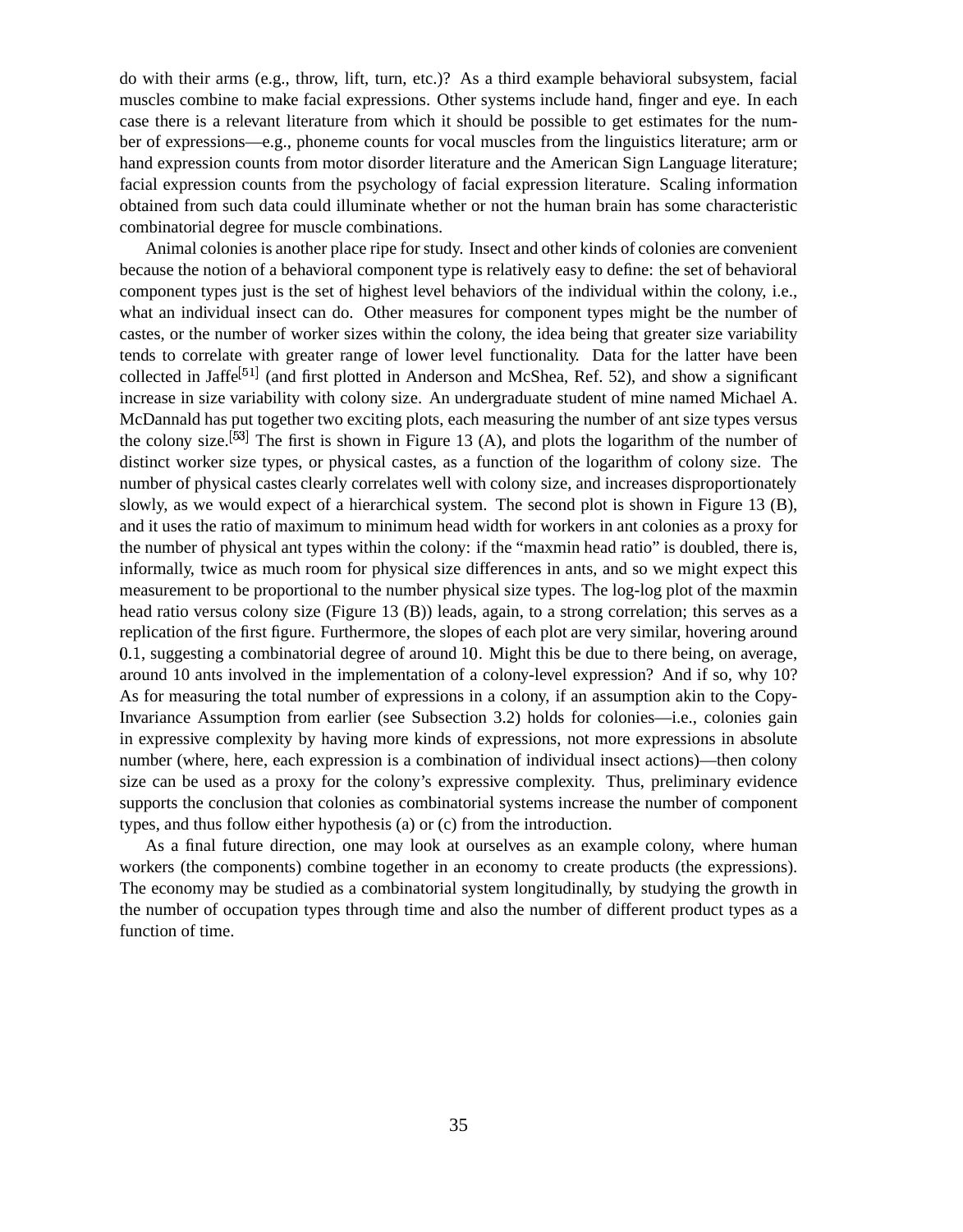do with their arms (e.g., throw, lift, turn, etc.)? As a third example behavioral subsystem, facial muscles combine to make facial expressions. Other systems include hand, finger and eye. In each case there is a relevant literature from which it should be possible to get estimates for the number of expressions—e.g., phoneme counts for vocal muscles from the linguistics literature; arm or hand expression counts from motor disorder literature and the American Sign Language literature; facial expression counts from the psychology of facial expression literature. Scaling information obtained from such data could illuminate whether or not the human brain has some characteristic combinatorial degree for muscle combinations.

Animal colonies is another place ripe for study. Insect and other kinds of colonies are convenient because the notion of a behavioral component type is relatively easy to define: the set of behavioral component types just is the set of highest level behaviors of the individual within the colony, i.e., what an individual insect can do. Other measures for component types might be the number of castes, or the number of worker sizes within the colony, the idea being that greater size variability tends to correlate with greater range of lower level functionality. Data for the latter have been collected in Jaffe[51] (and first plotted in Anderson and McShea, Ref. 52), and show a significant increase in size variability with colony size. An undergraduate student of mine named Michael A. McDannald has put together two exciting plots, each measuring the number of ant size types versus the colony size.[53] The first is shown in Figure 13 (A), and plots the logarithm of the number of distinct worker size types, or physical castes, as a function of the logarithm of colony size. The number of physical castes clearly correlates well with colony size, and increases disproportionately slowly, as we would expect of a hierarchical system. The second plot is shown in Figure 13 (B), and it uses the ratio of maximum to minimum head width for workers in ant colonies as a proxy for the number of physical ant types within the colony: if the "maxmin head ratio" is doubled, there is, informally, twice as much room for physical size differences in ants, and so we might expect this measurement to be proportional to the number physical size types. The log-log plot of the maxmin head ratio versus colony size (Figure 13 (B)) leads, again, to a strong correlation; this serves as a replication of the first figure. Furthermore, the slopes of each plot are very similar, hovering around $0.1$, suggesting a combinatorial degree of around $10$. Might this be due to there being, on average, around 10 ants involved in the implementation of a colony-level expression? And if so, why 10? As for measuring the total number of expressions in a colony, if an assumption akin to the Copy-Invariance Assumption from earlier (see Subsection 3.2) holds for colonies—i.e., colonies gain in expressive complexity by having more kinds of expressions, not more expressions in absolute number (where, here, each expression is a combination of individual insect actions)—then colony size can be used as a proxy for the colony's expressive complexity. Thus, preliminary evidence supports the conclusion that colonies as combinatorial systems increase the number of component types, and thus follow either hypothesis (a) or (c) from the introduction.

As a final future direction, one may look at ourselves as an example colony, where human workers (the components) combine together in an economy to create products (the expressions). The economy may be studied as a combinatorial system longitudinally, by studying the growth in the number of occupation types through time and also the number of different product types as a function of time.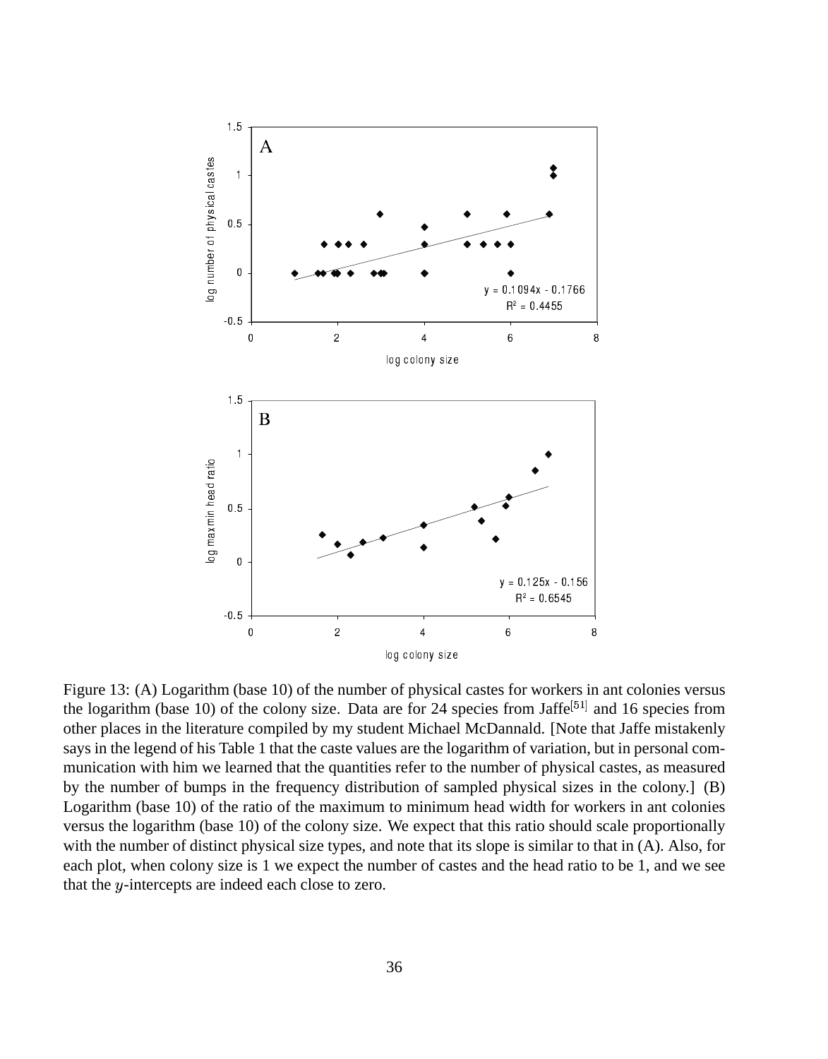Figure 13: (A) Logarithm (base 10) of the number of physical castes for workers in ant colonies versus the logarithm (base 10) of the colony size. Data are for 24 species from Jaffe[51] and 16 species from other places in the literature compiled by my student Michael McDannald. [Note that Jaffe mistakenly says in the legend of his Table 1 that the caste values are the logarithm of variation, but in personal communication with him we learned that the quantities refer to the number of physical castes, as measured by the number of bumps in the frequency distribution of sampled physical sizes in the colony.] (B) Logarithm (base 10) of the ratio of the maximum to minimum head width for workers in ant colonies versus the logarithm (base 10) of the colony size. We expect that this ratio should scale proportionally with the number of distinct physical size types, and note that its slope is similar to that in (A). Also, for each plot, when colony size is 1 we expect the number of castes and the head ratio to be 1, and we see that the $y$-intercepts are indeed each close to zero.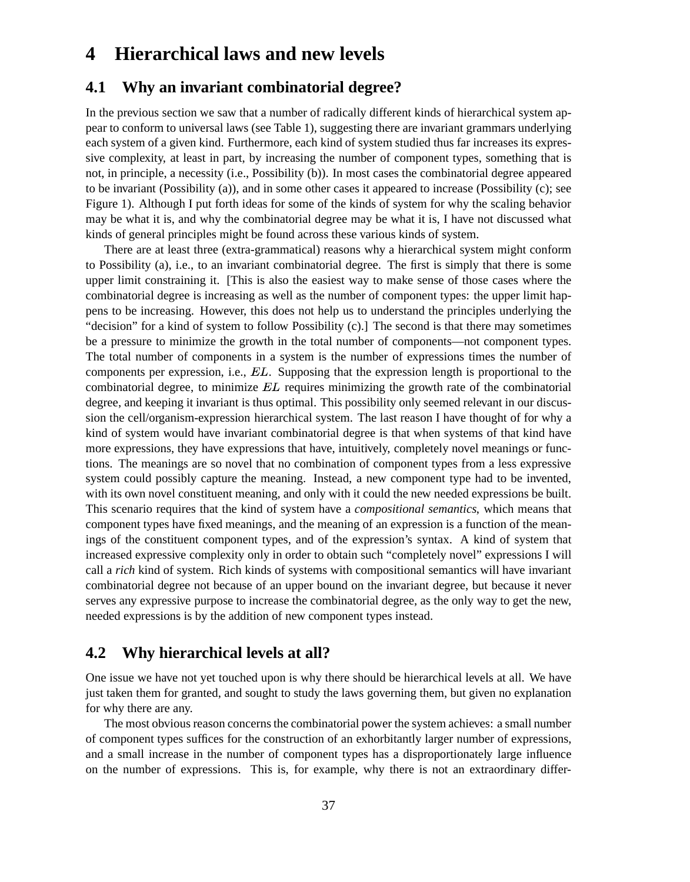# 4 Hierarchical laws and new levels

## 4.1 Why an invariant combinatorial degree?

In the previous section we saw that a number of radically different kinds of hierarchical system appear to conform to universal laws (see Table 1), suggesting there are invariant grammars underlying each system of a given kind. Furthermore, each kind of system studied thus far increases its expressive complexity, at least in part, by increasing the number of component types, something that is not, in principle, a necessity (i.e., Possibility (b)). In most cases the combinatorial degree appeared to be invariant (Possibility (a)), and in some other cases it appeared to increase (Possibility (c); see Figure 1). Although I put forth ideas for some of the kinds of system for why the scaling behavior may be what it is, and why the combinatorial degree may be what it is, I have not discussed what kinds of general principles might be found across these various kinds of system.

There are at least three (extra-grammatical) reasons why a hierarchical system might conform to Possibility (a), i.e., to an invariant combinatorial degree. The first is simply that there is some upper limit constraining it. [This is also the easiest way to make sense of those cases where the combinatorial degree is increasing as well as the number of component types: the upper limit happens to be increasing. However, this does not help us to understand the principles underlying the "decision" for a kind of system to follow Possibility (c).] The second is that there may sometimes be a pressure to minimize the growth in the total number of components—not component types. The total number of components in a system is the number of expressions times the number of components per expression, i.e., $EL$. Supposing that the expression length is proportional to the combinatorial degree, to minimize $EL$ requires minimizing the growth rate of the combinatorial degree, and keeping it invariant is thus optimal. This possibility only seemed relevant in our discussion the cell/organism-expression hierarchical system. The last reason I have thought of for why a kind of system would have invariant combinatorial degree is that when systems of that kind have more expressions, they have expressions that have, intuitively, completely novel meanings or functions. The meanings are so novel that no combination of component types from a less expressive system could possibly capture the meaning. Instead, a new component type had to be invented, with its own novel constituent meaning, and only with it could the new needed expressions be built. This scenario requires that the kind of system have a *compositional semantics*, which means that component types have fixed meanings, and the meaning of an expression is a function of the meanings of the constituent component types, and of the expression's syntax. A kind of system that increased expressive complexity only in order to obtain such "completely novel" expressions I will call a *rich* kind of system. Rich kinds of systems with compositional semantics will have invariant combinatorial degree not because of an upper bound on the invariant degree, but because it never serves any expressive purpose to increase the combinatorial degree, as the only way to get the new, needed expressions is by the addition of new component types instead.

## 4.2 Why hierarchical levels at all?

One issue we have not yet touched upon is why there should be hierarchical levels at all. We have just taken them for granted, and sought to study the laws governing them, but given no explanation for why there are any.

The most obvious reason concerns the combinatorial power the system achieves: a small number of component types suffices for the construction of an exhorbitantly larger number of expressions, and a small increase in the number of component types has a disproportionately large influence on the number of expressions. This is, for example, why there is not an extraordinary differ-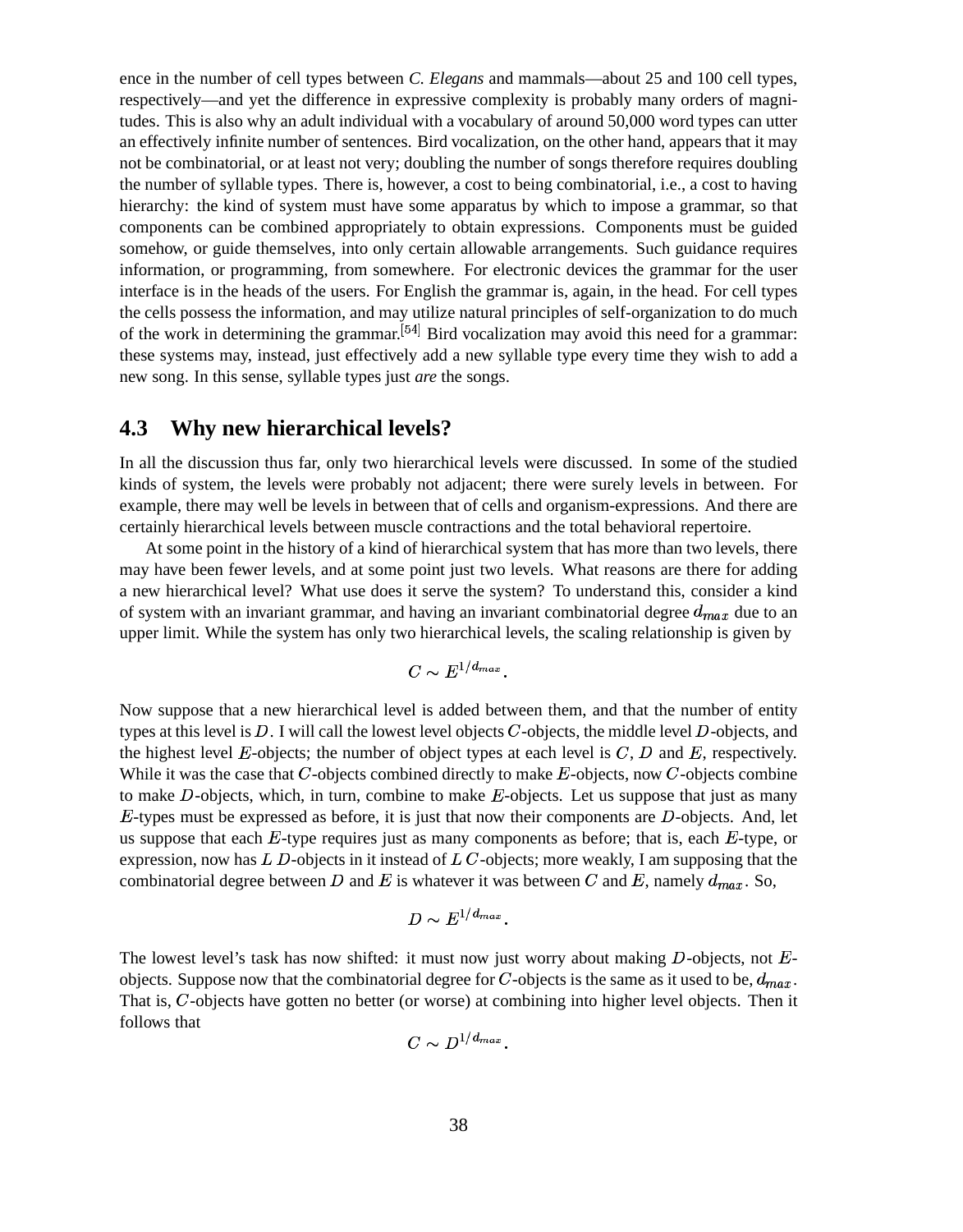ence in the number of cell types between *C. Elegans* and mammals—about 25 and 100 cell types, respectively—and yet the difference in expressive complexity is probably many orders of magnitudes. This is also why an adult individual with a vocabulary of around 50,000 word types can utter an effectively infinite number of sentences. Bird vocalization, on the other hand, appears that it may not be combinatorial, or at least not very; doubling the number of songs therefore requires doubling the number of syllable types. There is, however, a cost to being combinatorial, i.e., a cost to having hierarchy: the kind of system must have some apparatus by which to impose a grammar, so that components can be combined appropriately to obtain expressions. Components must be guided somehow, or guide themselves, into only certain allowable arrangements. Such guidance requires information, or programming, from somewhere. For electronic devices the grammar for the user interface is in the heads of the users. For English the grammar is, again, in the head. For cell types the cells possess the information, and may utilize natural principles of self-organization to do much of the work in determining the grammar.[54] Bird vocalization may avoid this need for a grammar: these systems may, instead, just effectively add a new syllable type every time they wish to add a new song. In this sense, syllable types just *are* the songs.

## 4.3 Why new hierarchical levels?

In all the discussion thus far, only two hierarchical levels were discussed. In some of the studied kinds of system, the levels were probably not adjacent; there were surely levels in between. For example, there may well be levels in between that of cells and organism-expressions. And there are certainly hierarchical levels between muscle contractions and the total behavioral repertoire.

At some point in the history of a kind of hierarchical system that has more than two levels, there may have been fewer levels, and at some point just two levels. What reasons are there for adding a new hierarchical level? What use does it serve the system? To understand this, consider a kind of system with an invariant grammar, and having an invariant combinatorial degree $d_{max}$ due to an upper limit. While the system has only two hierarchical levels, the scaling relationship is given by

$$C \sim E^{1/d_{max}}.$$

Now suppose that a new hierarchical level is added between them, and that the number of entity types at this level is $D$. I will call the lowest level objects $C$-objects, the middle level $D$-objects, and the highest level $E$-objects; the number of object types at each level is $C$, $D$ and $E$, respectively. While it was the case that $C$-objects combined directly to make $E$-objects, now $C$-objects combine to make $D$-objects, which, in turn, combine to make $E$-objects. Let us suppose that just as many $E$-types must be expressed as before, it is just that now their components are $D$-objects. And, let us suppose that each $E$-type requires just as many components as before; that is, each $E$-type, or expression, now has $L$ $D$-objects in it instead of $L$ $C$-objects; more weakly, I am supposing that the combinatorial degree between $D$ and $E$ is whatever it was between $C$ and $E$, namely $d_{max}$. So,

$$D \sim E^{1/d_{max}}.$$

The lowest level's task has now shifted: it must now just worry about making $D$-objects, not $E$-objects. Suppose now that the combinatorial degree for $C$-objects is the same as it used to be, $d_{max}$. That is, $C$-objects have gotten no better (or worse) at combining into higher level objects. Then it follows that

$$C \sim D^{1/d_{max}}.$$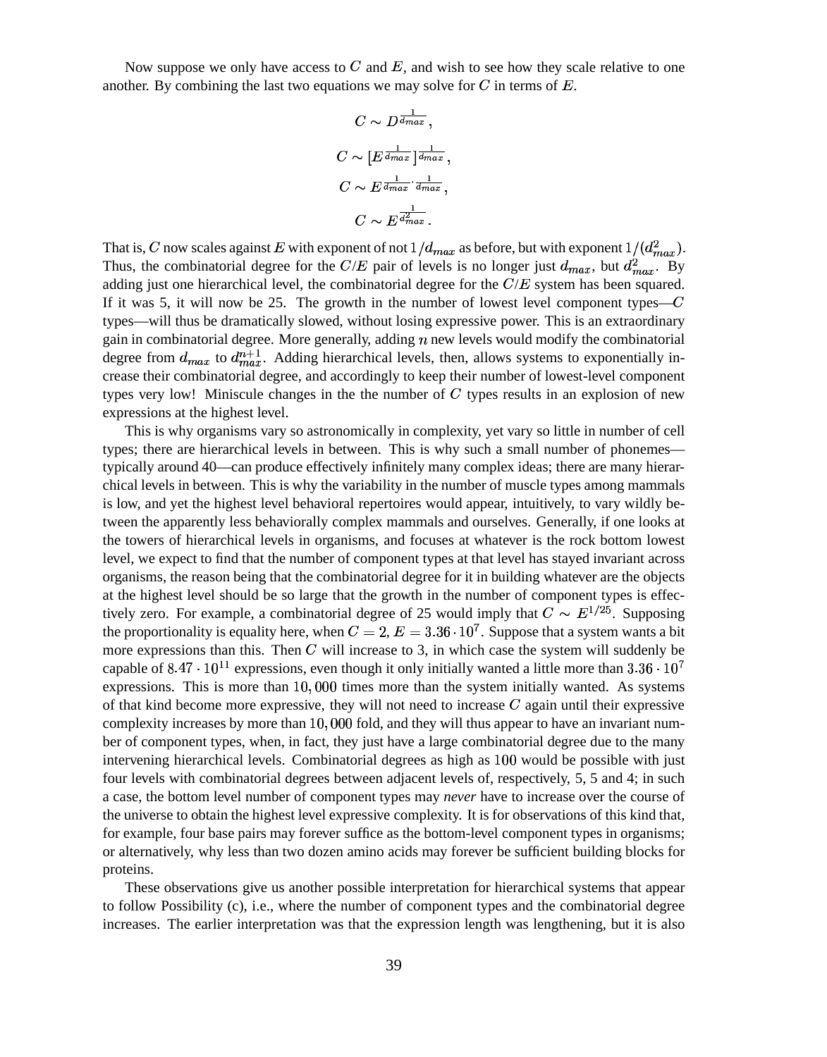Now suppose we only have access to $C$ and $E$, and wish to see how they scale relative to one another. By combining the last two equations we may solve for $C$ in terms of $E$.

$$C \sim D^{\frac{1}{d_{max}}},$$

$$C \sim [E^{\frac{1}{d_{max}}}]^{\frac{1}{d_{max}}},$$

$$C \sim E^{\frac{1}{d_{max}} \cdot \frac{1}{d_{max}}},$$

$$C \sim E^{\frac{1}{d_{max}^2}}.$$

That is, $C$ now scales against $E$ with exponent of not $1/d_{max}$ as before, but with exponent $1/(d_{max}^2)$. Thus, the combinatorial degree for the $C/E$ pair of levels is no longer just $d_{max}$, but $d_{max}^2$. By adding just one hierarchical level, the combinatorial degree for the $C/E$ system has been squared. If it was 5, it will now be 25. The growth in the number of lowest level component types—$C$ types—will thus be dramatically slowed, without losing expressive power. This is an extraordinary gain in combinatorial degree. More generally, adding $n$ new levels would modify the combinatorial degree from $d_{max}$ to $d_{max}^{n+1}$. Adding hierarchical levels, then, allows systems to exponentially increase their combinatorial degree, and accordingly to keep their number of lowest-level component types very low! Miniscule changes in the the number of $C$ types results in an explosion of new expressions at the highest level.

This is why organisms vary so astronomically in complexity, yet vary so little in number of cell types; there are hierarchical levels in between. This is why such a small number of phonemes—typically around 40—can produce effectively infinitely many complex ideas; there are many hierarchical levels in between. This is why the variability in the number of muscle types among mammals is low, and yet the highest level behavioral repertoires would appear, intuitively, to vary wildly between the apparently less behaviorally complex mammals and ourselves. Generally, if one looks at the towers of hierarchical levels in organisms, and focuses at whatever is the rock bottom lowest level, we expect to find that the number of component types at that level has stayed invariant across organisms, the reason being that the combinatorial degree for it in building whatever are the objects at the highest level should be so large that the growth in the number of component types is effectively zero. For example, a combinatorial degree of 25 would imply that $C \sim E^{1/25}$. Supposing the proportionality is equality here, when $C = 2$, $E = 3.36 \cdot 10^7$. Suppose that a system wants a bit more expressions than this. Then $C$ will increase to 3, in which case the system will suddenly be capable of $8.47 \cdot 10^{11}$ expressions, even though it only initially wanted a little more than $3.36 \cdot 10^7$ expressions. This is more than $10,000$ times more than the system initially wanted. As systems of that kind become more expressive, they will not need to increase $C$ again until their expressive complexity increases by more than $10,000$ fold, and they will thus appear to have an invariant number of component types, when, in fact, they just have a large combinatorial degree due to the many intervening hierarchical levels. Combinatorial degrees as high as $100$ would be possible with just four levels with combinatorial degrees between adjacent levels of, respectively, 5, 5 and 4; in such a case, the bottom level number of component types may *never* have to increase over the course of the universe to obtain the highest level expressive complexity. It is for observations of this kind that, for example, four base pairs may forever suffice as the bottom-level component types in organisms; or alternatively, why less than two dozen amino acids may forever be sufficient building blocks for proteins.

These observations give us another possible interpretation for hierarchical systems that appear to follow Possibility (c), i.e., where the number of component types and the combinatorial degree increases. The earlier interpretation was that the expression length was lengthening, but it is also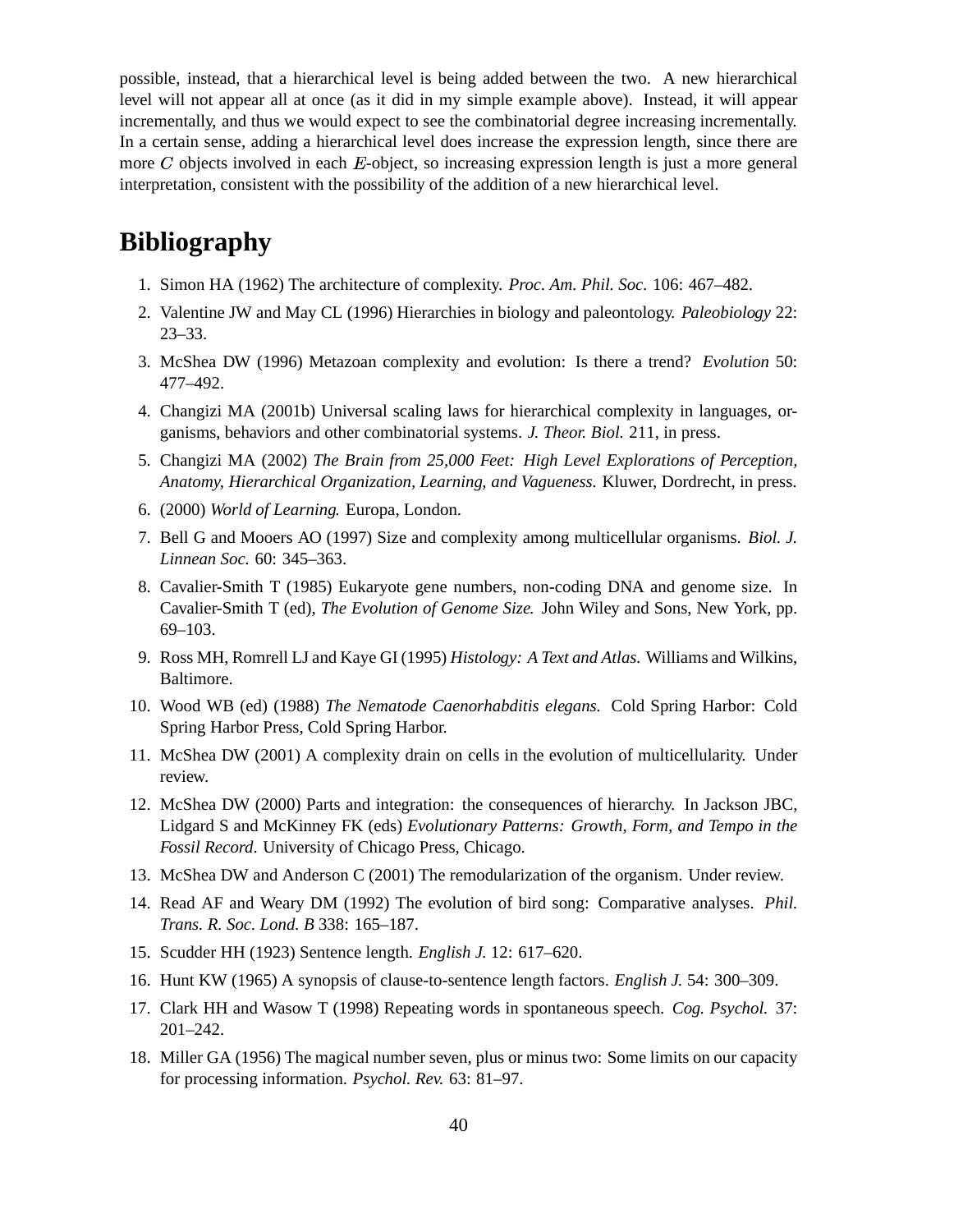possible, instead, that a hierarchical level is being added between the two. A new hierarchical level will not appear all at once (as it did in my simple example above). Instead, it will appear incrementally, and thus we would expect to see the combinatorial degree increasing incrementally. In a certain sense, adding a hierarchical level does increase the expression length, since there are more $C$ objects involved in each $E$-object, so increasing expression length is just a more general interpretation, consistent with the possibility of the addition of a new hierarchical level.

# Bibliography

1. Simon HA (1962) The architecture of complexity. *Proc. Am. Phil. Soc.* 106: 467–482.
2. Valentine JW and May CL (1996) Hierarchies in biology and paleontology. *Paleobiology* 22: 23–33.
3. McShea DW (1996) Metazoan complexity and evolution: Is there a trend? *Evolution* 50: 477–492.
4. Changizi MA (2001b) Universal scaling laws for hierarchical complexity in languages, organisms, behaviors and other combinatorial systems. *J. Theor. Biol.* 211, in press.
5. Changizi MA (2002) *The Brain from 25,000 Feet: High Level Explorations of Perception, Anatomy, Hierarchical Organization, Learning, and Vagueness.* Kluwer, Dordrecht, in press.
6. (2000) *World of Learning.* Europa, London.
7. Bell G and Mooers AO (1997) Size and complexity among multicellular organisms. *Biol. J. Linnean Soc.* 60: 345–363.
8. Cavalier-Smith T (1985) Eukaryote gene numbers, non-coding DNA and genome size. In Cavalier-Smith T (ed), *The Evolution of Genome Size.* John Wiley and Sons, New York, pp. 69–103.
9. Ross MH, Romrell LJ and Kaye GI (1995) *Histology: A Text and Atlas.* Williams and Wilkins, Baltimore.
10. Wood WB (ed) (1988) *The Nematode Caenorhabditis elegans.* Cold Spring Harbor: Cold Spring Harbor Press, Cold Spring Harbor.
11. McShea DW (2001) A complexity drain on cells in the evolution of multicellularity. Under review.
12. McShea DW (2000) Parts and integration: the consequences of hierarchy. In Jackson JBC, Lidgard S and McKinney FK (eds) *Evolutionary Patterns: Growth, Form, and Tempo in the Fossil Record*. University of Chicago Press, Chicago.
13. McShea DW and Anderson C (2001) The remodularization of the organism. Under review.
14. Read AF and Weary DM (1992) The evolution of bird song: Comparative analyses. *Phil. Trans. R. Soc. Lond. B* 338: 165–187.
15. Scudder HH (1923) Sentence length. *English J.* 12: 617–620.
16. Hunt KW (1965) A synopsis of clause-to-sentence length factors. *English J.* 54: 300–309.
17. Clark HH and Wasow T (1998) Repeating words in spontaneous speech. *Cog. Psychol.* 37: 201–242.
18. Miller GA (1956) The magical number seven, plus or minus two: Some limits on our capacity for processing information. *Psychol. Rev.* 63: 81–97.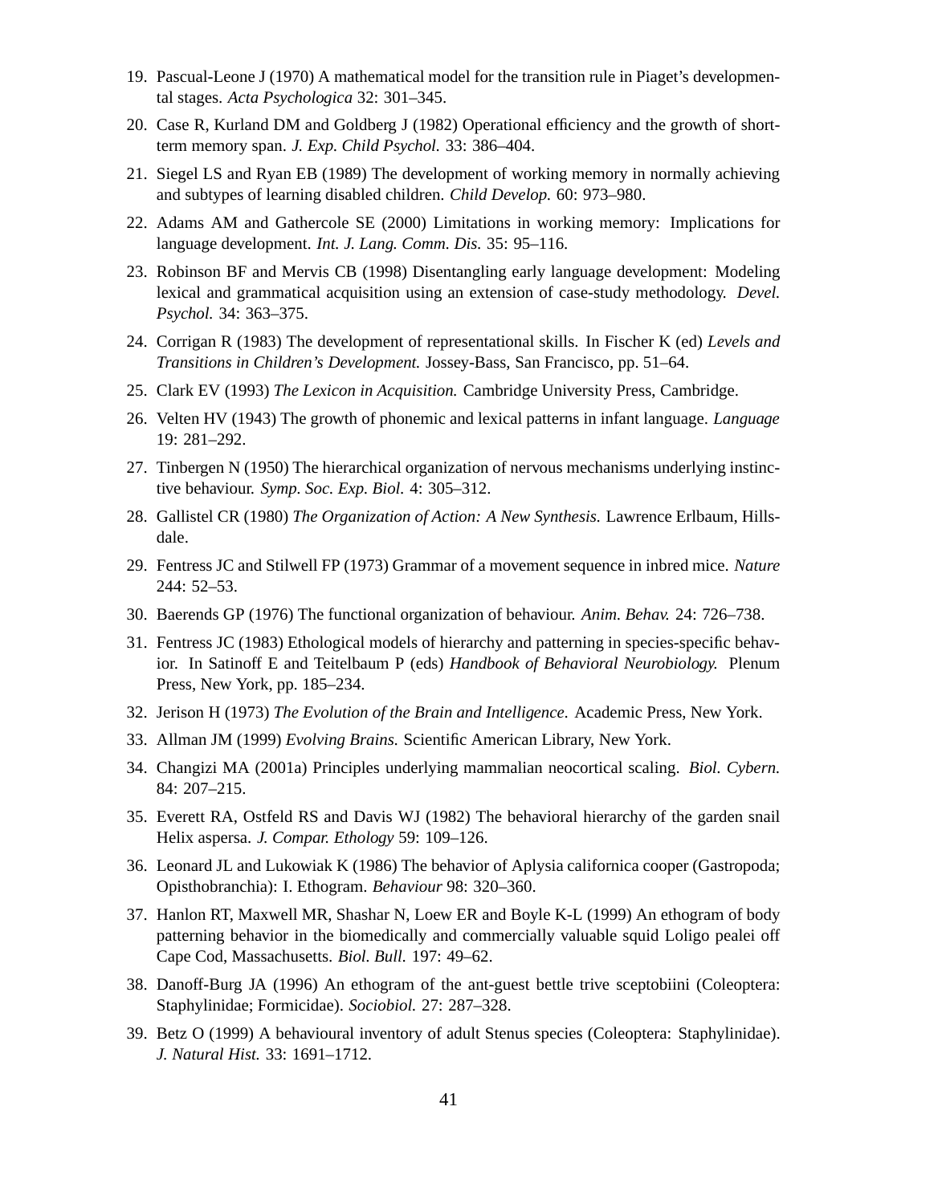19. Pascual-Leone J (1970) A mathematical model for the transition rule in Piaget's developmental stages. *Acta Psychologica* 32: 301–345.
20. Case R, Kurland DM and Goldberg J (1982) Operational efficiency and the growth of short-term memory span. *J. Exp. Child Psychol.* 33: 386–404.
21. Siegel LS and Ryan EB (1989) The development of working memory in normally achieving and subtypes of learning disabled children. *Child Develop.* 60: 973–980.
22. Adams AM and Gathercole SE (2000) Limitations in working memory: Implications for language development. *Int. J. Lang. Comm. Dis.* 35: 95–116.
23. Robinson BF and Mervis CB (1998) Disentangling early language development: Modeling lexical and grammatical acquisition using an extension of case-study methodology. *Devel. Psychol.* 34: 363–375.
24. Corrigan R (1983) The development of representational skills. In Fischer K (ed) *Levels and Transitions in Children's Development.* Jossey-Bass, San Francisco, pp. 51–64.
25. Clark EV (1993) *The Lexicon in Acquisition.* Cambridge University Press, Cambridge.
26. Velten HV (1943) The growth of phonemic and lexical patterns in infant language. *Language* 19: 281–292.
27. Tinbergen N (1950) The hierarchical organization of nervous mechanisms underlying instinctive behaviour. *Symp. Soc. Exp. Biol.* 4: 305–312.
28. Gallistel CR (1980) *The Organization of Action: A New Synthesis.* Lawrence Erlbaum, Hillsdale.
29. Fentress JC and Stilwell FP (1973) Grammar of a movement sequence in inbred mice. *Nature* 244: 52–53.
30. Baerends GP (1976) The functional organization of behaviour. *Anim. Behav.* 24: 726–738.
31. Fentress JC (1983) Ethological models of hierarchy and patterning in species-specific behavior. In Satinoff E and Teitelbaum P (eds) *Handbook of Behavioral Neurobiology.* Plenum Press, New York, pp. 185–234.
32. Jerison H (1973) *The Evolution of the Brain and Intelligence.* Academic Press, New York.
33. Allman JM (1999) *Evolving Brains.* Scientific American Library, New York.
34. Changizi MA (2001a) Principles underlying mammalian neocortical scaling. *Biol. Cybern.* 84: 207–215.
35. Everett RA, Ostfeld RS and Davis WJ (1982) The behavioral hierarchy of the garden snail Helix aspersa. *J. Compar. Ethology* 59: 109–126.
36. Leonard JL and Lukowiak K (1986) The behavior of Aplysia californica cooper (Gastropoda; Opisthobranchia): I. Ethogram. *Behaviour* 98: 320–360.
37. Hanlon RT, Maxwell MR, Shashar N, Loew ER and Boyle K-L (1999) An ethogram of body patterning behavior in the biomedically and commercially valuable squid Loligo pealei off Cape Cod, Massachusetts. *Biol. Bull.* 197: 49–62.
38. Danoff-Burg JA (1996) An ethogram of the ant-guest bettle trive sceptobiini (Coleoptera: Staphylinidae; Formicidae). *Sociobiol.* 27: 287–328.
39. Betz O (1999) A behavioural inventory of adult Stenus species (Coleoptera: Staphylinidae). *J. Natural Hist.* 33: 1691–1712.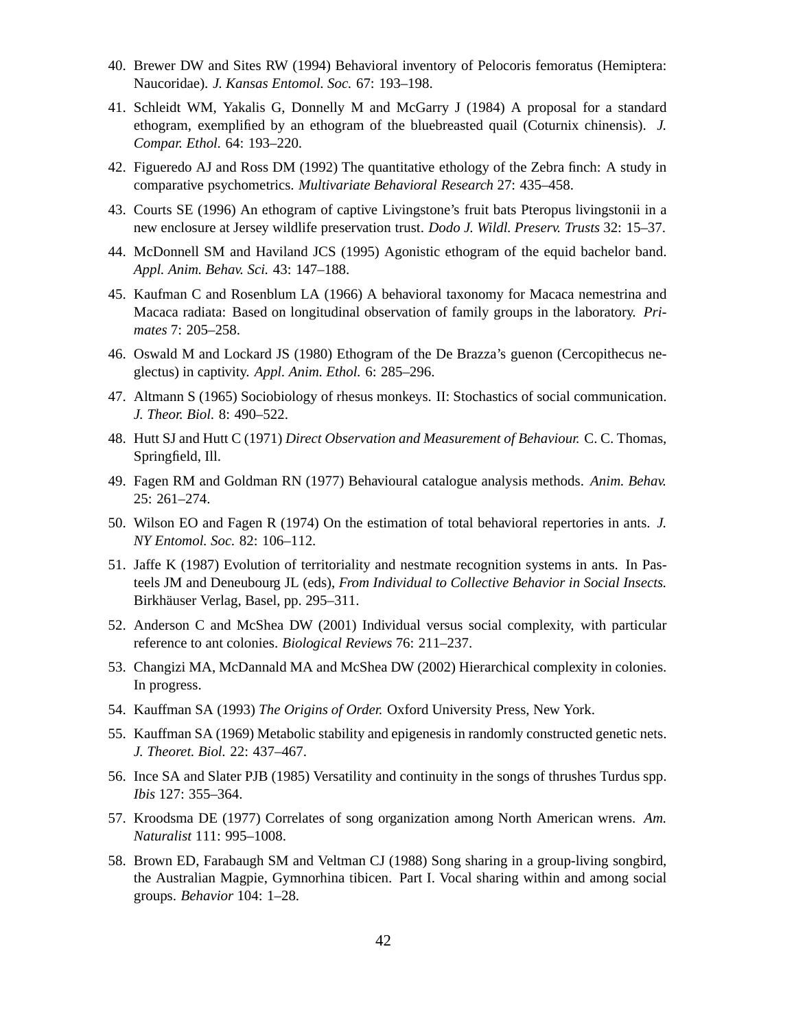40. Brewer DW and Sites RW (1994) Behavioral inventory of Pelocoris femoratus (Hemiptera: Naucoridae). *J. Kansas Entomol. Soc.* 67: 193–198.

41. Schleidt WM, Yakalis G, Donnelly M and McGarry J (1984) A proposal for a standard ethogram, exemplified by an ethogram of the bluebreasted quail (Coturnix chinensis). *J. Compar. Ethol.* 64: 193–220.

42. Figueredo AJ and Ross DM (1992) The quantitative ethology of the Zebra finch: A study in comparative psychometrics. *Multivariate Behavioral Research* 27: 435–458.

43. Courts SE (1996) An ethogram of captive Livingstone's fruit bats Pteropus livingstonii in a new enclosure at Jersey wildlife preservation trust. *Dodo J. Wildl. Preserv. Trusts* 32: 15–37.

44. McDonnell SM and Haviland JCS (1995) Agonistic ethogram of the equid bachelor band. *Appl. Anim. Behav. Sci.* 43: 147–188.

45. Kaufman C and Rosenblum LA (1966) A behavioral taxonomy for Macaca nemestrina and Macaca radiata: Based on longitudinal observation of family groups in the laboratory. *Primates* 7: 205–258.

46. Oswald M and Lockard JS (1980) Ethogram of the De Brazza's guenon (Cercopithecus neglectus) in captivity. *Appl. Anim. Ethol.* 6: 285–296.

47. Altmann S (1965) Sociobiology of rhesus monkeys. II: Stochastics of social communication. *J. Theor. Biol.* 8: 490–522.

48. Hutt SJ and Hutt C (1971) *Direct Observation and Measurement of Behaviour.* C. C. Thomas, Springfield, Ill.

49. Fagen RM and Goldman RN (1977) Behavioural catalogue analysis methods. *Anim. Behav.* 25: 261–274.

50. Wilson EO and Fagen R (1974) On the estimation of total behavioral repertories in ants. *J. NY Entomol. Soc.* 82: 106–112.

51. Jaffe K (1987) Evolution of territoriality and nestmate recognition systems in ants. In Pasteels JM and Deneubourg JL (eds), *From Individual to Collective Behavior in Social Insects.* Birkhäuser Verlag, Basel, pp. 295–311.

52. Anderson C and McShea DW (2001) Individual versus social complexity, with particular reference to ant colonies. *Biological Reviews* 76: 211–237.

53. Changizi MA, McDannald MA and McShea DW (2002) Hierarchical complexity in colonies. In progress.

54. Kauffman SA (1993) *The Origins of Order.* Oxford University Press, New York.

55. Kauffman SA (1969) Metabolic stability and epigenesis in randomly constructed genetic nets. *J. Theoret. Biol.* 22: 437–467.

56. Ince SA and Slater PJB (1985) Versatility and continuity in the songs of thrushes Turdus spp. *Ibis* 127: 355–364.

57. Kroodsma DE (1977) Correlates of song organization among North American wrens. *Am. Naturalist* 111: 995–1008.

58. Brown ED, Farabaugh SM and Veltman CJ (1988) Song sharing in a group-living songbird, the Australian Magpie, Gymnorhina tibicen. Part I. Vocal sharing within and among social groups. *Behavior* 104: 1–28.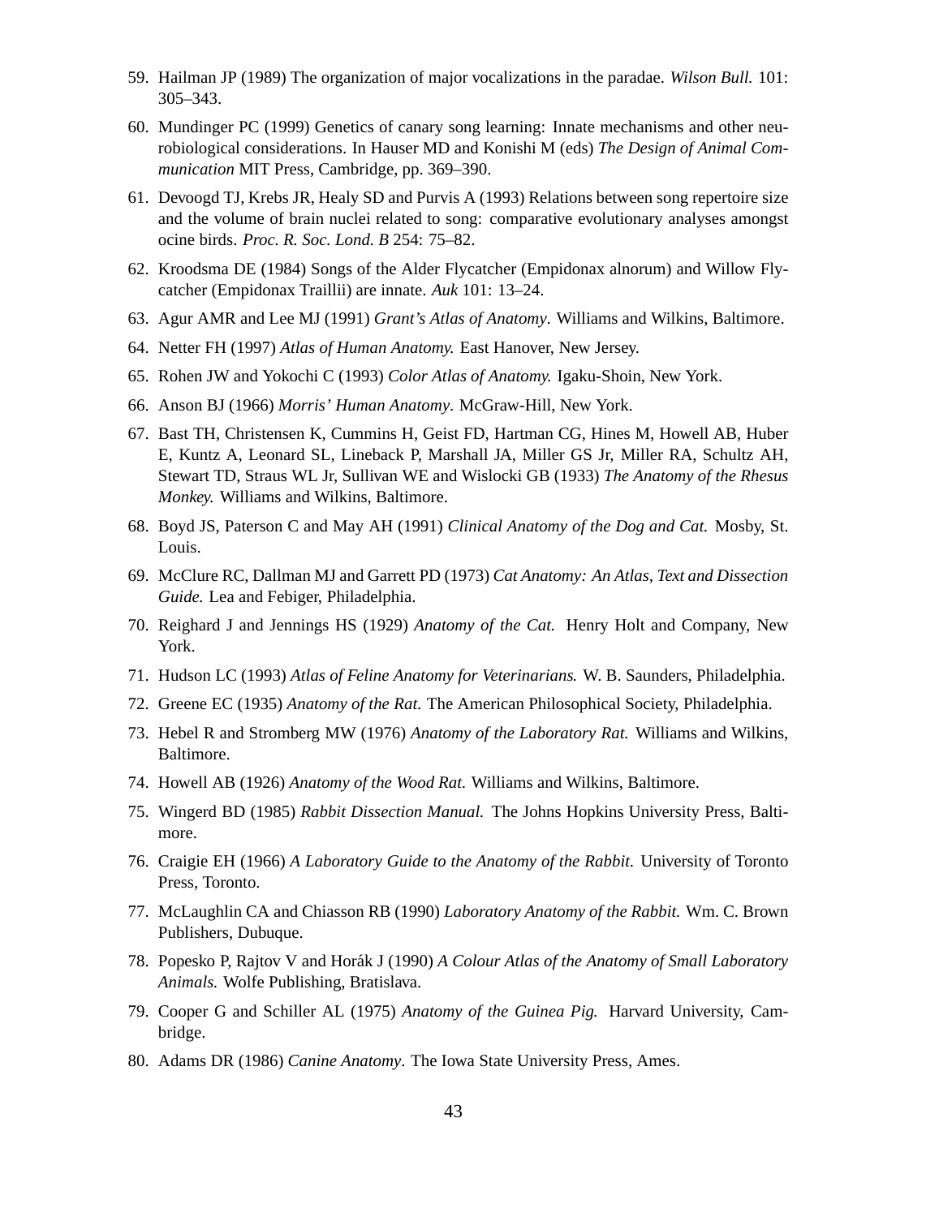59. Hailman JP (1989) The organization of major vocalizations in the paradae. *Wilson Bull.* 101: 305–343.

60. Mundinger PC (1999) Genetics of canary song learning: Innate mechanisms and other neurobiological considerations. In Hauser MD and Konishi M (eds) *The Design of Animal Communication* MIT Press, Cambridge, pp. 369–390.

61. Devoogd TJ, Krebs JR, Healy SD and Purvis A (1993) Relations between song repertoire size and the volume of brain nuclei related to song: comparative evolutionary analyses amongst ocine birds. *Proc. R. Soc. Lond. B* 254: 75–82.

62. Kroodsma DE (1984) Songs of the Alder Flycatcher (Empidonax alnorum) and Willow Flycatcher (Empidonax Traillii) are innate. *Auk* 101: 13–24.

63. Agur AMR and Lee MJ (1991) *Grant's Atlas of Anatomy*. Williams and Wilkins, Baltimore.

64. Netter FH (1997) *Atlas of Human Anatomy.* East Hanover, New Jersey.

65. Rohen JW and Yokochi C (1993) *Color Atlas of Anatomy.* Igaku-Shoin, New York.

66. Anson BJ (1966) *Morris' Human Anatomy*. McGraw-Hill, New York.

67. Bast TH, Christensen K, Cummins H, Geist FD, Hartman CG, Hines M, Howell AB, Huber E, Kuntz A, Leonard SL, Lineback P, Marshall JA, Miller GS Jr, Miller RA, Schultz AH, Stewart TD, Straus WL Jr, Sullivan WE and Wislocki GB (1933) *The Anatomy of the Rhesus Monkey.* Williams and Wilkins, Baltimore.

68. Boyd JS, Paterson C and May AH (1991) *Clinical Anatomy of the Dog and Cat.* Mosby, St. Louis.

69. McClure RC, Dallman MJ and Garrett PD (1973) *Cat Anatomy: An Atlas, Text and Dissection Guide.* Lea and Febiger, Philadelphia.

70. Reighard J and Jennings HS (1929) *Anatomy of the Cat.* Henry Holt and Company, New York.

71. Hudson LC (1993) *Atlas of Feline Anatomy for Veterinarians.* W. B. Saunders, Philadelphia.

72. Greene EC (1935) *Anatomy of the Rat.* The American Philosophical Society, Philadelphia.

73. Hebel R and Stromberg MW (1976) *Anatomy of the Laboratory Rat.* Williams and Wilkins, Baltimore.

74. Howell AB (1926) *Anatomy of the Wood Rat.* Williams and Wilkins, Baltimore.

75. Wingerd BD (1985) *Rabbit Dissection Manual.* The Johns Hopkins University Press, Baltimore.

76. Craigie EH (1966) *A Laboratory Guide to the Anatomy of the Rabbit.* University of Toronto Press, Toronto.

77. McLaughlin CA and Chiasson RB (1990) *Laboratory Anatomy of the Rabbit.* Wm. C. Brown Publishers, Dubuque.

78. Popesko P, Rajtov V and Horák J (1990) *A Colour Atlas of the Anatomy of Small Laboratory Animals.* Wolfe Publishing, Bratislava.

79. Cooper G and Schiller AL (1975) *Anatomy of the Guinea Pig.* Harvard University, Cambridge.

80. Adams DR (1986) *Canine Anatomy*. The Iowa State University Press, Ames.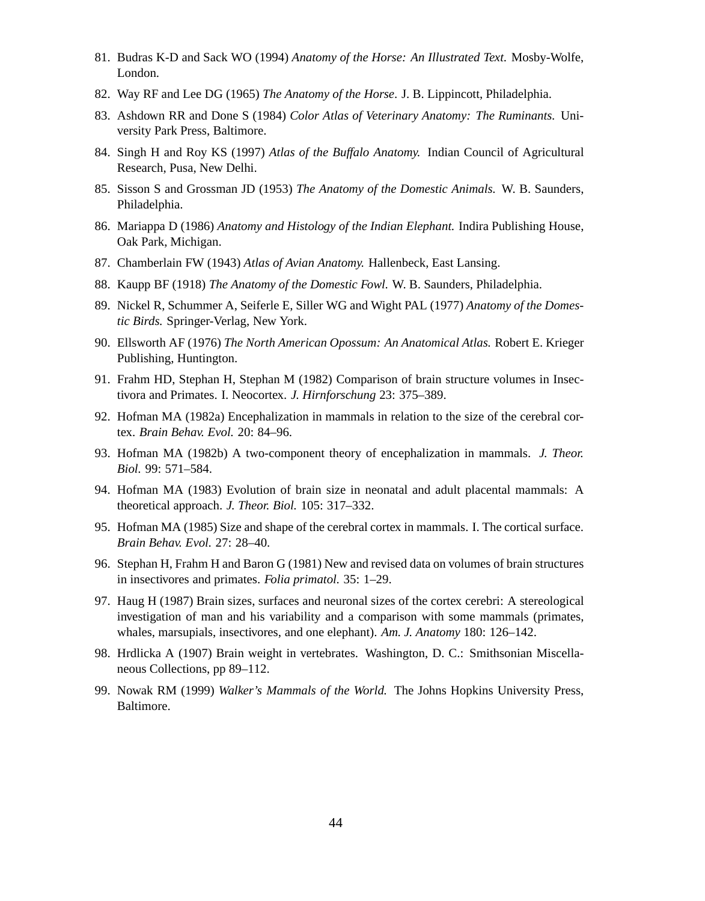81. Budras K-D and Sack WO (1994) *Anatomy of the Horse: An Illustrated Text.* Mosby-Wolfe, London.
82. Way RF and Lee DG (1965) *The Anatomy of the Horse.* J. B. Lippincott, Philadelphia.
83. Ashdown RR and Done S (1984) *Color Atlas of Veterinary Anatomy: The Ruminants.* University Park Press, Baltimore.
84. Singh H and Roy KS (1997) *Atlas of the Buffalo Anatomy.* Indian Council of Agricultural Research, Pusa, New Delhi.
85. Sisson S and Grossman JD (1953) *The Anatomy of the Domestic Animals.* W. B. Saunders, Philadelphia.
86. Mariappa D (1986) *Anatomy and Histology of the Indian Elephant.* Indira Publishing House, Oak Park, Michigan.
87. Chamberlain FW (1943) *Atlas of Avian Anatomy.* Hallenbeck, East Lansing.
88. Kaupp BF (1918) *The Anatomy of the Domestic Fowl.* W. B. Saunders, Philadelphia.
89. Nickel R, Schummer A, Seiferle E, Siller WG and Wight PAL (1977) *Anatomy of the Domestic Birds.* Springer-Verlag, New York.
90. Ellsworth AF (1976) *The North American Opossum: An Anatomical Atlas.* Robert E. Krieger Publishing, Huntington.
91. Frahm HD, Stephan H, Stephan M (1982) Comparison of brain structure volumes in Insectivora and Primates. I. Neocortex. *J. Hirnforschung* 23: 375–389.
92. Hofman MA (1982a) Encephalization in mammals in relation to the size of the cerebral cortex. *Brain Behav. Evol.* 20: 84–96.
93. Hofman MA (1982b) A two-component theory of encephalization in mammals. *J. Theor. Biol.* 99: 571–584.
94. Hofman MA (1983) Evolution of brain size in neonatal and adult placental mammals: A theoretical approach. *J. Theor. Biol.* 105: 317–332.
95. Hofman MA (1985) Size and shape of the cerebral cortex in mammals. I. The cortical surface. *Brain Behav. Evol.* 27: 28–40.
96. Stephan H, Frahm H and Baron G (1981) New and revised data on volumes of brain structures in insectivores and primates. *Folia primatol.* 35: 1–29.
97. Haug H (1987) Brain sizes, surfaces and neuronal sizes of the cortex cerebri: A stereological investigation of man and his variability and a comparison with some mammals (primates, whales, marsupials, insectivores, and one elephant). *Am. J. Anatomy* 180: 126–142.
98. Hrdlicka A (1907) Brain weight in vertebrates. Washington, D. C.: Smithsonian Miscellaneous Collections, pp 89–112.
99. Nowak RM (1999) *Walker's Mammals of the World.* The Johns Hopkins University Press, Baltimore.